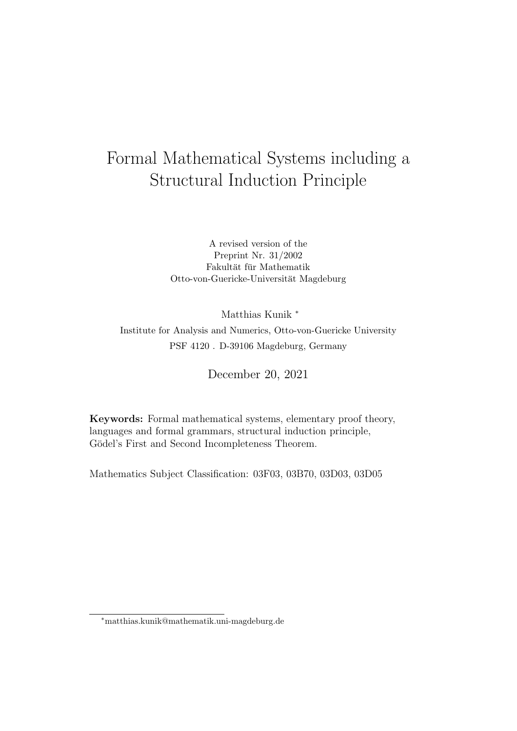# Formal Mathematical Systems including a Structural Induction Principle

A revised version of the
Preprint Nr. 31/2002
Fakultät für Mathematik
Otto-von-Guericke-Universität Magdeburg

Matthias Kunik [*]

Institute for Analysis and Numerics, Otto-von-Guericke University
PSF 4120 . D-39106 Magdeburg, Germany

December 20, 2021

**Keywords:** Formal mathematical systems, elementary proof theory, languages and formal grammars, structural induction principle, Gödel's First and Second Incompleteness Theorem.

Mathematics Subject Classification: 03F03, 03B70, 03D03, 03D05

---

[*] matthias.kunik@mathematik.uni-magdeburg.de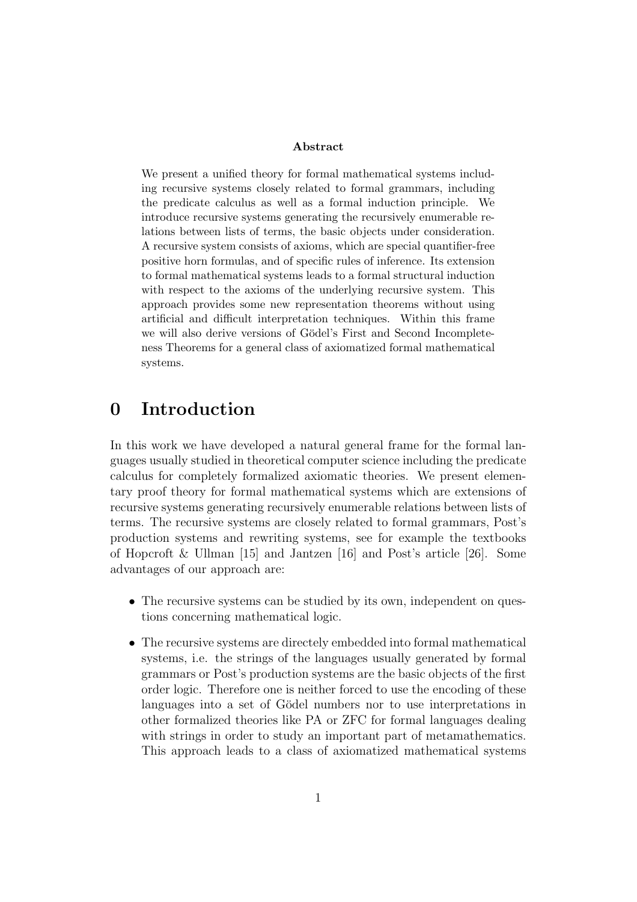**Abstract**

We present a unified theory for formal mathematical systems including recursive systems closely related to formal grammars, including the predicate calculus as well as a formal induction principle. We introduce recursive systems generating the recursively enumerable relations between lists of terms, the basic objects under consideration. A recursive system consists of axioms, which are special quantifier-free positive horn formulas, and of specific rules of inference. Its extension to formal mathematical systems leads to a formal structural induction with respect to the axioms of the underlying recursive system. This approach provides some new representation theorems without using artificial and difficult interpretation techniques. Within this frame we will also derive versions of Gödel's First and Second Incompleteness Theorems for a general class of axiomatized formal mathematical systems.

# 0 Introduction

In this work we have developed a natural general frame for the formal languages usually studied in theoretical computer science including the predicate calculus for completely formalized axiomatic theories. We present elementary proof theory for formal mathematical systems which are extensions of recursive systems generating recursively enumerable relations between lists of terms. The recursive systems are closely related to formal grammars, Post's production systems and rewriting systems, see for example the textbooks of Hopcroft & Ullman [15] and Jantzen [16] and Post's article [26]. Some advantages of our approach are:

- The recursive systems can be studied by its own, independent on questions concerning mathematical logic.
- The recursive systems are directely embedded into formal mathematical systems, i.e. the strings of the languages usually generated by formal grammars or Post's production systems are the basic objects of the first order logic. Therefore one is neither forced to use the encoding of these languages into a set of Gödel numbers nor to use interpretations in other formalized theories like PA or ZFC for formal languages dealing with strings in order to study an important part of metamathematics. This approach leads to a class of axiomatized mathematical systems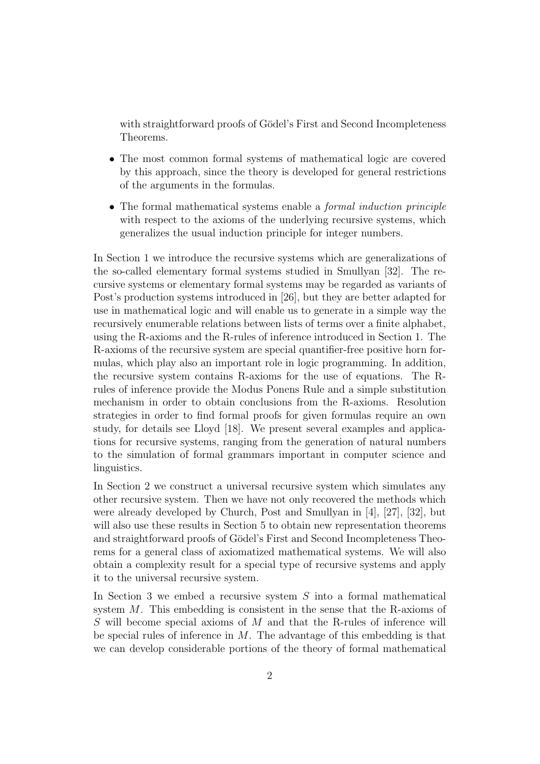with straightforward proofs of Gödel's First and Second Incompleteness Theorems.

- The most common formal systems of mathematical logic are covered by this approach, since the theory is developed for general restrictions of the arguments in the formulas.
- The formal mathematical systems enable a *formal induction principle* with respect to the axioms of the underlying recursive systems, which generalizes the usual induction principle for integer numbers.

In Section 1 we introduce the recursive systems which are generalizations of the so-called elementary formal systems studied in Smullyan [32]. The recursive systems or elementary formal systems may be regarded as variants of Post's production systems introduced in [26], but they are better adapted for use in mathematical logic and will enable us to generate in a simple way the recursively enumerable relations between lists of terms over a finite alphabet, using the R-axioms and the R-rules of inference introduced in Section 1. The R-axioms of the recursive system are special quantifier-free positive horn formulas, which play also an important role in logic programming. In addition, the recursive system contains R-axioms for the use of equations. The R-rules of inference provide the Modus Ponens Rule and a simple substitution mechanism in order to obtain conclusions from the R-axioms. Resolution strategies in order to find formal proofs for given formulas require an own study, for details see Lloyd [18]. We present several examples and applications for recursive systems, ranging from the generation of natural numbers to the simulation of formal grammars important in computer science and linguistics.

In Section 2 we construct a universal recursive system which simulates any other recursive system. Then we have not only recovered the methods which were already developed by Church, Post and Smullyan in [4], [27], [32], but will also use these results in Section 5 to obtain new representation theorems and straightforward proofs of Gödel's First and Second Incompleteness Theorems for a general class of axiomatized mathematical systems. We will also obtain a complexity result for a special type of recursive systems and apply it to the universal recursive system.

In Section 3 we embed a recursive system $S$ into a formal mathematical system $M$. This embedding is consistent in the sense that the R-axioms of $S$ will become special axioms of $M$ and that the R-rules of inference will be special rules of inference in $M$. The advantage of this embedding is that we can develop considerable portions of the theory of formal mathematical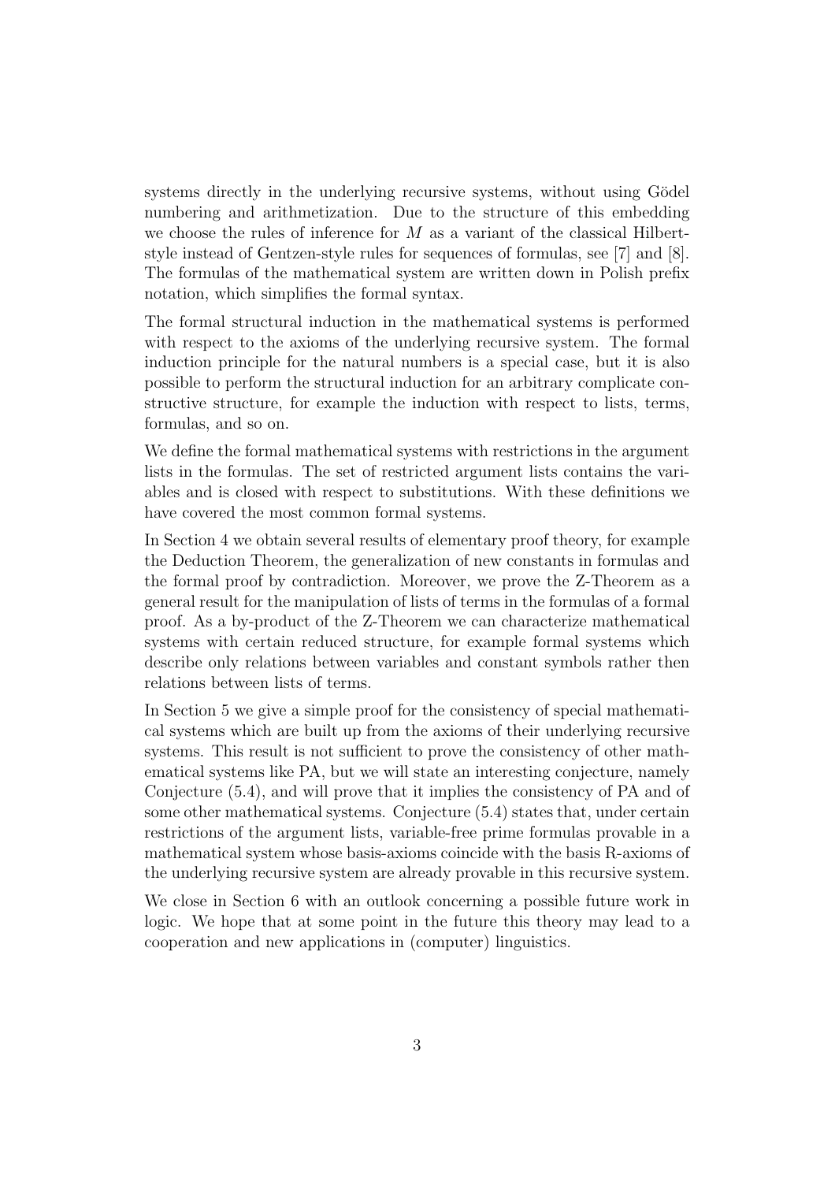systems directly in the underlying recursive systems, without using Gödel numbering and arithmetization. Due to the structure of this embedding we choose the rules of inference for $M$ as a variant of the classical Hilbert-style instead of Gentzen-style rules for sequences of formulas, see [7] and [8]. The formulas of the mathematical system are written down in Polish prefix notation, which simplifies the formal syntax.

The formal structural induction in the mathematical systems is performed with respect to the axioms of the underlying recursive system. The formal induction principle for the natural numbers is a special case, but it is also possible to perform the structural induction for an arbitrary complicate constructive structure, for example the induction with respect to lists, terms, formulas, and so on.

We define the formal mathematical systems with restrictions in the argument lists in the formulas. The set of restricted argument lists contains the variables and is closed with respect to substitutions. With these definitions we have covered the most common formal systems.

In Section 4 we obtain several results of elementary proof theory, for example the Deduction Theorem, the generalization of new constants in formulas and the formal proof by contradiction. Moreover, we prove the Z-Theorem as a general result for the manipulation of lists of terms in the formulas of a formal proof. As a by-product of the Z-Theorem we can characterize mathematical systems with certain reduced structure, for example formal systems which describe only relations between variables and constant symbols rather then relations between lists of terms.

In Section 5 we give a simple proof for the consistency of special mathematical systems which are built up from the axioms of their underlying recursive systems. This result is not sufficient to prove the consistency of other mathematical systems like PA, but we will state an interesting conjecture, namely Conjecture (5.4), and will prove that it implies the consistency of PA and of some other mathematical systems. Conjecture (5.4) states that, under certain restrictions of the argument lists, variable-free prime formulas provable in a mathematical system whose basis-axioms coincide with the basis R-axioms of the underlying recursive system are already provable in this recursive system.

We close in Section 6 with an outlook concerning a possible future work in logic. We hope that at some point in the future this theory may lead to a cooperation and new applications in (computer) linguistics.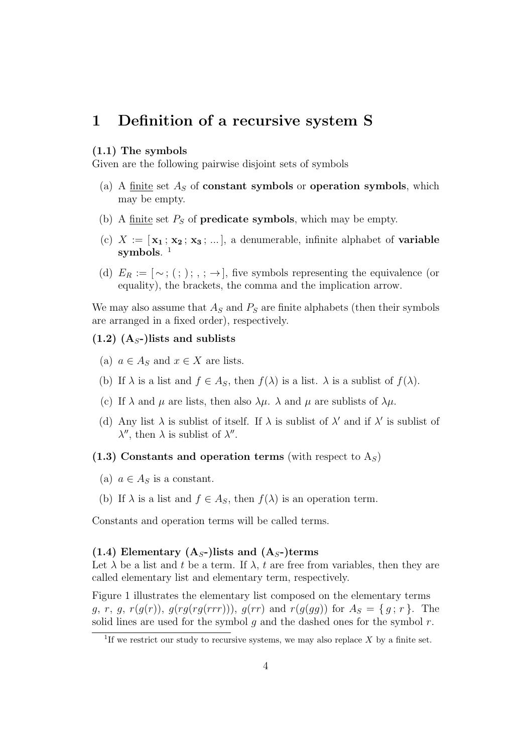# 1 Definition of a recursive system S

**(1.1) The symbols**
Given are the following pairwise disjoint sets of symbols

(a) A finite set $A_S$ of **constant symbols** or **operation symbols**, which may be empty.

(b) A finite set $P_S$ of **predicate symbols**, which may be empty.

(c) $X := [\,\mathbf{x_1}\,;\,\mathbf{x_2}\,;\,\mathbf{x_3}\,;\,...\,]$, a denumerable, infinite alphabet of **variable symbols**. [1]

(d) $E_R := [\,\sim\,;\,(\,;\,)\,;\,,\,;\,\rightarrow]$, five symbols representing the equivalence (or equality), the brackets, the comma and the implication arrow.

We may also assume that $A_S$ and $P_S$ are finite alphabets (then their symbols are arranged in a fixed order), respectively.

**(1.2) ($\mathbf{A}_S$-)lists and sublists**

(a) $a \in A_S$ and $x \in X$ are lists.

(b) If $\lambda$ is a list and $f \in A_S$, then $f(\lambda)$ is a list. $\lambda$ is a sublist of $f(\lambda)$.

(c) If $\lambda$ and $\mu$ are lists, then also $\lambda\mu$. $\lambda$ and $\mu$ are sublists of $\lambda\mu$.

(d) Any list $\lambda$ is sublist of itself. If $\lambda$ is sublist of $\lambda'$ and if $\lambda'$ is sublist of $\lambda''$, then $\lambda$ is sublist of $\lambda''$.

**(1.3) Constants and operation terms** (with respect to $\mathrm{A}_S$)

(a) $a \in A_S$ is a constant.

(b) If $\lambda$ is a list and $f \in A_S$, then $f(\lambda)$ is an operation term.

Constants and operation terms will be called terms.

**(1.4) Elementary ($\mathbf{A}_S$-)lists and ($\mathbf{A}_S$-)terms**
Let $\lambda$ be a list and $t$ be a term. If $\lambda$, $t$ are free from variables, then they are called elementary list and elementary term, respectively.

Figure 1 illustrates the elementary list composed on the elementary terms $g$, $r$, $g$, $r(g(r))$, $g(rg(rg(rrr)))$, $g(rr)$ and $r(g(gg))$ for $A_S = \{\,g\,;\,r\,\}$. The solid lines are used for the symbol $g$ and the dashed ones for the symbol $r$.

[1] If we restrict our study to recursive systems, we may also replace $X$ by a finite set.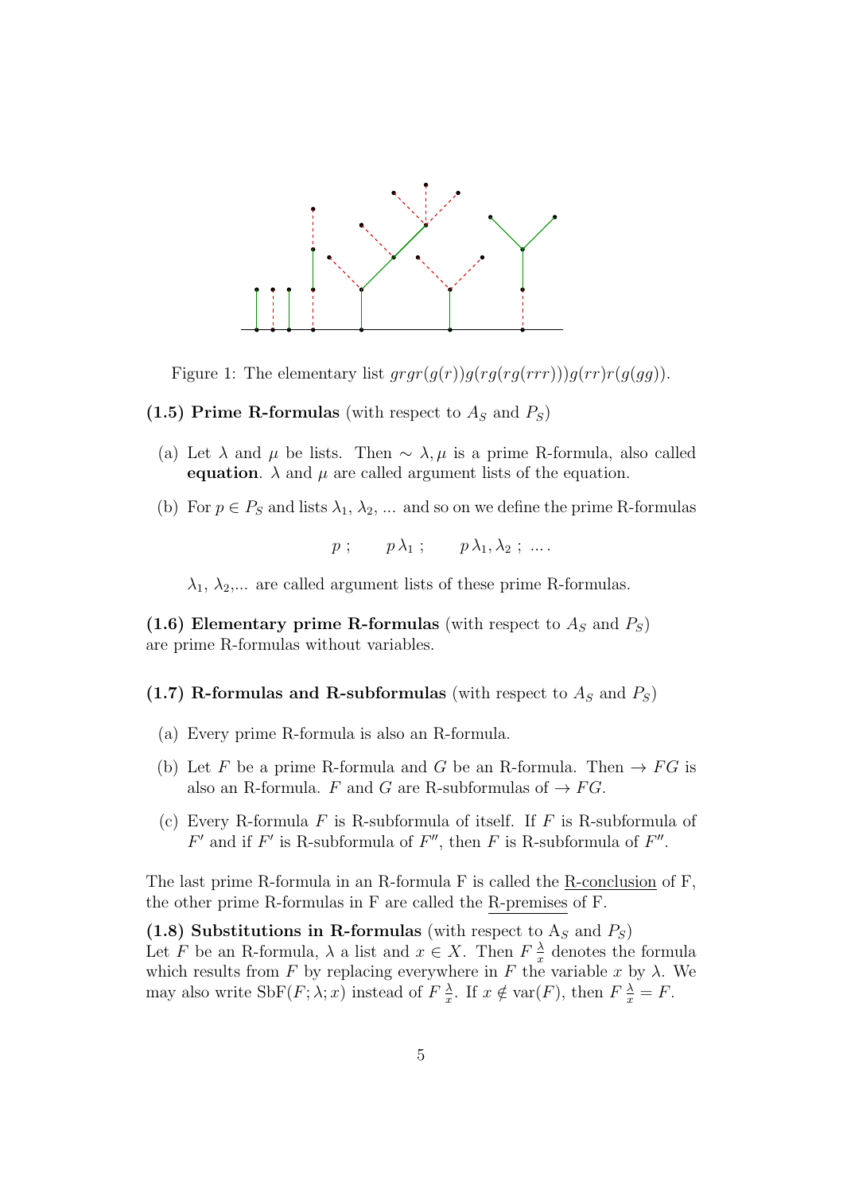Figure 1: The elementary list $grgr(g(r))g(rg(rg(rrr)))g(rr)r(g(gg))$.

**(1.5) Prime R-formulas** (with respect to $A_S$ and $P_S$)

(a) Let $\lambda$ and $\mu$ be lists. Then $\sim \lambda, \mu$ is a prime R-formula, also called **equation**. $\lambda$ and $\mu$ are called argument lists of the equation.

(b) For $p \in P_S$ and lists $\lambda_1$, $\lambda_2$, ... and so on we define the prime R-formulas

$$p\ ; \qquad p\,\lambda_1\ ; \qquad p\,\lambda_1, \lambda_2\ ;\ \dots .$$

$\lambda_1$, $\lambda_2$,... are called argument lists of these prime R-formulas.

**(1.6) Elementary prime R-formulas** (with respect to $A_S$ and $P_S$) are prime R-formulas without variables.

**(1.7) R-formulas and R-subformulas** (with respect to $A_S$ and $P_S$)

(a) Every prime R-formula is also an R-formula.

(b) Let $F$ be a prime R-formula and $G$ be an R-formula. Then $\rightarrow FG$ is also an R-formula. $F$ and $G$ are R-subformulas of $\rightarrow FG$.

(c) Every R-formula $F$ is R-subformula of itself. If $F$ is R-subformula of $F'$ and if $F'$ is R-subformula of $F''$, then $F$ is R-subformula of $F''$.

The last prime R-formula in an R-formula F is called the R-conclusion of F, the other prime R-formulas in F are called the R-premises of F.

**(1.8) Substitutions in R-formulas** (with respect to $A_S$ and $P_S$)
Let $F$ be an R-formula, $\lambda$ a list and $x \in X$. Then $F\,\frac{\lambda}{x}$ denotes the formula which results from $F$ by replacing everywhere in $F$ the variable $x$ by $\lambda$. We may also write $\mathrm{SbF}(F; \lambda; x)$ instead of $F\,\frac{\lambda}{x}$. If $x \notin \mathrm{var}(F)$, then $F\,\frac{\lambda}{x} = F$.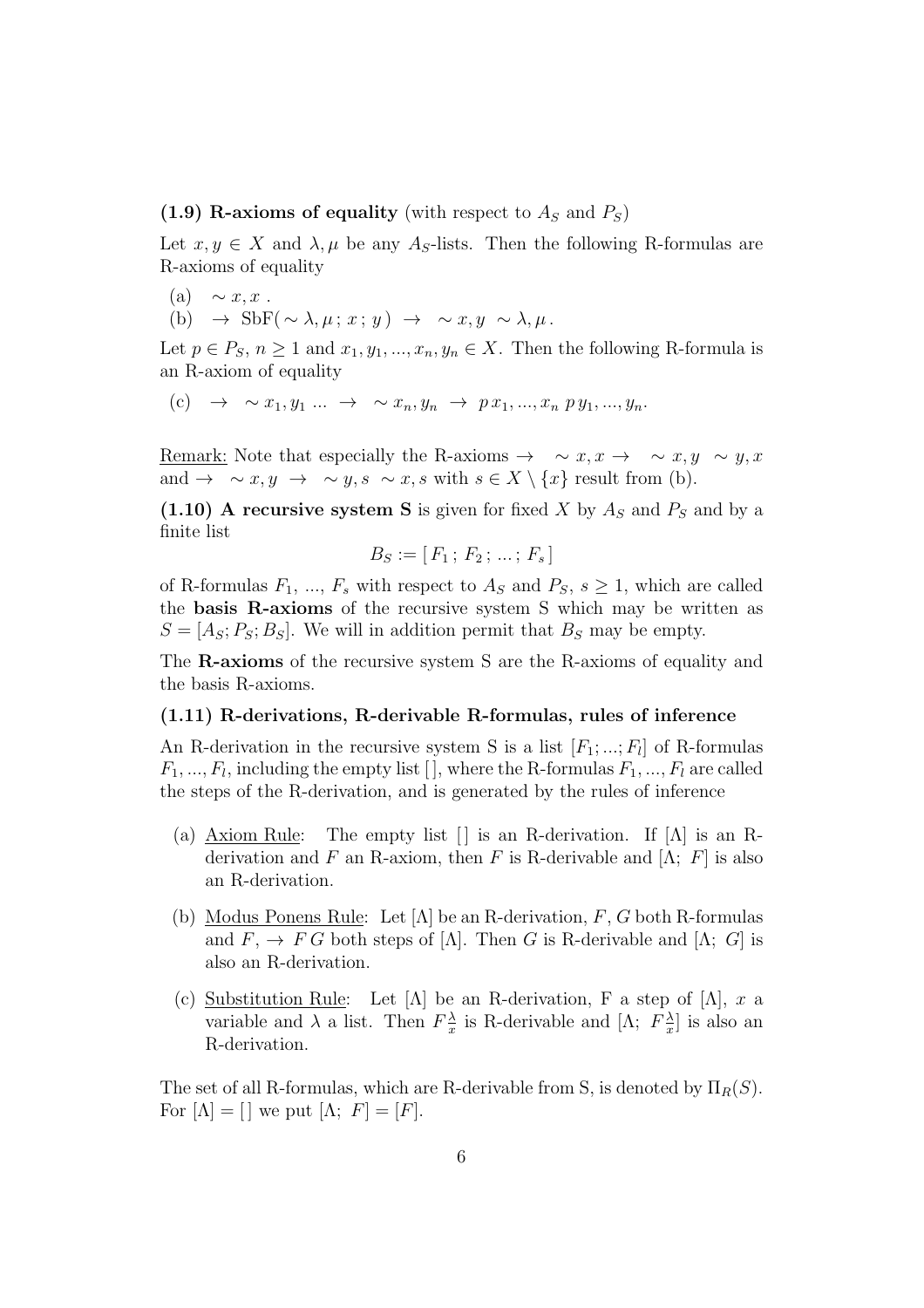**(1.9) R-axioms of equality** (with respect to $A_S$ and $P_S$)

Let $x, y \in X$ and $\lambda, \mu$ be any $A_S$-lists. Then the following R-formulas are R-axioms of equality

(a) $\sim x, x$ .

(b) $\rightarrow\ \mathrm{SbF}(\sim \lambda, \mu\, ;\, x\, ;\, y\,)\ \rightarrow\ \sim x, y\ \sim \lambda, \mu\,.$

Let $p \in P_S$, $n \geq 1$ and $x_1, y_1, ..., x_n, y_n \in X$. Then the following R-formula is an R-axiom of equality

(c) $\rightarrow\ \sim x_1, y_1\ ...\ \rightarrow\ \sim x_n, y_n\ \rightarrow\ p\, x_1, ..., x_n\ p\, y_1, ..., y_n.$

Remark: Note that especially the R-axioms $\rightarrow\ \sim x, x\ \rightarrow\ \sim x, y\ \sim y, x$ and $\rightarrow\ \sim x, y\ \rightarrow\ \sim y, s\ \sim x, s$ with $s \in X \setminus \{x\}$ result from (b).

**(1.10) A recursive system S** is given for fixed $X$ by $A_S$ and $P_S$ and by a finite list

$$B_S := [\, F_1\, ;\, F_2\, ;\, ...\, ;\, F_s\, ]$$

of R-formulas $F_1$, ..., $F_s$ with respect to $A_S$ and $P_S$, $s \geq 1$, which are called the **basis R-axioms** of the recursive system S which may be written as $S = [A_S; P_S; B_S]$. We will in addition permit that $B_S$ may be empty.

The **R-axioms** of the recursive system S are the R-axioms of equality and the basis R-axioms.

**(1.11) R-derivations, R-derivable R-formulas, rules of inference**

An R-derivation in the recursive system S is a list $[F_1; ...; F_l]$ of R-formulas $F_1, ..., F_l$, including the empty list $[\,]$, where the R-formulas $F_1, ..., F_l$ are called the steps of the R-derivation, and is generated by the rules of inference

(a) Axiom Rule: The empty list $[\,]$ is an R-derivation. If $[\Lambda]$ is an R-derivation and $F$ an R-axiom, then $F$ is R-derivable and $[\Lambda;\ F]$ is also an R-derivation.

(b) Modus Ponens Rule: Let $[\Lambda]$ be an R-derivation, $F$, $G$ both R-formulas and $F$, $\rightarrow\ F\, G$ both steps of $[\Lambda]$. Then $G$ is R-derivable and $[\Lambda;\ G]$ is also an R-derivation.

(c) Substitution Rule: Let $[\Lambda]$ be an R-derivation, F a step of $[\Lambda]$, $x$ a variable and $\lambda$ a list. Then $F\frac{\lambda}{x}$ is R-derivable and $[\Lambda;\ F\frac{\lambda}{x}]$ is also an R-derivation.

The set of all R-formulas, which are R-derivable from S, is denoted by $\Pi_R(S)$. For $[\Lambda] = [\,]$ we put $[\Lambda;\ F] = [F]$.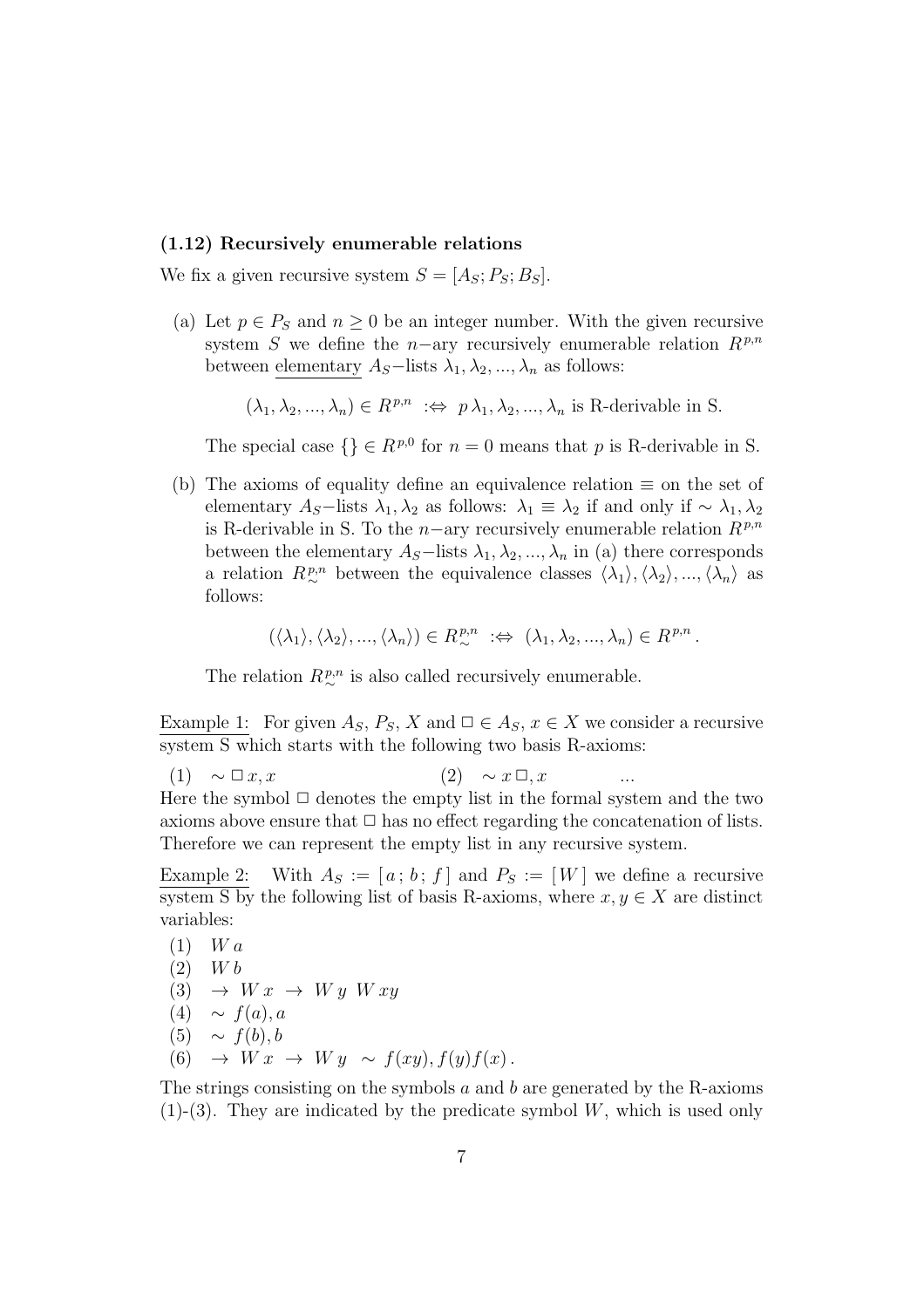**(1.12) Recursively enumerable relations**

We fix a given recursive system $S = [A_S; P_S; B_S]$.

(a) Let $p \in P_S$ and $n \geq 0$ be an integer number. With the given recursive system $S$ we define the $n-$ary recursively enumerable relation $R^{p,n}$ between <u>elementary</u> $A_S-$lists $\lambda_1, \lambda_2, ..., \lambda_n$ as follows:

$$(\lambda_1, \lambda_2, ..., \lambda_n) \in R^{p,n} \;:\Leftrightarrow\; p\, \lambda_1, \lambda_2, ..., \lambda_n \text{ is R-derivable in S.}$$

The special case $\{\} \in R^{p,0}$ for $n = 0$ means that $p$ is R-derivable in S.

(b) The axioms of equality define an equivalence relation $\equiv$ on the set of elementary $A_S-$lists $\lambda_1, \lambda_2$ as follows: $\lambda_1 \equiv \lambda_2$ if and only if $\sim \lambda_1, \lambda_2$ is R-derivable in S. To the $n-$ary recursively enumerable relation $R^{p,n}$ between the elementary $A_S-$lists $\lambda_1, \lambda_2, ..., \lambda_n$ in (a) there corresponds a relation $R^{p,n}_{\sim}$ between the equivalence classes $\langle\lambda_1\rangle, \langle\lambda_2\rangle, ..., \langle\lambda_n\rangle$ as follows:

$$(\langle\lambda_1\rangle, \langle\lambda_2\rangle, ..., \langle\lambda_n\rangle) \in R^{p,n}_{\sim} \;:\Leftrightarrow\; (\lambda_1, \lambda_2, ..., \lambda_n) \in R^{p,n}\,.$$

The relation $R^{p,n}_{\sim}$ is also called recursively enumerable.

<u>Example 1:</u> For given $A_S$, $P_S$, $X$ and $\Box \in A_S$, $x \in X$ we consider a recursive system S which starts with the following two basis R-axioms:

(1) $\sim \Box\, x, x$ (2) $\sim x\, \Box, x$ ...

Here the symbol $\Box$ denotes the empty list in the formal system and the two axioms above ensure that $\Box$ has no effect regarding the concatenation of lists. Therefore we can represent the empty list in any recursive system.

<u>Example 2:</u> With $A_S := [\, a\, ;\, b\, ;\, f\,]$ and $P_S := [\, W\,]$ we define a recursive system S by the following list of basis R-axioms, where $x, y \in X$ are distinct variables:

(1) $W\, a$
(2) $W\, b$
(3) $\to\; W\, x \;\to\; W\, y\;\; W\, xy$
(4) $\sim\; f(a), a$
(5) $\sim\; f(b), b$
(6) $\to\; W\, x \;\to\; W\, y \;\;\sim\; f(xy), f(y)f(x)\,.$

The strings consisting on the symbols $a$ and $b$ are generated by the R-axioms (1)-(3). They are indicated by the predicate symbol $W$, which is used only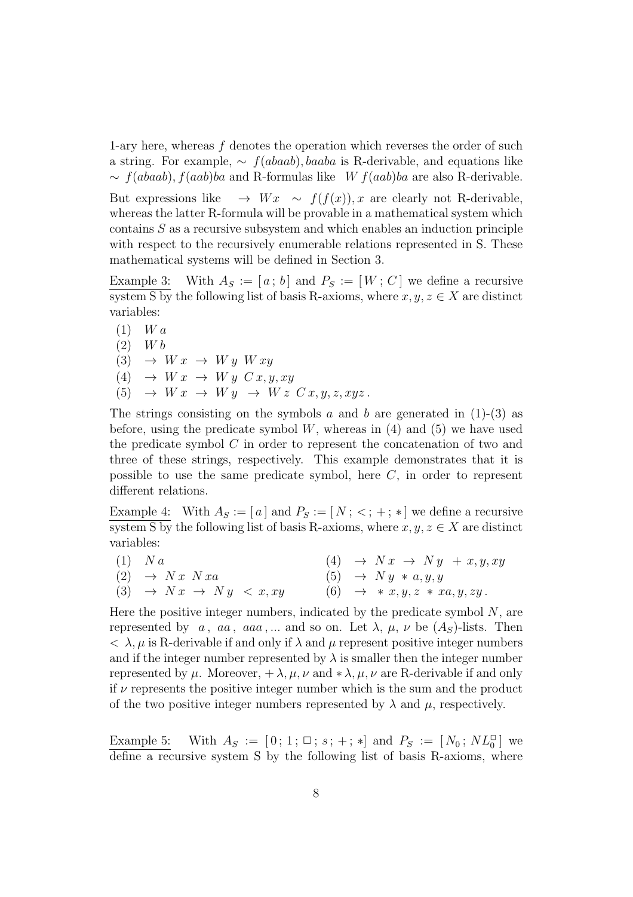1-ary here, whereas $f$ denotes the operation which reverses the order of such a string. For example, $\sim\ f(abaab), baaba$ is R-derivable, and equations like $\sim\ f(abaab), f(aab)ba$ and R-formulas like $W\ f(aab)ba$ are also R-derivable.

But expressions like $\ \rightarrow\ Wx\ \ \sim\ f(f(x)), x$ are clearly not R-derivable, whereas the latter R-formula will be provable in a mathematical system which contains $S$ as a recursive subsystem and which enables an induction principle with respect to the recursively enumerable relations represented in S. These mathematical systems will be defined in Section 3.

Example 3: With $A_S := [\,a\,;\,b\,]$ and $P_S := [\,W\,;\,C\,]$ we define a recursive system S by the following list of basis R-axioms, where $x, y, z \in X$ are distinct variables:

(1) $W\,a$

(2) $W\,b$

(3) $\rightarrow\ W\,x\ \rightarrow\ W\,y\ \ W\,xy$

(4) $\rightarrow\ W\,x\ \rightarrow\ W\,y\ \ C\,x, y, xy$

(5) $\rightarrow\ W\,x\ \rightarrow\ W\,y\ \rightarrow\ W\,z\ \ C\,x, y, z, xyz\,.$

The strings consisting on the symbols $a$ and $b$ are generated in (1)-(3) as before, using the predicate symbol $W$, whereas in (4) and (5) we have used the predicate symbol $C$ in order to represent the concatenation of two and three of these strings, respectively. This example demonstrates that it is possible to use the same predicate symbol, here $C$, in order to represent different relations.

Example 4: With $A_S := [\,a\,]$ and $P_S := [\,N\,;\,<\,;\,+\,;\,*\,]$ we define a recursive system S by the following list of basis R-axioms, where $x, y, z \in X$ are distinct variables:

(1) $N\,a$

(2) $\rightarrow\ N\,x\ \ N\,xa$

(3) $\rightarrow\ N\,x\ \rightarrow\ N\,y\ \ <\,x, xy$

(4) $\rightarrow\ N\,x\ \rightarrow\ N\,y\ \ +\,x, y, xy$

(5) $\rightarrow\ N\,y\ \ *\,a, y, y$

(6) $\rightarrow\ *\,x, y, z\ \ *\,xa, y, zy\,.$

Here the positive integer numbers, indicated by the predicate symbol $N$, are represented by $a$, $aa$, $aaa$, ... and so on. Let $\lambda$, $\mu$, $\nu$ be $(A_S)$-lists. Then $<\,\lambda, \mu$ is R-derivable if and only if $\lambda$ and $\mu$ represent positive integer numbers and if the integer number represented by $\lambda$ is smaller then the integer number represented by $\mu$. Moreover, $+\,\lambda, \mu, \nu$ and $*\,\lambda, \mu, \nu$ are R-derivable if and only if $\nu$ represents the positive integer number which is the sum and the product of the two positive integer numbers represented by $\lambda$ and $\mu$, respectively.

Example 5: With $A_S := [\,0\,;\,1\,;\,\Box\,;\,s\,;\,+\,;\,*]$ and $P_S := [\,N_0\,;\,NL_0^{\Box}\,]$ we define a recursive system S by the following list of basis R-axioms, where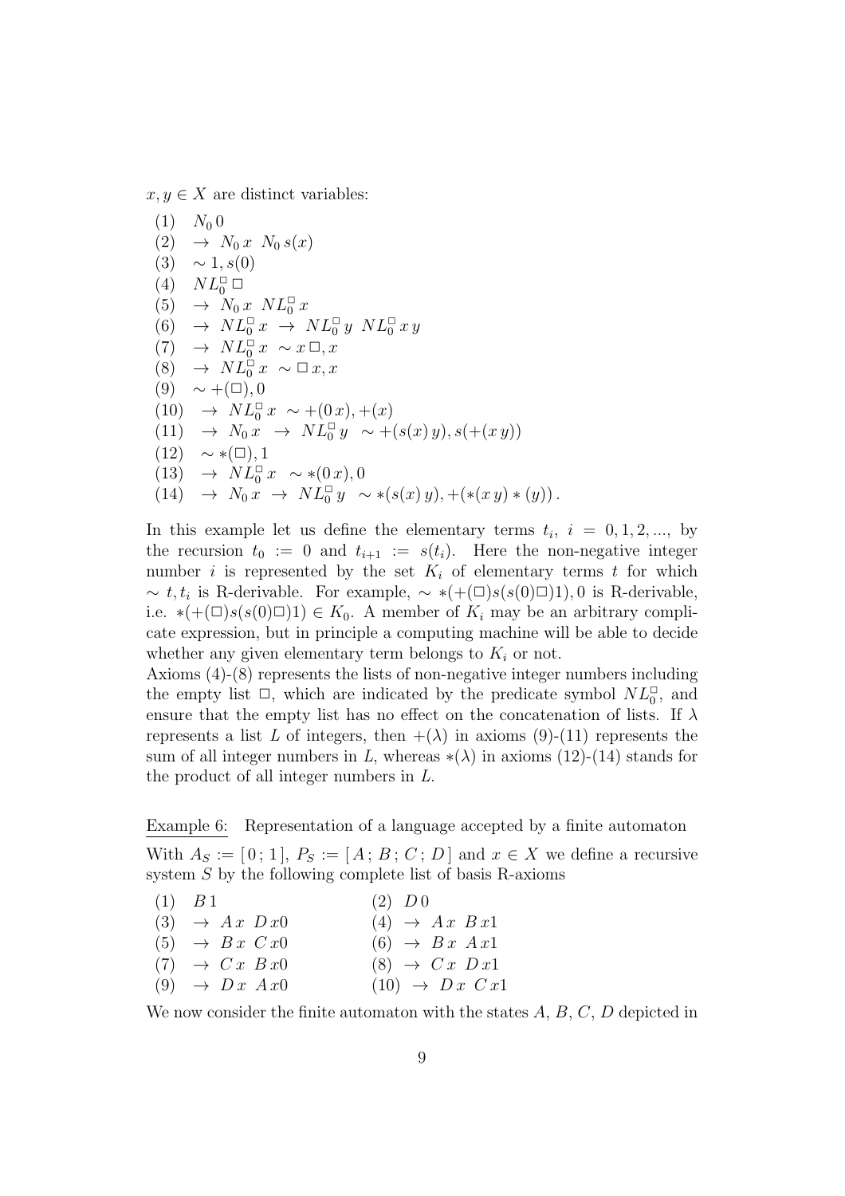$x, y \in X$ are distinct variables:

(1) $N_0\, 0$
(2) $\to\ N_0\, x\ \ N_0\, s(x)$
(3) $\sim 1, s(0)$
(4) $NL_0^{\Box}\, \Box$
(5) $\to\ N_0\, x\ \ NL_0^{\Box}\, x$
(6) $\to\ NL_0^{\Box}\, x\ \to\ NL_0^{\Box}\, y\ \ NL_0^{\Box}\, x\, y$
(7) $\to\ NL_0^{\Box}\, x\ \sim x\, \Box, x$
(8) $\to\ NL_0^{\Box}\, x\ \sim \Box\, x, x$
(9) $\sim +(\Box), 0$
(10) $\to\ NL_0^{\Box}\, x\ \sim +(0\, x), +(x)$
(11) $\to\ N_0\, x\ \to\ NL_0^{\Box}\, y\ \ \sim +(s(x)\, y), s(+(x\, y))$
(12) $\sim *(\Box), 1$
(13) $\to\ NL_0^{\Box}\, x\ \sim *(0\, x), 0$
(14) $\to\ N_0\, x\ \to\ NL_0^{\Box}\, y\ \ \sim *(s(x)\, y), +(*(x\, y) * (y))\,.$

In this example let us define the elementary terms $t_i$, $i = 0, 1, 2, ...$, by the recursion $t_0 := 0$ and $t_{i+1} := s(t_i)$. Here the non-negative integer number $i$ is represented by the set $K_i$ of elementary terms $t$ for which $\sim t, t_i$ is R-derivable. For example, $\sim *(+(\Box)s(s(0)\Box)1), 0$ is R-derivable, i.e. $*(+(\Box)s(s(0)\Box)1) \in K_0$. A member of $K_i$ may be an arbitrary complicate expression, but in principle a computing machine will be able to decide whether any given elementary term belongs to $K_i$ or not.
Axioms (4)-(8) represents the lists of non-negative integer numbers including the empty list $\Box$, which are indicated by the predicate symbol $NL_0^{\Box}$, and ensure that the empty list has no effect on the concatenation of lists. If $\lambda$ represents a list $L$ of integers, then $+(\lambda)$ in axioms (9)-(11) represents the sum of all integer numbers in $L$, whereas $*(\lambda)$ in axioms (12)-(14) stands for the product of all integer numbers in $L$.

<u>Example 6:</u> Representation of a language accepted by a finite automaton

With $A_S := [\,0\,;\,1\,]$, $P_S := [\,A\,;\,B\,;\,C\,;\,D\,]$ and $x \in X$ we define a recursive system $S$ by the following complete list of basis R-axioms

(1) $B\, 1$ (2) $D\, 0$
(3) $\to\ A\, x\ \ D\, x0$ (4) $\to\ A\, x\ \ B\, x1$
(5) $\to\ B\, x\ \ C\, x0$ (6) $\to\ B\, x\ \ A\, x1$
(7) $\to\ C\, x\ \ B\, x0$ (8) $\to\ C\, x\ \ D\, x1$
(9) $\to\ D\, x\ \ A\, x0$ (10) $\to\ D\, x\ \ C\, x1$

We now consider the finite automaton with the states $A$, $B$, $C$, $D$ depicted in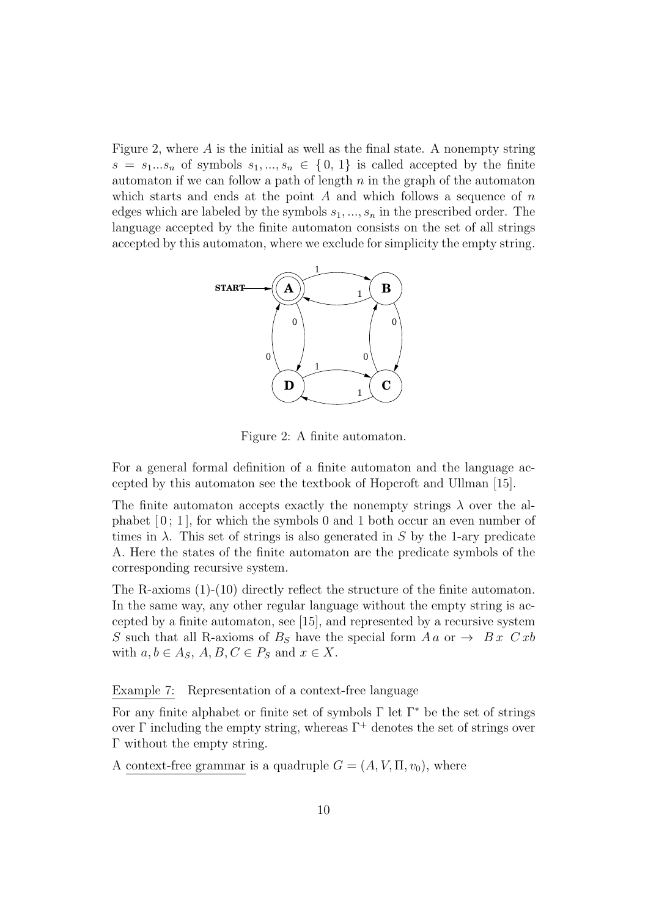Figure 2, where $A$ is the initial as well as the final state. A nonempty string $s = s_1...s_n$ of symbols $s_1, ..., s_n \in \{0, 1\}$ is called accepted by the finite automaton if we can follow a path of length $n$ in the graph of the automaton which starts and ends at the point $A$ and which follows a sequence of $n$ edges which are labeled by the symbols $s_1, ..., s_n$ in the prescribed order. The language accepted by the finite automaton consists on the set of all strings accepted by this automaton, where we exclude for simplicity the empty string.

Figure 2: A finite automaton.

For a general formal definition of a finite automaton and the language accepted by this automaton see the textbook of Hopcroft and Ullman [15].

The finite automaton accepts exactly the nonempty strings $\lambda$ over the alphabet $[\,0\,;\,1\,]$, for which the symbols 0 and 1 both occur an even number of times in $\lambda$. This set of strings is also generated in $S$ by the 1-ary predicate A. Here the states of the finite automaton are the predicate symbols of the corresponding recursive system.

The R-axioms (1)-(10) directly reflect the structure of the finite automaton. In the same way, any other regular language without the empty string is accepted by a finite automaton, see [15], and represented by a recursive system $S$ such that all R-axioms of $B_S$ have the special form $A\,a$ or $\rightarrow\ B\,x\ \ C\,xb$ with $a, b \in A_S$, $A, B, C \in P_S$ and $x \in X$.

Example 7: Representation of a context-free language

For any finite alphabet or finite set of symbols $\Gamma$ let $\Gamma^*$ be the set of strings over $\Gamma$ including the empty string, whereas $\Gamma^+$ denotes the set of strings over $\Gamma$ without the empty string.

A context-free grammar is a quadruple $G = (A, V, \Pi, v_0)$, where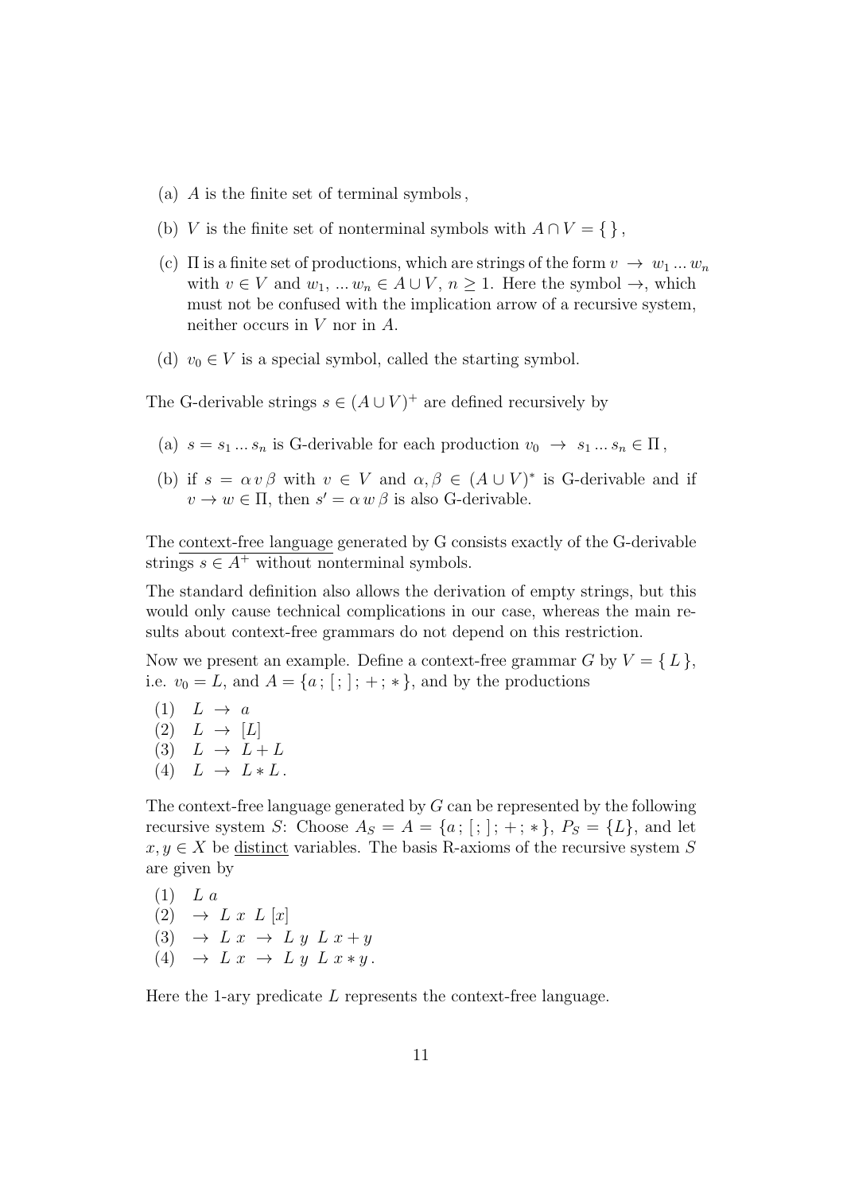(a) $A$ is the finite set of terminal symbols,

(b) $V$ is the finite set of nonterminal symbols with $A \cap V = \{\,\}$,

(c) $\Pi$ is a finite set of productions, which are strings of the form $v \;\rightarrow\; w_1 \dots w_n$ with $v \in V$ and $w_1, \dots w_n \in A \cup V$, $n \geq 1$. Here the symbol $\rightarrow$, which must not be confused with the implication arrow of a recursive system, neither occurs in $V$ nor in $A$.

(d) $v_0 \in V$ is a special symbol, called the starting symbol.

The G-derivable strings $s \in (A \cup V)^+$ are defined recursively by

(a) $s = s_1 \dots s_n$ is G-derivable for each production $v_0 \;\rightarrow\; s_1 \dots s_n \in \Pi$,

(b) if $s = \alpha\, v\, \beta$ with $v \in V$ and $\alpha, \beta \in (A \cup V)^*$ is G-derivable and if $v \rightarrow w \in \Pi$, then $s' = \alpha\, w\, \beta$ is also G-derivable.

The <u>context-free language</u> generated by G consists exactly of the G-derivable strings $s \in A^+$ without nonterminal symbols.

The standard definition also allows the derivation of empty strings, but this would only cause technical complications in our case, whereas the main results about context-free grammars do not depend on this restriction.

Now we present an example. Define a context-free grammar $G$ by $V = \{\, L \,\}$, i.e. $v_0 = L$, and $A = \{a\,;\, [\,;\, ]\,;\, +\,;\, *\}$, and by the productions

(1) $L \;\rightarrow\; a$
(2) $L \;\rightarrow\; [L]$
(3) $L \;\rightarrow\; L + L$
(4) $L \;\rightarrow\; L * L\,.$

The context-free language generated by $G$ can be represented by the following recursive system $S$: Choose $A_S = A = \{a\,;\, [\,;\, ]\,;\, +\,;\, *\}$, $P_S = \{L\}$, and let $x, y \in X$ be <u>distinct</u> variables. The basis R-axioms of the recursive system $S$ are given by

(1) $L\ a$
(2) $\rightarrow\ L\ x\ \ L\ [x]$
(3) $\rightarrow\ L\ x\ \rightarrow\ L\ y\ \ L\ x + y$
(4) $\rightarrow\ L\ x\ \rightarrow\ L\ y\ \ L\ x * y\,.$

Here the 1-ary predicate $L$ represents the context-free language.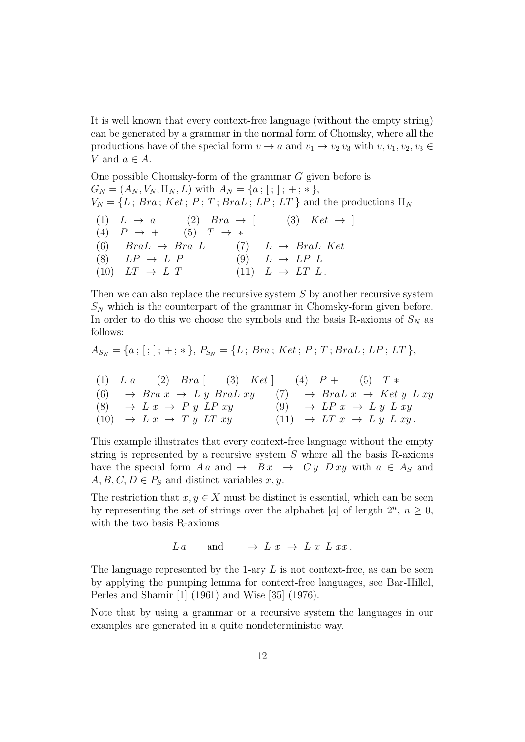It is well known that every context-free language (without the empty string) can be generated by a grammar in the normal form of Chomsky, where all the productions have of the special form $v \to a$ and $v_1 \to v_2\, v_3$ with $v, v_1, v_2, v_3 \in V$ and $a \in A$.

One possible Chomsky-form of the grammar $G$ given before is
$G_N = (A_N, V_N, \Pi_N, L)$ with $A_N = \{a\,;\, [\,;\, ]\,;\, +\,;\, *\,\}$,
$V_N = \{L\,;\, Bra\,;\, Ket\,;\, P\,;\, T\,;\, BraL\,;\, LP\,;\, LT\,\}$ and the productions $\Pi_N$

$$
\begin{array}{llll}
(1) \;\; L \to a & (2) \;\; Bra \to [ & (3) \;\; Ket \to ] & \\
(4) \;\; P \to + & (5) \;\; T \to * & & \\
(6) \;\; BraL \to Bra\ L & & (7) \;\; L \to BraL\ Ket & \\
(8) \;\; LP \to L\ P & & (9) \;\; L \to LP\ L & \\
(10) \;\; LT \to L\ T & & (11) \;\; L \to LT\ L\,. &
\end{array}
$$

Then we can also replace the recursive system $S$ by another recursive system $S_N$ which is the counterpart of the grammar in Chomsky-form given before. In order to do this we choose the symbols and the basis R-axioms of $S_N$ as follows:

$A_{S_N} = \{a\,;\, [\,;\, ]\,;\, +\,;\, *\},\ P_{S_N} = \{L\,;\, Bra\,;\, Ket\,;\, P\,;\, T\,;\, BraL\,;\, LP\,;\, LT\,\}$,

$$
\begin{array}{ll}
(1) \;\; L\ a \quad (2) \;\; Bra\ [ \quad (3) \;\; Ket\ ] \quad (4) \;\; P\ + \quad (5) \;\; T\ * & \\
(6) \;\; \to\ Bra\ x\ \to\ L\ y\ BraL\ xy & (7) \;\; \to\ BraL\ x\ \to\ Ket\ y\ L\ xy \\
(8) \;\; \to\ L\ x\ \to\ P\ y\ LP\ xy & (9) \;\; \to\ LP\ x\ \to\ L\ y\ L\ xy \\
(10) \;\; \to\ L\ x\ \to\ T\ y\ LT\ xy & (11) \;\; \to\ LT\ x\ \to\ L\ y\ L\ xy\,.
\end{array}
$$

This example illustrates that every context-free language without the empty string is represented by a recursive system $S$ where all the basis R-axioms have the special form $A\,a$ and $\to\ \ B\,x\ \ \to\ \ C\,y\ \ D\,xy$ with $a \in A_S$ and $A, B, C, D \in P_S$ and distinct variables $x, y$.

The restriction that $x, y \in X$ must be distinct is essential, which can be seen by representing the set of strings over the alphabet $[a]$ of length $2^n$, $n \geq 0$, with the two basis R-axioms

$$L\,a \qquad \text{and} \qquad \to\ L\ x\ \to\ L\ x\ L\ xx\,.$$

The language represented by the 1-ary $L$ is not context-free, as can be seen by applying the pumping lemma for context-free languages, see Bar-Hillel, Perles and Shamir [1] (1961) and Wise [35] (1976).

Note that by using a grammar or a recursive system the languages in our examples are generated in a quite nondeterministic way.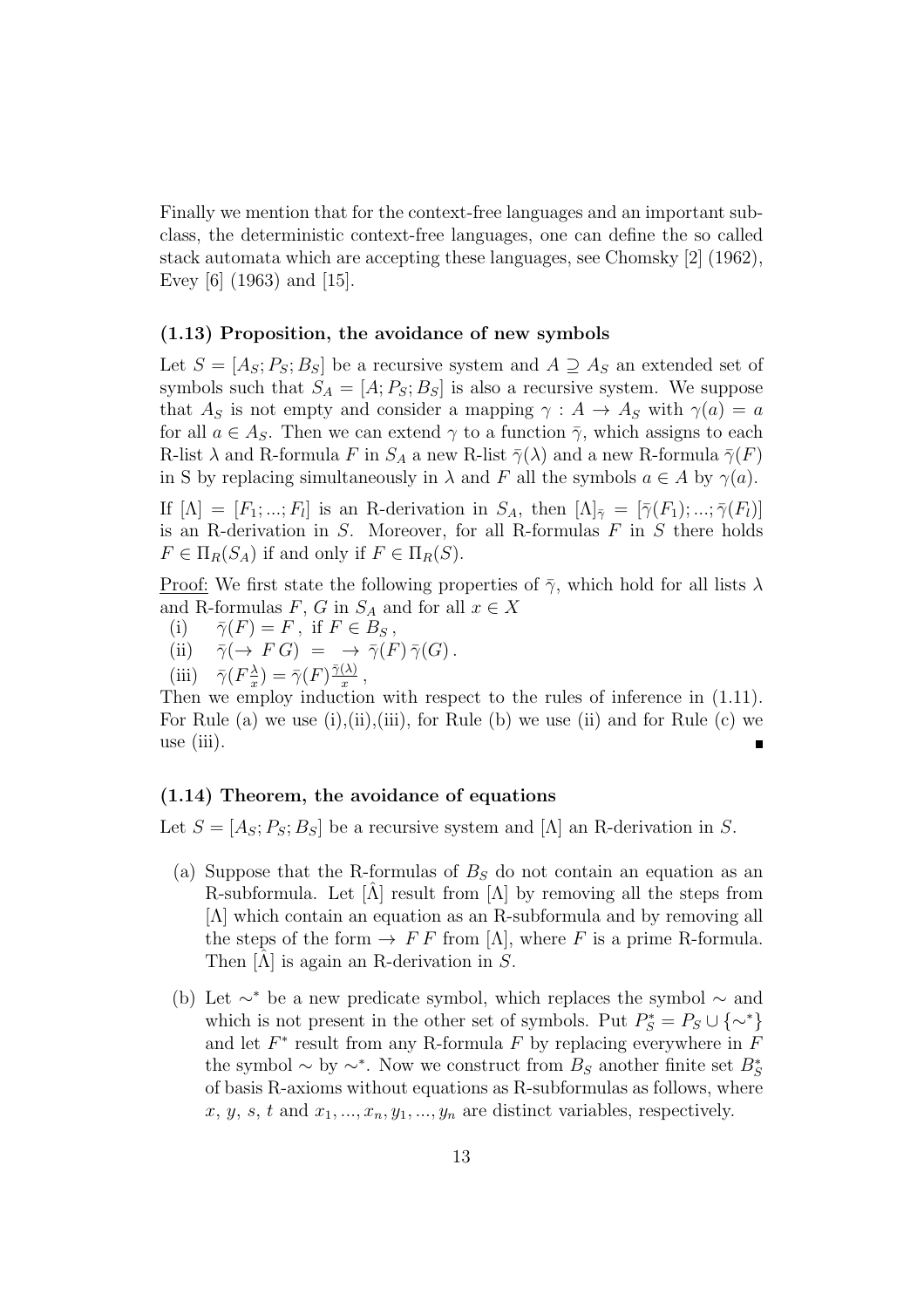Finally we mention that for the context-free languages and an important subclass, the deterministic context-free languages, one can define the so called stack automata which are accepting these languages, see Chomsky [2] (1962), Evey [6] (1963) and [15].

### (1.13) Proposition, the avoidance of new symbols

Let $S = [A_S; P_S; B_S]$ be a recursive system and $A \supseteq A_S$ an extended set of symbols such that $S_A = [A; P_S; B_S]$ is also a recursive system. We suppose that $A_S$ is not empty and consider a mapping $\gamma : A \to A_S$ with $\gamma(a) = a$ for all $a \in A_S$. Then we can extend $\gamma$ to a function $\bar{\gamma}$, which assigns to each R-list $\lambda$ and R-formula $F$ in $S_A$ a new R-list $\bar{\gamma}(\lambda)$ and a new R-formula $\bar{\gamma}(F)$ in S by replacing simultaneously in $\lambda$ and $F$ all the symbols $a \in A$ by $\gamma(a)$.

If $[\Lambda] = [F_1; ...; F_l]$ is an R-derivation in $S_A$, then $[\Lambda]_{\bar{\gamma}} = [\bar{\gamma}(F_1); ...; \bar{\gamma}(F_l)]$ is an R-derivation in $S$. Moreover, for all R-formulas $F$ in $S$ there holds $F \in \Pi_R(S_A)$ if and only if $F \in \Pi_R(S)$.

Proof: We first state the following properties of $\bar{\gamma}$, which hold for all lists $\lambda$ and R-formulas $F$, $G$ in $S_A$ and for all $x \in X$

(i) $\bar{\gamma}(F) = F$, if $F \in B_S$,

(ii) $\bar{\gamma}(\to F\, G) = \to \bar{\gamma}(F)\, \bar{\gamma}(G)$.

(iii) $\bar{\gamma}(F\frac{\lambda}{x}) = \bar{\gamma}(F)\frac{\bar{\gamma}(\lambda)}{x}$,

Then we employ induction with respect to the rules of inference in (1.11). For Rule (a) we use (i),(ii),(iii), for Rule (b) we use (ii) and for Rule (c) we use (iii). ∎

### (1.14) Theorem, the avoidance of equations

Let $S = [A_S; P_S; B_S]$ be a recursive system and $[\Lambda]$ an R-derivation in $S$.

(a) Suppose that the R-formulas of $B_S$ do not contain an equation as an R-subformula. Let $[\hat{\Lambda}]$ result from $[\Lambda]$ by removing all the steps from $[\Lambda]$ which contain an equation as an R-subformula and by removing all the steps of the form $\to F\, F$ from $[\Lambda]$, where $F$ is a prime R-formula. Then $[\hat{\Lambda}]$ is again an R-derivation in $S$.

(b) Let $\sim^*$ be a new predicate symbol, which replaces the symbol $\sim$ and which is not present in the other set of symbols. Put $P_S^* = P_S \cup \{\sim^*\}$ and let $F^*$ result from any R-formula $F$ by replacing everywhere in $F$ the symbol $\sim$ by $\sim^*$. Now we construct from $B_S$ another finite set $B_S^*$ of basis R-axioms without equations as R-subformulas as follows, where $x$, $y$, $s$, $t$ and $x_1, ..., x_n, y_1, ..., y_n$ are distinct variables, respectively.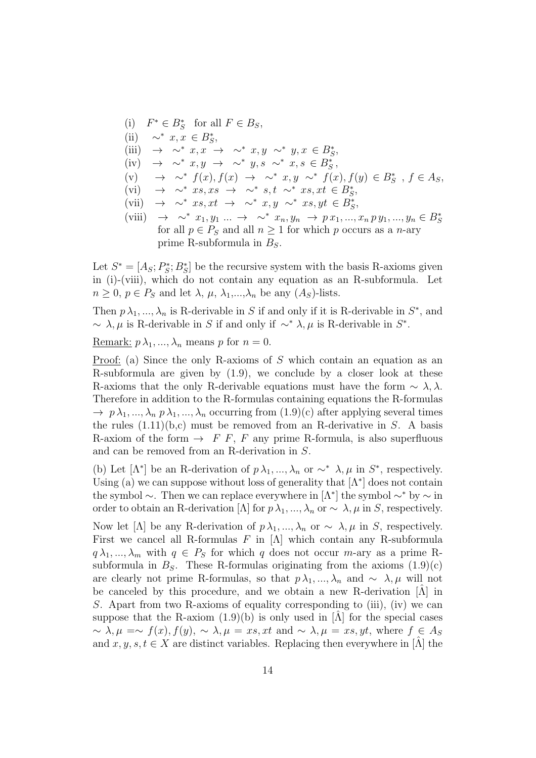(i) $F^* \in B_S^*$ for all $F \in B_S$,

(ii) $\sim^* x, x \in B_S^*$,

(iii) $\rightarrow\ \sim^* x, x \ \rightarrow\ \sim^* x, y \ \sim^* y, x \in B_S^*$,

(iv) $\rightarrow\ \sim^* x, y \ \rightarrow\ \sim^* y, s \ \sim^* x, s \in B_S^*$,

(v) $\rightarrow\ \sim^* f(x), f(x) \ \rightarrow\ \sim^* x, y \ \sim^* f(x), f(y) \in B_S^*$ , $f \in A_S$,

(vi) $\rightarrow\ \sim^* xs, xs \ \rightarrow\ \sim^* s, t \ \sim^* xs, xt \in B_S^*$,

(vii) $\rightarrow\ \sim^* xs, xt \ \rightarrow\ \sim^* x, y \ \sim^* xs, yt \in B_S^*$,

(viii) $\rightarrow\ \sim^* x_1, y_1 \ ... \rightarrow\ \sim^* x_n, y_n \ \rightarrow p\, x_1, ..., x_n\, p\, y_1, ..., y_n \in B_S^*$ for all $p \in P_S$ and all $n \geq 1$ for which $p$ occurs as a $n$-ary prime R-subformula in $B_S$.

Let $S^* = [A_S; P_S^*; B_S^*]$ be the recursive system with the basis R-axioms given in (i)-(viii), which do not contain any equation as an R-subformula. Let $n \geq 0$, $p \in P_S$ and let $\lambda$, $\mu$, $\lambda_1$,...,$\lambda_n$ be any $(A_S)$-lists.

Then $p\, \lambda_1, ..., \lambda_n$ is R-derivable in $S$ if and only if it is R-derivable in $S^*$, and $\sim \lambda, \mu$ is R-derivable in $S$ if and only if $\sim^* \lambda, \mu$ is R-derivable in $S^*$.

Remark: $p\, \lambda_1, ..., \lambda_n$ means $p$ for $n = 0$.

Proof: (a) Since the only R-axioms of $S$ which contain an equation as an R-subformula are given by (1.9), we conclude by a closer look at these R-axioms that the only R-derivable equations must have the form $\sim \lambda, \lambda$. Therefore in addition to the R-formulas containing equations the R-formulas $\rightarrow\ p\, \lambda_1, ..., \lambda_n\ p\, \lambda_1, ..., \lambda_n$ occurring from (1.9)(c) after applying several times the rules (1.11)(b,c) must be removed from an R-derivative in $S$. A basis R-axiom of the form $\rightarrow\ F\ F$, $F$ any prime R-formula, is also superfluous and can be removed from an R-derivation in $S$.

(b) Let $[\Lambda^*]$ be an R-derivation of $p\, \lambda_1, ..., \lambda_n$ or $\sim^* \lambda, \mu$ in $S^*$, respectively. Using (a) we can suppose without loss of generality that $[\Lambda^*]$ does not contain the symbol $\sim$. Then we can replace everywhere in $[\Lambda^*]$ the symbol $\sim^*$ by $\sim$ in order to obtain an R-derivation $[\Lambda]$ for $p\, \lambda_1, ..., \lambda_n$ or $\sim \lambda, \mu$ in $S$, respectively.

Now let $[\Lambda]$ be any R-derivation of $p\, \lambda_1, ..., \lambda_n$ or $\sim \lambda, \mu$ in $S$, respectively. First we cancel all R-formulas $F$ in $[\Lambda]$ which contain any R-subformula $q\, \lambda_1, ..., \lambda_m$ with $q \in P_S$ for which $q$ does not occur $m$-ary as a prime R-subformula in $B_S$. These R-formulas originating from the axioms (1.9)(c) are clearly not prime R-formulas, so that $p\, \lambda_1, ..., \lambda_n$ and $\sim \lambda, \mu$ will not be canceled by this procedure, and we obtain a new R-derivation $[\hat{\Lambda}]$ in $S$. Apart from two R-axioms of equality corresponding to (iii), (iv) we can suppose that the R-axiom (1.9)(b) is only used in $[\hat{\Lambda}]$ for the special cases $\sim \lambda, \mu = \sim f(x), f(y)$, $\sim \lambda, \mu = xs, xt$ and $\sim \lambda, \mu = xs, yt$, where $f \in A_S$ and $x, y, s, t \in X$ are distinct variables. Replacing then everywhere in $[\hat{\Lambda}]$ the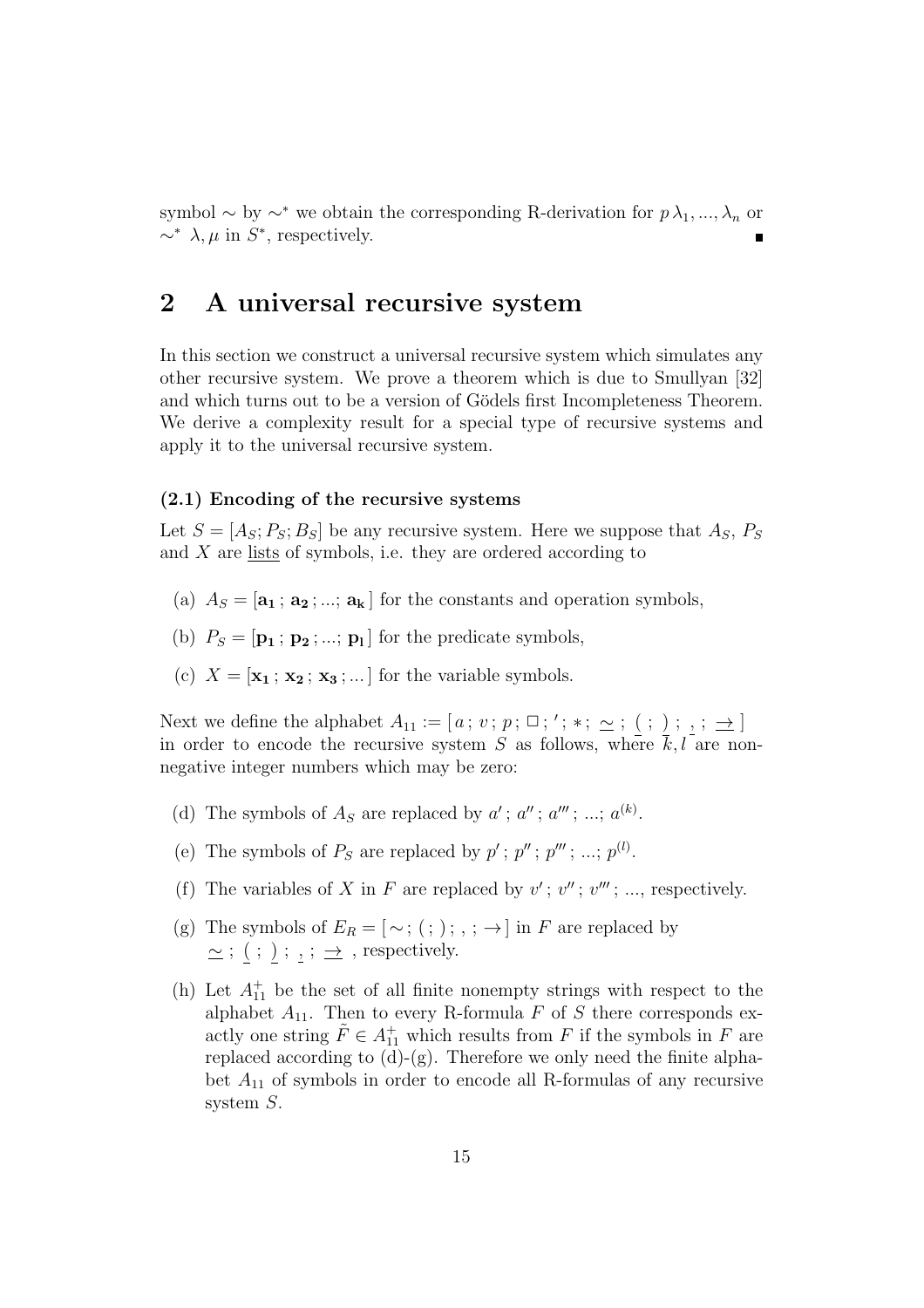symbol $\sim$ by $\sim^*$ we obtain the corresponding R-derivation for $p\,\lambda_1, ..., \lambda_n$ or $\sim^*\ \lambda, \mu$ in $S^*$, respectively. ∎

## 2 A universal recursive system

In this section we construct a universal recursive system which simulates any other recursive system. We prove a theorem which is due to Smullyan [32] and which turns out to be a version of Gödels first Incompleteness Theorem. We derive a complexity result for a special type of recursive systems and apply it to the universal recursive system.

### (2.1) Encoding of the recursive systems

Let $S = [A_S; P_S; B_S]$ be any recursive system. Here we suppose that $A_S$, $P_S$ and $X$ are lists of symbols, i.e. they are ordered according to

(a) $A_S = [\mathbf{a_1}\,;\, \mathbf{a_2}\,; ...;\, \mathbf{a_k}\,]$ for the constants and operation symbols,

(b) $P_S = [\mathbf{p_1}\,;\, \mathbf{p_2}\,; ...;\, \mathbf{p_l}\,]$ for the predicate symbols,

(c) $X = [\mathbf{x_1}\,;\, \mathbf{x_2}\,;\, \mathbf{x_3}\,; ...\,]$ for the variable symbols.

Next we define the alphabet $A_{11} := [\,a\,;\, v\,;\, p\,;\, \Box\,;\, '\,;\, *\,;\, \underline{\sim}\,;\, \underline{(}\,;\, \underline{)}\,;\, \underline{,}\,;\, \underline{\to}\,]$ in order to encode the recursive system $S$ as follows, where $k, l$ are non-negative integer numbers which may be zero:

(d) The symbols of $A_S$ are replaced by $a'\,;\, a''\,;\, a'''\,; ...;\, a^{(k)}$.

(e) The symbols of $P_S$ are replaced by $p'\,;\, p''\,;\, p'''\,; ...;\, p^{(l)}$.

(f) The variables of $X$ in $F$ are replaced by $v'\,;\, v''\,;\, v'''\,; ...$, respectively.

(g) The symbols of $E_R = [\,\sim;\, (\,;\,)\,;\, ,\,;\, \to]$ in $F$ are replaced by $\underline{\sim}\,;\, \underline{(}\,;\, \underline{)}\,;\, \underline{,}\,;\, \underline{\to}$ , respectively.

(h) Let $A_{11}^+$ be the set of all finite nonempty strings with respect to the alphabet $A_{11}$. Then to every R-formula $F$ of $S$ there corresponds exactly one string $\tilde{F} \in A_{11}^+$ which results from $F$ if the symbols in $F$ are replaced according to (d)-(g). Therefore we only need the finite alphabet $A_{11}$ of symbols in order to encode all R-formulas of any recursive system $S$.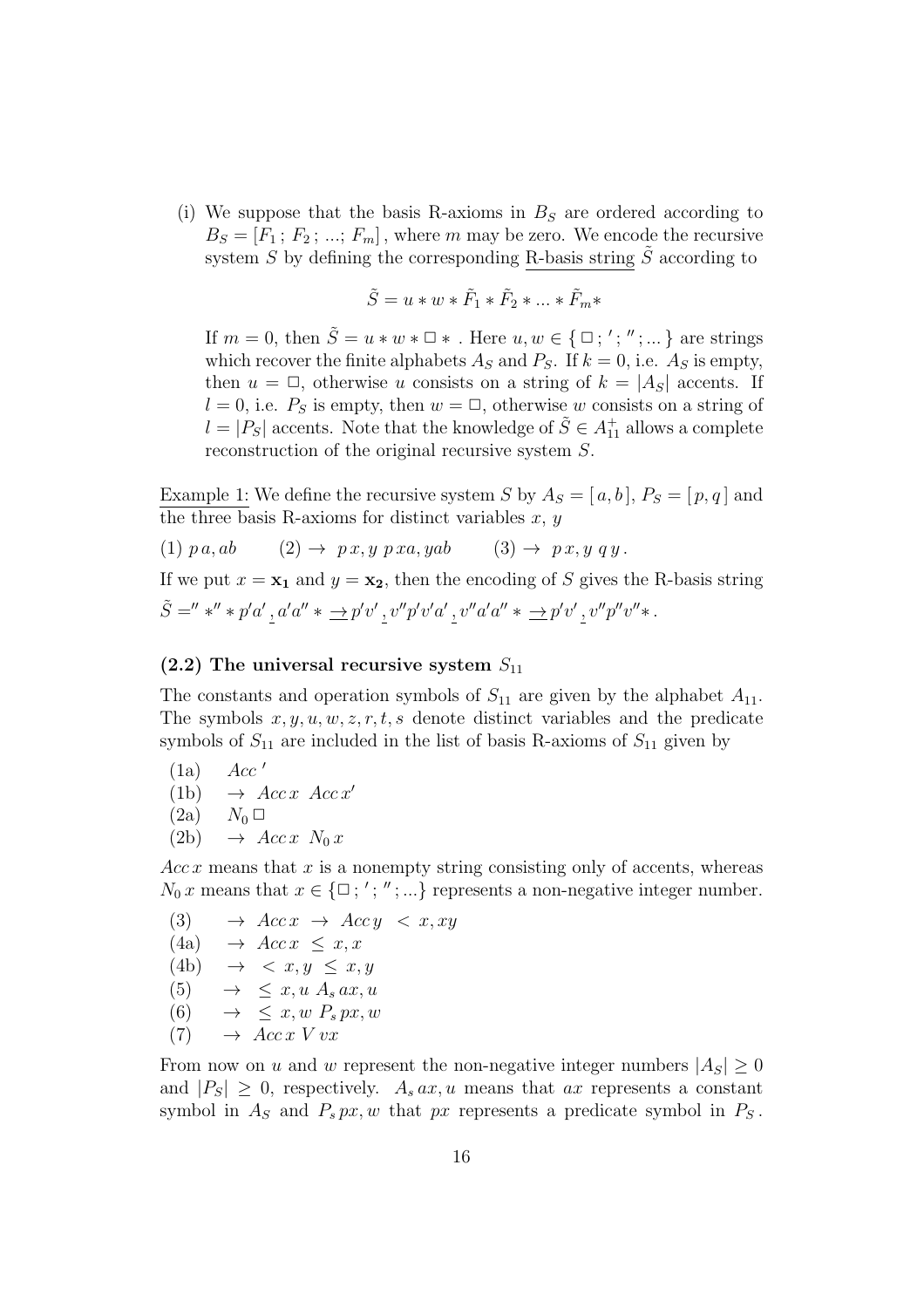(i) We suppose that the basis R-axioms in $B_S$ are ordered according to $B_S = [F_1\,;\, F_2\,;\, ...;\, F_m]$, where $m$ may be zero. We encode the recursive system $S$ by defining the corresponding <u>R-basis string</u> $\tilde{S}$ according to

$$\tilde{S} = u * w * \tilde{F}_1 * \tilde{F}_2 * ... * \tilde{F}_m *$$

If $m = 0$, then $\tilde{S} = u * w * \square *$ . Here $u, w \in \{\,\square\,;\,'\,;\,''\,;...\}$ are strings which recover the finite alphabets $A_S$ and $P_S$. If $k = 0$, i.e. $A_S$ is empty, then $u = \square$, otherwise $u$ consists on a string of $k = |A_S|$ accents. If $l = 0$, i.e. $P_S$ is empty, then $w = \square$, otherwise $w$ consists on a string of $l = |P_S|$ accents. Note that the knowledge of $\tilde{S} \in A_{11}^+$ allows a complete reconstruction of the original recursive system $S$.

<u>Example 1:</u> We define the recursive system $S$ by $A_S = [\,a, b\,]$, $P_S = [\,p, q\,]$ and the three basis R-axioms for distinct variables $x$, $y$

(1) $p\,a, ab$ $\qquad$ (2) $\rightarrow\; p\,x, y\; p\,xa, yab$ $\qquad$ (3) $\rightarrow\; p\,x, y\; q\,y$ .

If we put $x = \mathbf{x_1}$ and $y = \mathbf{x_2}$, then the encoding of $S$ gives the R-basis string $\tilde{S} ='' *'' * p'a'\,\underline{,}\,a'a'' * \underline{\rightarrow}\, p'v'\,\underline{,}\,v''p'v'a'\,\underline{,}\,v''a'a'' * \underline{\rightarrow}\, p'v'\,\underline{,}\,v''p''v'' *$.

### (2.2) The universal recursive system $S_{11}$

The constants and operation symbols of $S_{11}$ are given by the alphabet $A_{11}$. The symbols $x, y, u, w, z, r, t, s$ denote distinct variables and the predicate symbols of $S_{11}$ are included in the list of basis R-axioms of $S_{11}$ given by

(1a) $\quad Acc\,'$
(1b) $\quad \rightarrow\; Acc\,x\;\; Acc\,x'$
(2a) $\quad N_0\,\square$
(2b) $\quad \rightarrow\; Acc\,x\;\; N_0\,x$

$Acc\,x$ means that $x$ is a nonempty string consisting only of accents, whereas $N_0\,x$ means that $x \in \{\square\,;\,'\,;\,''\,;...\}$ represents a non-negative integer number.

(3) $\quad \rightarrow\; Acc\,x\; \rightarrow\; Acc\,y\;\; <\, x, xy$
(4a) $\quad \rightarrow\; Acc\,x\;\; \leq\, x, x$
(4b) $\quad \rightarrow\; <\, x, y\;\; \leq\, x, y$
(5) $\quad \rightarrow\; \leq\, x, u\;\; A_s\,ax, u$
(6) $\quad \rightarrow\; \leq\, x, w\;\; P_s\,px, w$
(7) $\quad \rightarrow\; Acc\,x\;\; V\,vx$

From now on $u$ and $w$ represent the non-negative integer numbers $|A_S| \geq 0$ and $|P_S| \geq 0$, respectively. $A_s\,ax, u$ means that $ax$ represents a constant symbol in $A_S$ and $P_s\,px, w$ that $px$ represents a predicate symbol in $P_S$.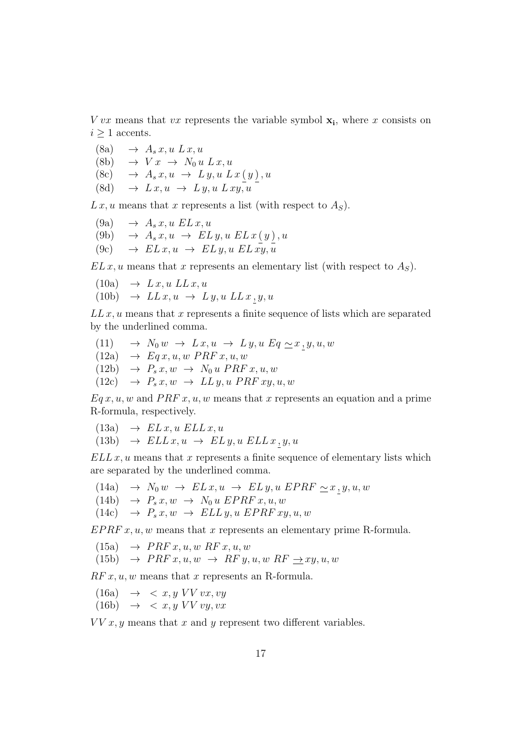$V\, vx$ means that $vx$ represents the variable symbol $\mathbf{x_i}$, where $x$ consists on $i \geq 1$ accents.

(8a) $\;\to\; A_s\, x, u\;\, L\, x, u$

(8b) $\;\to\; V\, x \;\to\; N_0\, u\;\, L\, x, u$

(8c) $\;\to\; A_s\, x, u \;\to\; L\, y, u\;\, L\, x\,\underline{(}\,y\,\underline{)}\,, u$

(8d) $\;\to\; L\, x, u \;\to\; L\, y, u\;\, L\, xy, u$

$L\, x, u$ means that $x$ represents a list (with respect to $A_S$).

(9a) $\;\to\; A_s\, x, u\;\, EL\, x, u$

(9b) $\;\to\; A_s\, x, u \;\to\; EL\, y, u\;\, EL\, x\,\underline{(}\,y\,\underline{)}\,, u$

(9c) $\;\to\; EL\, x, u \;\to\; EL\, y, u\;\, EL\, xy, u$

$EL\, x, u$ means that $x$ represents an elementary list (with respect to $A_S$).

(10a) $\;\to\; L\, x, u\;\, LL\, x, u$

(10b) $\;\to\; LL\, x, u \;\to\; L\, y, u\;\, LL\, x\,\underline{,}\,y, u$

$LL\, x, u$ means that $x$ represents a finite sequence of lists which are separated by the underlined comma.

(11) $\;\to\; N_0\, w \;\to\; L\, x, u \;\to\; L\, y, u\;\, Eq\, \underline{\simeq}\, x\,\underline{,}\,y, u, w$

(12a) $\;\to\; Eq\, x, u, w\;\, PRF\, x, u, w$

(12b) $\;\to\; P_s\, x, w \;\to\; N_0\, u\;\, PRF\, x, u, w$

(12c) $\;\to\; P_s\, x, w \;\to\; LL\, y, u\;\, PRF\, xy, u, w$

$Eq\, x, u, w$ and $PRF\, x, u, w$ means that $x$ represents an equation and a prime R-formula, respectively.

(13a) $\;\to\; EL\, x, u\;\, ELL\, x, u$

(13b) $\;\to\; ELL\, x, u \;\to\; EL\, y, u\;\, ELL\, x\,\underline{,}\,y, u$

$ELL\, x, u$ means that $x$ represents a finite sequence of elementary lists which are separated by the underlined comma.

(14a) $\;\to\; N_0\, w \;\to\; EL\, x, u \;\to\; EL\, y, u\;\, EPRF\, \underline{\simeq}\, x\,\underline{,}\,y, u, w$

(14b) $\;\to\; P_s\, x, w \;\to\; N_0\, u\;\, EPRF\, x, u, w$

(14c) $\;\to\; P_s\, x, w \;\to\; ELL\, y, u\;\, EPRF\, xy, u, w$

$EPRF\, x, u, w$ means that $x$ represents an elementary prime R-formula.

(15a) $\;\to\; PRF\, x, u, w\;\, RF\, x, u, w$

(15b) $\;\to\; PRF\, x, u, w \;\to\; RF\, y, u, w\;\, RF\, \underline{\to}\, xy, u, w$

$RF\, x, u, w$ means that $x$ represents an R-formula.

(16a) $\;\to\; <\, x, y\;\, VV\, vx, vy$

(16b) $\;\to\; <\, x, y\;\, VV\, vy, vx$

$VV\, x, y$ means that $x$ and $y$ represent two different variables.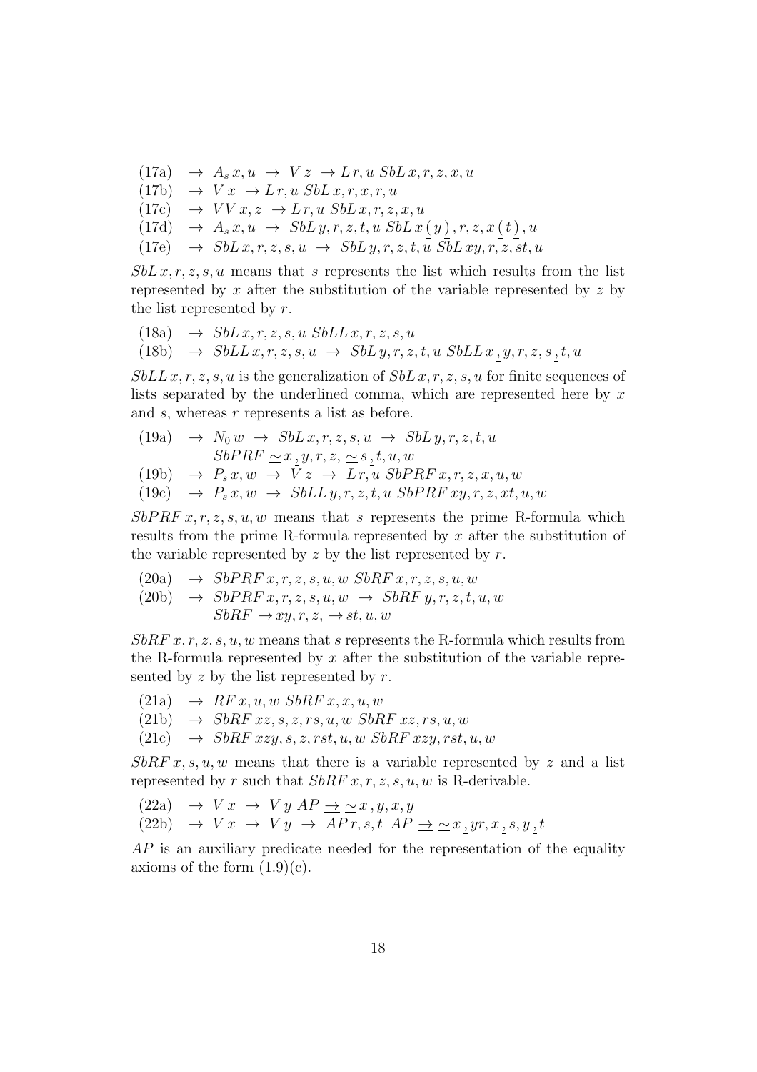$$\text{(17a)} \quad \to\; A_s\, x, u \;\to\; V\, z \;\to L\, r, u \;\, SbL\, x, r, z, x, u$$

$$\text{(17b)} \quad \to\; V\, x \;\to L\, r, u \;\, SbL\, x, r, x, r, u$$

$$\text{(17c)} \quad \to\; VV\, x, z \;\to L\, r, u \;\, SbL\, x, r, z, x, u$$

$$\text{(17d)} \quad \to\; A_s\, x, u \;\to\; SbL\, y, r, z, t, u \;\, SbL\, x\,\underline{(}\,y\,\underline{)}\,, r, z, x\,\underline{(}\,t\,\underline{)}\,, u$$

$$\text{(17e)} \quad \to\; SbL\, x, r, z, s, u \;\to\; SbL\, y, r, z, t, u \;\, SbL\, xy, r, z, st, u$$

$SbL\, x, r, z, s, u$ means that $s$ represents the list which results from the list represented by $x$ after the substitution of the variable represented by $z$ by the list represented by $r$.

$$\text{(18a)} \quad \to\; SbL\, x, r, z, s, u \;\, SbLL\, x, r, z, s, u$$

$$\text{(18b)} \quad \to\; SbLL\, x, r, z, s, u \;\to\; SbL\, y, r, z, t, u \;\, SbLL\, x\,\underline{,}\,y, r, z, s\,\underline{,}\,t, u$$

$SbLL\, x, r, z, s, u$ is the generalization of $SbL\, x, r, z, s, u$ for finite sequences of lists separated by the underlined comma, which are represented here by $x$ and $s$, whereas $r$ represents a list as before.

$$\text{(19a)} \quad \to\; N_0\, w \;\to\; SbL\, x, r, z, s, u \;\to\; SbL\, y, r, z, t, u$$
$$SbPRF\; \underline{\simeq}\, x\,\underline{,}\,y, r, z,\; \underline{\simeq}\, s\,\underline{,}\,t, u, w$$

$$\text{(19b)} \quad \to\; P_s\, x, w \;\to\; V\, z \;\to\; L\, r, u \;\, SbPRF\, x, r, z, x, u, w$$

$$\text{(19c)} \quad \to\; P_s\, x, w \;\to\; SbLL\, y, r, z, t, u \;\, SbPRF\, xy, r, z, xt, u, w$$

$SbPRF\, x, r, z, s, u, w$ means that $s$ represents the prime R-formula which results from the prime R-formula represented by $x$ after the substitution of the variable represented by $z$ by the list represented by $r$.

$$\text{(20a)} \quad \to\; SbPRF\, x, r, z, s, u, w \;\, SbRF\, x, r, z, s, u, w$$

$$\text{(20b)} \quad \to\; SbPRF\, x, r, z, s, u, w \;\to\; SbRF\, y, r, z, t, u, w$$
$$SbRF\; \underline{\to}\, xy, r, z,\; \underline{\to}\, st, u, w$$

$SbRF\, x, r, z, s, u, w$ means that $s$ represents the R-formula which results from the R-formula represented by $x$ after the substitution of the variable represented by $z$ by the list represented by $r$.

$$\text{(21a)} \quad \to\; RF\, x, u, w \;\, SbRF\, x, x, u, w$$

$$\text{(21b)} \quad \to\; SbRF\, xz, s, z, rs, u, w \;\, SbRF\, xz, rs, u, w$$

$$\text{(21c)} \quad \to\; SbRF\, xzy, s, z, rst, u, w \;\, SbRF\, xzy, rst, u, w$$

$SbRF\, x, s, u, w$ means that there is a variable represented by $z$ and a list represented by $r$ such that $SbRF\, x, r, z, s, u, w$ is R-derivable.

$$\text{(22a)} \quad \to\; V\, x \;\to\; V\, y \;\, AP\; \underline{\to}\; \underline{\simeq}\, x\,\underline{,}\,y, x, y$$

$$\text{(22b)} \quad \to\; V\, x \;\to\; V\, y \;\to\; AP\, r, s, t \;\, AP\; \underline{\to}\; \underline{\simeq}\, x\,\underline{,}\,yr, x\,\underline{,}\,s, y\,\underline{,}\,t$$

$AP$ is an auxiliary predicate needed for the representation of the equality axioms of the form (1.9)(c).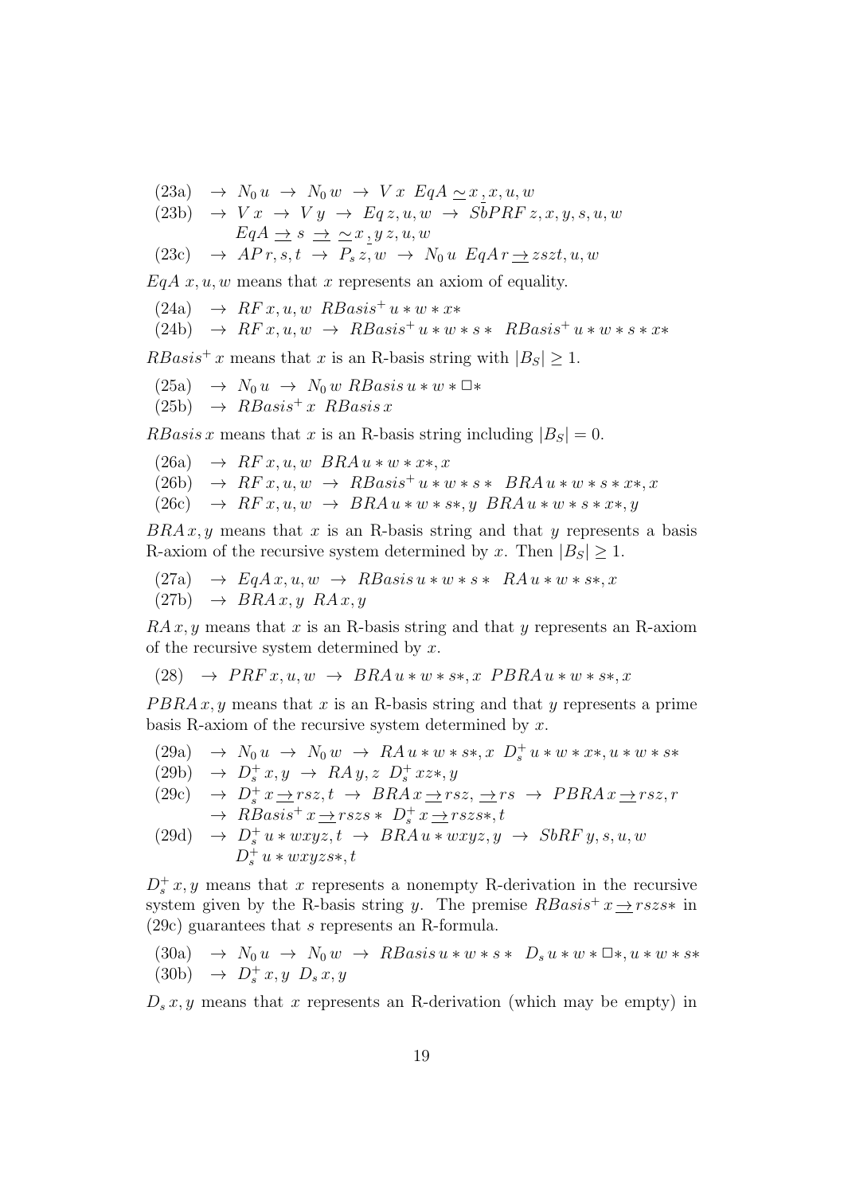(23a) $\;\rightarrow\; N_0\, u \;\rightarrow\; N_0\, w \;\rightarrow\; V\, x \;\; EqA \,\underset{\_}{\sim}\, x\,,x, u, w$

(23b) $\;\rightarrow\; V\, x \;\rightarrow\; V\, y \;\rightarrow\; Eq\, z, u, w \;\rightarrow\; \bar{S}\bar{b}PRF\, z, x, y, s, u, w$
$\qquad EqA \,\underline{\rightarrow}\, s \,\underline{\rightarrow}\, \underset{\_}{\sim}\, x\,, y\, z, u, w$

(23c) $\;\rightarrow\; AP\, r, s, t \;\rightarrow\; P_s\, z, w \;\rightarrow\; N_0\, u \;\; EqA\, r \,\underline{\rightarrow}\, zszt, u, w$

$EqA\; x, u, w$ means that $x$ represents an axiom of equality.

(24a) $\;\rightarrow\; RF\, x, u, w \;\; RBasis^+\, u * w * x*$

(24b) $\;\rightarrow\; RF\, x, u, w \;\rightarrow\; RBasis^+\, u * w * s * \;\; RBasis^+\, u * w * s * x*$

$RBasis^+\, x$ means that $x$ is an R-basis string with $|B_S| \geq 1$.

(25a) $\;\rightarrow\; N_0\, u \;\rightarrow\; N_0\, w \;\; RBasis\, u * w * \Box*$

(25b) $\;\rightarrow\; RBasis^+\, x \;\; RBasis\, x$

$RBasis\, x$ means that $x$ is an R-basis string including $|B_S| = 0$.

(26a) $\;\rightarrow\; RF\, x, u, w \;\; BRA\, u * w * x*, x$

(26b) $\;\rightarrow\; RF\, x, u, w \;\rightarrow\; RBasis^+\, u * w * s * \;\; BRA\, u * w * s * x*, x$

(26c) $\;\rightarrow\; RF\, x, u, w \;\rightarrow\; BRA\, u * w * s*, y \;\; BRA\, u * w * s * x*, y$

$BRA\, x, y$ means that $x$ is an R-basis string and that $y$ represents a basis R-axiom of the recursive system determined by $x$. Then $|B_S| \geq 1$.

(27a) $\;\rightarrow\; EqA\, x, u, w \;\rightarrow\; RBasis\, u * w * s * \;\; RA\, u * w * s*, x$

(27b) $\;\rightarrow\; BRA\, x, y \;\; RA\, x, y$

$RA\, x, y$ means that $x$ is an R-basis string and that $y$ represents an R-axiom of the recursive system determined by $x$.

(28) $\;\rightarrow\; PRF\, x, u, w \;\rightarrow\; BRA\, u * w * s*, x \;\; PBRA\, u * w * s*, x$

$PBRA\, x, y$ means that $x$ is an R-basis string and that $y$ represents a prime basis R-axiom of the recursive system determined by $x$.

(29a) $\;\rightarrow\; N_0\, u \;\rightarrow\; N_0\, w \;\rightarrow\; RA\, u * w * s*, x \;\; D_s^+\, u * w * x*, u * w * s*$

(29b) $\;\rightarrow\; D_s^+\, x, y \;\rightarrow\; RA\, y, z \;\; D_s^+\, xz*, y$

(29c) $\;\rightarrow\; D_s^+\, x \,\underline{\rightarrow}\, rsz, t \;\rightarrow\; BRA\, x \,\underline{\rightarrow}\, rsz, \underline{\rightarrow}\, rs \;\rightarrow\; PBRA\, x \,\underline{\rightarrow}\, rsz, r$
$\qquad \rightarrow\; RBasis^+\, x \,\underline{\rightarrow}\, rszs * \;\; D_s^+\, x \,\underline{\rightarrow}\, rszs*, t$

(29d) $\;\rightarrow\; D_s^+\, u * wxyz, t \;\rightarrow\; BRA\, u * wxyz, y \;\rightarrow\; SbRF\, y, s, u, w$
$\qquad D_s^+\, u * wxyzs*, t$

$D_s^+\, x, y$ means that $x$ represents a nonempty R-derivation in the recursive system given by the R-basis string $y$. The premise $RBasis^+\, x \,\underline{\rightarrow}\, rszs*$ in (29c) guarantees that $s$ represents an R-formula.

(30a) $\;\rightarrow\; N_0\, u \;\rightarrow\; N_0\, w \;\rightarrow\; RBasis\, u * w * s * \;\; D_s\, u * w * \Box*, u * w * s*$

(30b) $\;\rightarrow\; D_s^+\, x, y \;\; D_s\, x, y$

$D_s\, x, y$ means that $x$ represents an R-derivation (which may be empty) in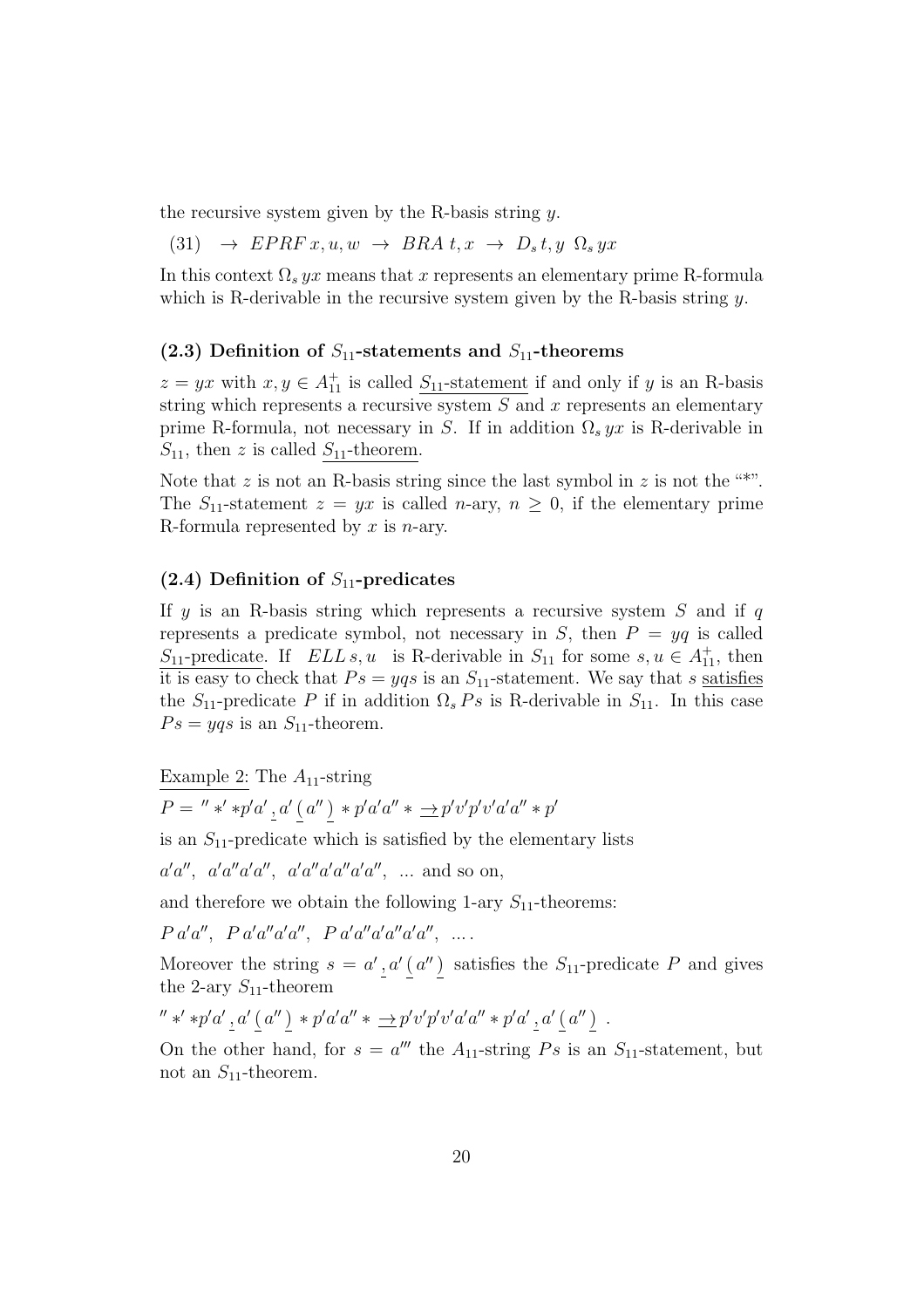the recursive system given by the R-basis string $y$.

(31) $\;\rightarrow\; EPRF\, x, u, w \;\rightarrow\; BRA\, t, x \;\rightarrow\; D_s\, t, y \;\; \Omega_s\, yx$

In this context $\Omega_s\, yx$ means that $x$ represents an elementary prime R-formula which is R-derivable in the recursive system given by the R-basis string $y$.

### (2.3) Definition of $S_{11}$-statements and $S_{11}$-theorems

$z = yx$ with $x, y \in A_{11}^{+}$ is called <u>$S_{11}$-statement</u> if and only if $y$ is an R-basis string which represents a recursive system $S$ and $x$ represents an elementary prime R-formula, not necessary in $S$. If in addition $\Omega_s\, yx$ is R-derivable in $S_{11}$, then $z$ is called <u>$S_{11}$-theorem</u>.

Note that $z$ is not an R-basis string since the last symbol in $z$ is not the "*". The $S_{11}$-statement $z = yx$ is called $n$-ary, $n \geq 0$, if the elementary prime R-formula represented by $x$ is $n$-ary.

### (2.4) Definition of $S_{11}$-predicates

If $y$ is an R-basis string which represents a recursive system $S$ and if $q$ represents a predicate symbol, not necessary in $S$, then $P = yq$ is called <u>$S_{11}$-predicate</u>. If $\;ELL\, s, u\;$ is R-derivable in $S_{11}$ for some $s, u \in A_{11}^{+}$, then it is easy to check that $Ps = yqs$ is an $S_{11}$-statement. We say that $s$ <u>satisfies</u> the $S_{11}$-predicate $P$ if in addition $\Omega_s\, Ps$ is R-derivable in $S_{11}$. In this case $Ps = yqs$ is an $S_{11}$-theorem.

<u>Example 2:</u> The $A_{11}$-string

$P = {}'' *' *p'a' \,\underline{,}\, a' \,\underline{(}\, a'' \,\underline{)}\, * p'a'a'' * \underline{\rightarrow} p'v'p'v'a'a'' * p'$

is an $S_{11}$-predicate which is satisfied by the elementary lists

$a'a'',\;\; a'a''a'a'',\;\; a'a''a'a''a'a'',\;\; \ldots$ and so on,

and therefore we obtain the following 1-ary $S_{11}$-theorems:

$P\, a'a'',\;\; P\, a'a''a'a'',\;\; P\, a'a''a'a''a'a'',\;\; \ldots .$

Moreover the string $s = a' \,\underline{,}\, a' \,\underline{(}\, a'' \,\underline{)}$ satisfies the $S_{11}$-predicate $P$ and gives the 2-ary $S_{11}$-theorem

${}'' *' *p'a' \,\underline{,}\, a' \,\underline{(}\, a'' \,\underline{)}\, * p'a'a'' * \underline{\rightarrow} p'v'p'v'a'a'' * p'a' \,\underline{,}\, a' \,\underline{(}\, a'' \,\underline{)}\;.$

On the other hand, for $s = a'''$ the $A_{11}$-string $Ps$ is an $S_{11}$-statement, but not an $S_{11}$-theorem.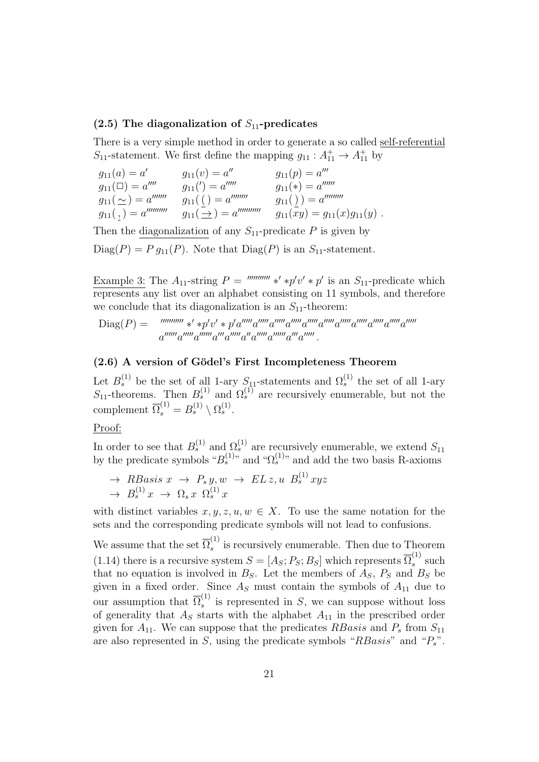### (2.5) The diagonalization of $S_{11}$-predicates

There is a very simple method in order to generate a so called <u>self-referential</u> $S_{11}$-statement. We first define the mapping $g_{11} : A_{11}^+ \to A_{11}^+$ by

$$
\begin{array}{lll}
g_{11}(a) = a' & g_{11}(v) = a'' & g_{11}(p) = a''' \\
g_{11}(\Box) = a'''' & g_{11}(') = a''''' & g_{11}(*) = a'''''' \\
g_{11}(\simeq) = a''''''' & g_{11}(\,(\,) = a'''''''' & g_{11}(\,)\,) = a''''''''' \\
g_{11}(\,,\,) = a'''''''''' & g_{11}(\to) = a''''''''''' & g_{11}(xy) = g_{11}(x)g_{11}(y) \; .
\end{array}
$$

Then the <u>diagonalization</u> of any $S_{11}$-predicate $P$ is given by

$\mathrm{Diag}(P) = P\, g_{11}(P)$. Note that $\mathrm{Diag}(P)$ is an $S_{11}$-statement.

<u>Example 3:</u> The $A_{11}$-string $P = {}'''''''''''\, *' *p'v' * p'$ is an $S_{11}$-predicate which represents any list over an alphabet consisting on 11 symbols, and therefore we conclude that its diagonalization is an $S_{11}$-theorem:

$$
\mathrm{Diag}(P) = {}'''''''''''\, *' *p'v' * p'a'''''a'''''a'''''a'''''a'''''a'''''a'''''a'''''a'''''a'''''a'''''a''''''a'''''a''''''a'''a'''''a''a'''''a''''''a'''a''''' .
$$

### (2.6) A version of Gödel's First Incompleteness Theorem

Let $B_s^{(1)}$ be the set of all 1-ary $S_{11}$-statements and $\Omega_s^{(1)}$ the set of all 1-ary $S_{11}$-theorems. Then $B_s^{(1)}$ and $\Omega_s^{(1)}$ are recursively enumerable, but not the complement $\overline{\Omega}_s^{(1)} = B_s^{(1)} \setminus \Omega_s^{(1)}$.

<u>Proof:</u>

In order to see that $B_s^{(1)}$ and $\Omega_s^{(1)}$ are recursively enumerable, we extend $S_{11}$ by the predicate symbols "$B_s^{(1)}$" and "$\Omega_s^{(1)}$" and add the two basis R-axioms

$$
\begin{array}{l}
\to\; RBasis\; x \;\to\; P_s\, y, w \;\to\; EL\, z, u\;\; B_s^{(1)}\, xyz \\
\to\; B_s^{(1)}\, x \;\to\; \Omega_s\, x\;\; \Omega_s^{(1)}\, x
\end{array}
$$

with distinct variables $x, y, z, u, w \in X$. To use the same notation for the sets and the corresponding predicate symbols will not lead to confusions.

We assume that the set $\overline{\Omega}_s^{(1)}$ is recursively enumerable. Then due to Theorem (1.14) there is a recursive system $S = [A_S; P_S; B_S]$ which represents $\overline{\Omega}_s^{(1)}$ such that no equation is involved in $B_S$. Let the members of $A_S$, $P_S$ and $B_S$ be given in a fixed order. Since $A_S$ must contain the symbols of $A_{11}$ due to our assumption that $\overline{\Omega}_s^{(1)}$ is represented in $S$, we can suppose without loss of generality that $A_S$ starts with the alphabet $A_{11}$ in the prescribed order given for $A_{11}$. We can suppose that the predicates $RBasis$ and $P_s$ from $S_{11}$ are also represented in $S$, using the predicate symbols "$RBasis$" and "$P_s$".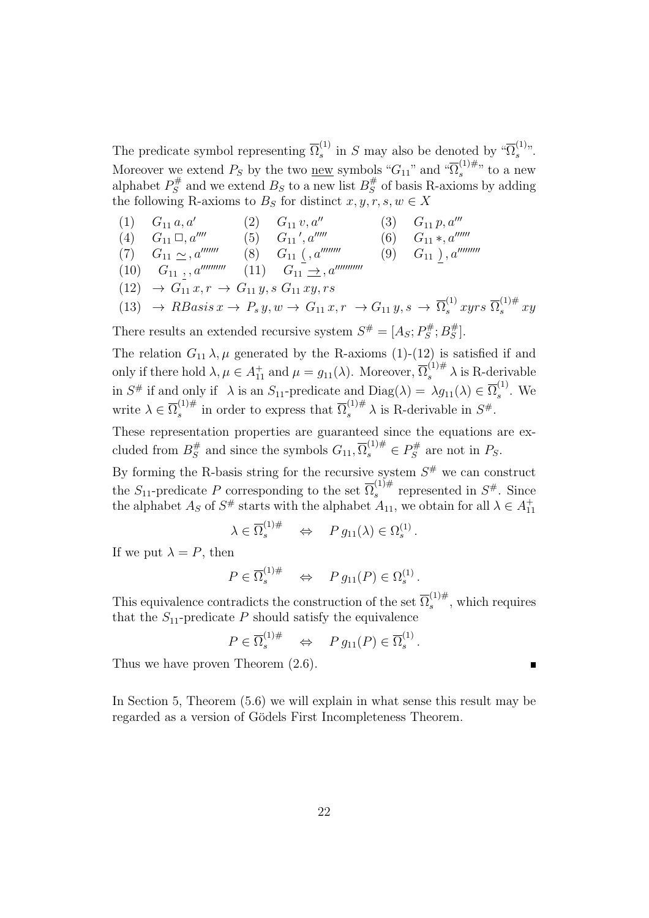The predicate symbol representing $\overline{\Omega}_s^{(1)}$ in $S$ may also be denoted by "$\overline{\Omega}_s^{(1)}$". Moreover we extend $P_S$ by the two <u>new</u> symbols "$G_{11}$" and "$\overline{\Omega}_s^{(1)\#}$" to a new alphabet $P_S^\#$ and we extend $B_S$ to a new list $B_S^\#$ of basis R-axioms by adding the following R-axioms to $B_S$ for distinct $x, y, r, s, w \in X$

$$
\begin{array}{llllll}
(1) & G_{11}\, a, a' & (2) & G_{11}\, v, a'' & (3) & G_{11}\, p, a''' \\
(4) & G_{11}\, \Box, a'''' & (5) & G_{11}\, ', a''''' & (6) & G_{11}\, *, a'''''' \\
(7) & G_{11}\, \simeq, a''''''' & (8) & G_{11}\, \underline{(}, a'''''''' & (9) & G_{11}\, \underline{)}, a''''''''' \\
(10) & G_{11}\, \underline{,}, a'''''''''' & (11) & G_{11}\, \underline{\to}, a''''''''''' & &
\end{array}
$$

$$(12) \quad \to G_{11}\, x, r \to G_{11}\, y, s\; G_{11}\, xy, rs$$

$$(13) \quad \to RBasis\, x \to P_s\, y, w \to G_{11}\, x, r \to G_{11}\, y, s \to \overline{\Omega}_s^{(1)}\, xyrs\; \overline{\Omega}_s^{(1)\#}\, xy$$

There results an extended recursive system $S^\# = [A_S; P_S^\#; B_S^\#]$.

The relation $G_{11}\, \lambda, \mu$ generated by the R-axioms (1)-(12) is satisfied if and only if there hold $\lambda, \mu \in A_{11}^+$ and $\mu = g_{11}(\lambda)$. Moreover, $\overline{\Omega}_s^{(1)\#}\, \lambda$ is R-derivable in $S^\#$ if and only if $\lambda$ is an $S_{11}$-predicate and $\mathrm{Diag}(\lambda) = \lambda g_{11}(\lambda) \in \overline{\Omega}_s^{(1)}$. We write $\lambda \in \overline{\Omega}_s^{(1)\#}$ in order to express that $\overline{\Omega}_s^{(1)\#}\, \lambda$ is R-derivable in $S^\#$.

These representation properties are guaranteed since the equations are excluded from $B_S^\#$ and since the symbols $G_{11}, \overline{\Omega}_s^{(1)\#} \in P_S^\#$ are not in $P_S$.

By forming the R-basis string for the recursive system $S^\#$ we can construct the $S_{11}$-predicate $P$ corresponding to the set $\overline{\Omega}_s^{(1)\#}$ represented in $S^\#$. Since the alphabet $A_S$ of $S^\#$ starts with the alphabet $A_{11}$, we obtain for all $\lambda \in A_{11}^+$

$$\lambda \in \overline{\Omega}_s^{(1)\#} \quad \Leftrightarrow \quad P\, g_{11}(\lambda) \in \Omega_s^{(1)}\,.$$

If we put $\lambda = P$, then

$$P \in \overline{\Omega}_s^{(1)\#} \quad \Leftrightarrow \quad P\, g_{11}(P) \in \Omega_s^{(1)}\,.$$

This equivalence contradicts the construction of the set $\overline{\Omega}_s^{(1)\#}$, which requires that the $S_{11}$-predicate $P$ should satisfy the equivalence

$$P \in \overline{\Omega}_s^{(1)\#} \quad \Leftrightarrow \quad P\, g_{11}(P) \in \overline{\Omega}_s^{(1)}\,.$$

Thus we have proven Theorem (2.6). ∎

In Section 5, Theorem (5.6) we will explain in what sense this result may be regarded as a version of Gödels First Incompleteness Theorem.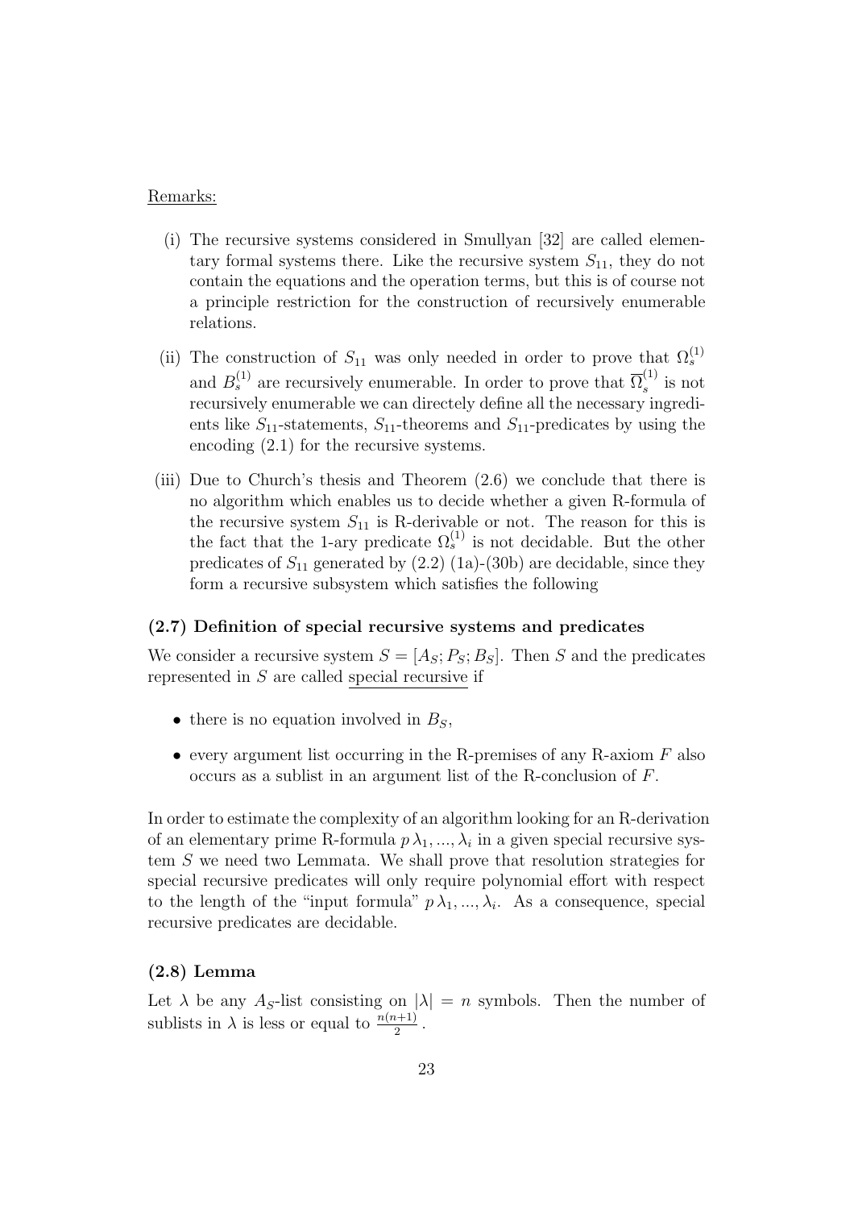Remarks:

(i) The recursive systems considered in Smullyan [32] are called elementary formal systems there. Like the recursive system $S_{11}$, they do not contain the equations and the operation terms, but this is of course not a principle restriction for the construction of recursively enumerable relations.

(ii) The construction of $S_{11}$ was only needed in order to prove that $\Omega_s^{(1)}$ and $B_s^{(1)}$ are recursively enumerable. In order to prove that $\overline{\Omega}_s^{(1)}$ is not recursively enumerable we can directely define all the necessary ingredients like $S_{11}$-statements, $S_{11}$-theorems and $S_{11}$-predicates by using the encoding (2.1) for the recursive systems.

(iii) Due to Church's thesis and Theorem (2.6) we conclude that there is no algorithm which enables us to decide whether a given R-formula of the recursive system $S_{11}$ is R-derivable or not. The reason for this is the fact that the 1-ary predicate $\Omega_s^{(1)}$ is not decidable. But the other predicates of $S_{11}$ generated by (2.2) (1a)-(30b) are decidable, since they form a recursive subsystem which satisfies the following

### (2.7) Definition of special recursive systems and predicates

We consider a recursive system $S = [A_S; P_S; B_S]$. Then $S$ and the predicates represented in $S$ are called <u>special recursive</u> if

- there is no equation involved in $B_S$,
- every argument list occurring in the R-premises of any R-axiom $F$ also occurs as a sublist in an argument list of the R-conclusion of $F$.

In order to estimate the complexity of an algorithm looking for an R-derivation of an elementary prime R-formula $p\,\lambda_1, ..., \lambda_i$ in a given special recursive system $S$ we need two Lemmata. We shall prove that resolution strategies for special recursive predicates will only require polynomial effort with respect to the length of the "input formula" $p\,\lambda_1, ..., \lambda_i$. As a consequence, special recursive predicates are decidable.

### (2.8) Lemma

Let $\lambda$ be any $A_S$-list consisting on $|\lambda| = n$ symbols. Then the number of sublists in $\lambda$ is less or equal to $\frac{n(n+1)}{2}$.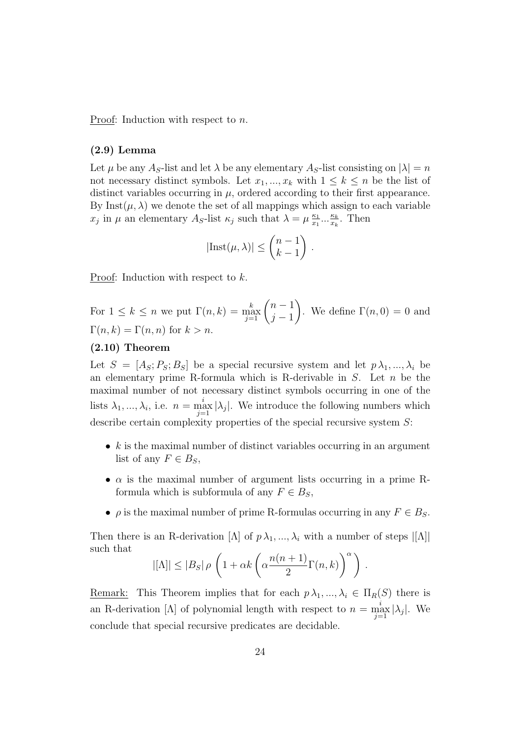Proof: Induction with respect to $n$.

### (2.9) Lemma

Let $\mu$ be any $A_S$-list and let $\lambda$ be any elementary $A_S$-list consisting on $|\lambda| = n$ not necessary distinct symbols. Let $x_1, ..., x_k$ with $1 \leq k \leq n$ be the list of distinct variables occurring in $\mu$, ordered according to their first appearance. By $\text{Inst}(\mu, \lambda)$ we denote the set of all mappings which assign to each variable $x_j$ in $\mu$ an elementary $A_S$-list $\kappa_j$ such that $\lambda = \mu \frac{\kappa_1}{x_1} ... \frac{\kappa_k}{x_k}$. Then

$$|\text{Inst}(\mu, \lambda)| \leq \binom{n-1}{k-1} .$$

Proof: Induction with respect to $k$.

For $1 \leq k \leq n$ we put $\Gamma(n, k) = \max_{j=1}^{k} \binom{n-1}{j-1}$. We define $\Gamma(n, 0) = 0$ and $\Gamma(n, k) = \Gamma(n, n)$ for $k > n$.

### (2.10) Theorem

Let $S = [A_S; P_S; B_S]$ be a special recursive system and let $p\, \lambda_1, ..., \lambda_i$ be an elementary prime R-formula which is R-derivable in $S$. Let $n$ be the maximal number of not necessary distinct symbols occurring in one of the lists $\lambda_1, ..., \lambda_i$, i.e. $n = \max_{j=1}^{i} |\lambda_j|$. We introduce the following numbers which describe certain complexity properties of the special recursive system $S$:

- $k$ is the maximal number of distinct variables occurring in an argument list of any $F \in B_S$,
- $\alpha$ is the maximal number of argument lists occurring in a prime R-formula which is subformula of any $F \in B_S$,
- $\rho$ is the maximal number of prime R-formulas occurring in any $F \in B_S$.

Then there is an R-derivation $[\Lambda]$ of $p\, \lambda_1, ..., \lambda_i$ with a number of steps $|[\Lambda]|$ such that

$$|[\Lambda]| \leq |B_S|\, \rho \left( 1 + \alpha k \left( \alpha \frac{n(n+1)}{2} \Gamma(n, k) \right)^{\alpha} \right) .$$

Remark: This Theorem implies that for each $p\, \lambda_1, ..., \lambda_i \in \Pi_R(S)$ there is an R-derivation $[\Lambda]$ of polynomial length with respect to $n = \max_{j=1}^{i} |\lambda_j|$. We conclude that special recursive predicates are decidable.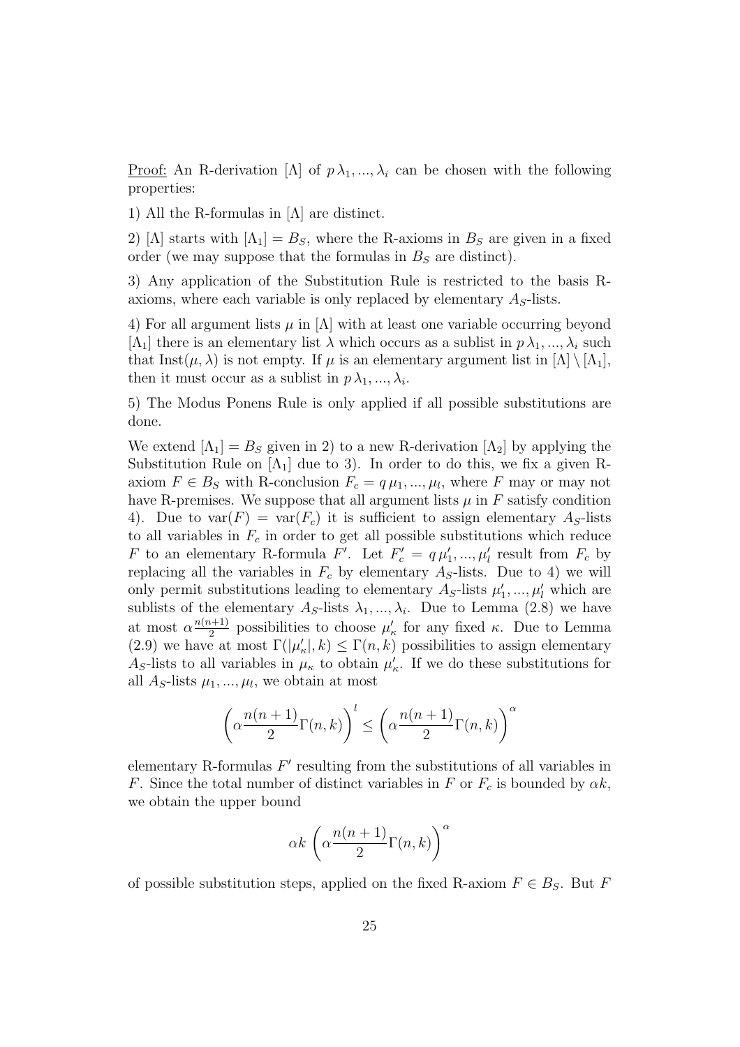<u>Proof:</u> An R-derivation $[\Lambda]$ of $p\,\lambda_1, ..., \lambda_i$ can be chosen with the following properties:

1) All the R-formulas in $[\Lambda]$ are distinct.

2) $[\Lambda]$ starts with $[\Lambda_1] = B_S$, where the R-axioms in $B_S$ are given in a fixed order (we may suppose that the formulas in $B_S$ are distinct).

3) Any application of the Substitution Rule is restricted to the basis R-axioms, where each variable is only replaced by elementary $A_S$-lists.

4) For all argument lists $\mu$ in $[\Lambda]$ with at least one variable occurring beyond $[\Lambda_1]$ there is an elementary list $\lambda$ which occurs as a sublist in $p\,\lambda_1, ..., \lambda_i$ such that $\mathrm{Inst}(\mu, \lambda)$ is not empty. If $\mu$ is an elementary argument list in $[\Lambda] \setminus [\Lambda_1]$, then it must occur as a sublist in $p\,\lambda_1, ..., \lambda_i$.

5) The Modus Ponens Rule is only applied if all possible substitutions are done.

We extend $[\Lambda_1] = B_S$ given in 2) to a new R-derivation $[\Lambda_2]$ by applying the Substitution Rule on $[\Lambda_1]$ due to 3). In order to do this, we fix a given R-axiom $F \in B_S$ with R-conclusion $F_c = q\,\mu_1, ..., \mu_l$, where $F$ may or may not have R-premises. We suppose that all argument lists $\mu$ in $F$ satisfy condition 4). Due to $\mathrm{var}(F) = \mathrm{var}(F_c)$ it is sufficient to assign elementary $A_S$-lists to all variables in $F_c$ in order to get all possible substitutions which reduce $F$ to an elementary R-formula $F'$. Let $F'_c = q\,\mu'_1, ..., \mu'_l$ result from $F_c$ by replacing all the variables in $F_c$ by elementary $A_S$-lists. Due to 4) we will only permit substitutions leading to elementary $A_S$-lists $\mu'_1, ..., \mu'_l$ which are sublists of the elementary $A_S$-lists $\lambda_1, ..., \lambda_i$. Due to Lemma (2.8) we have at most $\alpha\frac{n(n+1)}{2}$ possibilities to choose $\mu'_\kappa$ for any fixed $\kappa$. Due to Lemma (2.9) we have at most $\Gamma(|\mu'_\kappa|, k) \leq \Gamma(n, k)$ possibilities to assign elementary $A_S$-lists to all variables in $\mu_\kappa$ to obtain $\mu'_\kappa$. If we do these substitutions for all $A_S$-lists $\mu_1, ..., \mu_l$, we obtain at most

$$\left(\alpha\frac{n(n+1)}{2}\Gamma(n,k)\right)^l \leq \left(\alpha\frac{n(n+1)}{2}\Gamma(n,k)\right)^\alpha$$

elementary R-formulas $F'$ resulting from the substitutions of all variables in $F$. Since the total number of distinct variables in $F$ or $F_c$ is bounded by $\alpha k$, we obtain the upper bound

$$\alpha k\,\left(\alpha\frac{n(n+1)}{2}\Gamma(n,k)\right)^\alpha$$

of possible substitution steps, applied on the fixed R-axiom $F \in B_S$. But $F$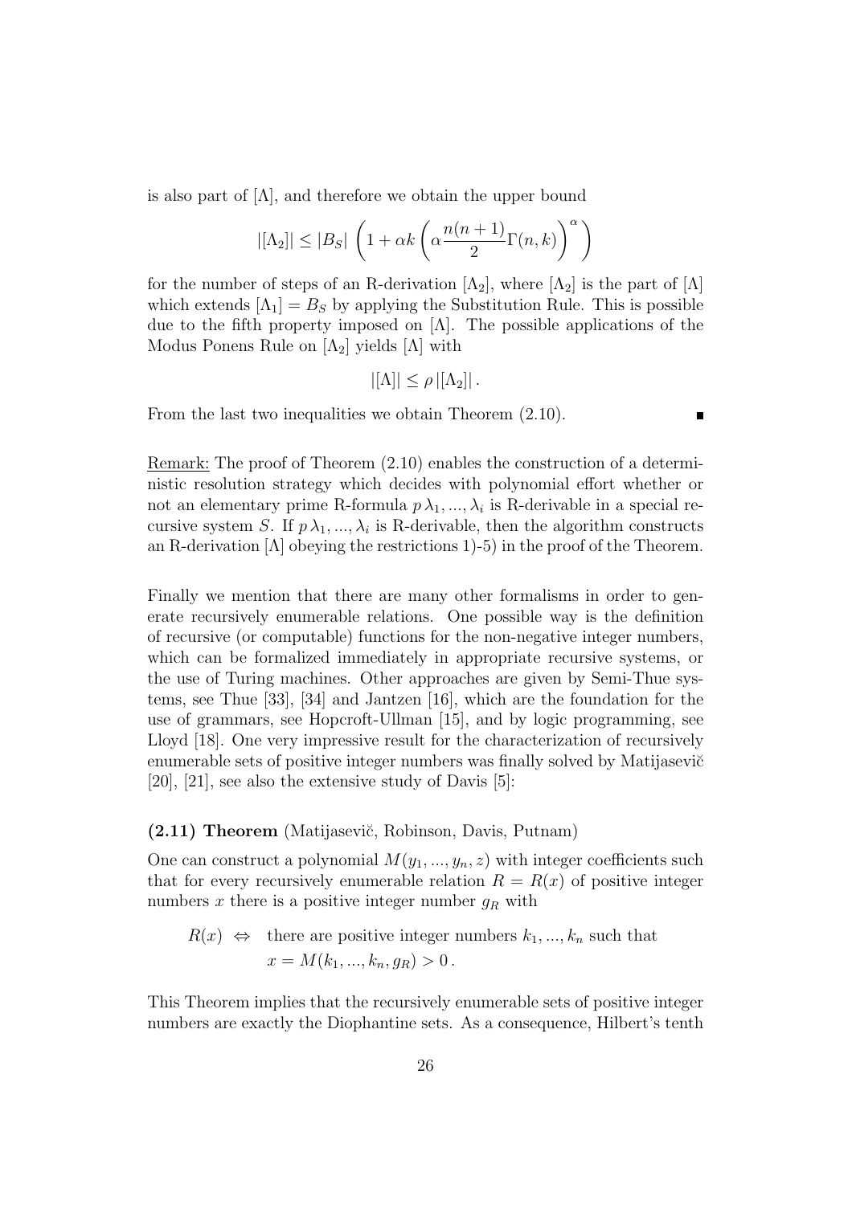is also part of $[\Lambda]$, and therefore we obtain the upper bound

$$|[\Lambda_2]| \leq |B_S| \left(1 + \alpha k \left(\alpha \frac{n(n+1)}{2} \Gamma(n,k)\right)^{\alpha}\right)$$

for the number of steps of an R-derivation $[\Lambda_2]$, where $[\Lambda_2]$ is the part of $[\Lambda]$ which extends $[\Lambda_1] = B_S$ by applying the Substitution Rule. This is possible due to the fifth property imposed on $[\Lambda]$. The possible applications of the Modus Ponens Rule on $[\Lambda_2]$ yields $[\Lambda]$ with

$$|[\Lambda]| \leq \rho \, |[\Lambda_2]| \, .$$

From the last two inequalities we obtain Theorem (2.10). ∎

Remark: The proof of Theorem (2.10) enables the construction of a deterministic resolution strategy which decides with polynomial effort whether or not an elementary prime R-formula $p\,\lambda_1, ..., \lambda_i$ is R-derivable in a special recursive system $S$. If $p\,\lambda_1, ..., \lambda_i$ is R-derivable, then the algorithm constructs an R-derivation $[\Lambda]$ obeying the restrictions 1)-5) in the proof of the Theorem.

Finally we mention that there are many other formalisms in order to generate recursively enumerable relations. One possible way is the definition of recursive (or computable) functions for the non-negative integer numbers, which can be formalized immediately in appropriate recursive systems, or the use of Turing machines. Other approaches are given by Semi-Thue systems, see Thue [33], [34] and Jantzen [16], which are the foundation for the use of grammars, see Hopcroft-Ullman [15], and by logic programming, see Lloyd [18]. One very impressive result for the characterization of recursively enumerable sets of positive integer numbers was finally solved by Matijasevič [20], [21], see also the extensive study of Davis [5]:

**(2.11) Theorem** (Matijasevič, Robinson, Davis, Putnam)

One can construct a polynomial $M(y_1, ..., y_n, z)$ with integer coefficients such that for every recursively enumerable relation $R = R(x)$ of positive integer numbers $x$ there is a positive integer number $g_R$ with

$$R(x) \;\Leftrightarrow\; \text{there are positive integer numbers } k_1, ..., k_n \text{ such that } x = M(k_1, ..., k_n, g_R) > 0\,.$$

This Theorem implies that the recursively enumerable sets of positive integer numbers are exactly the Diophantine sets. As a consequence, Hilbert's tenth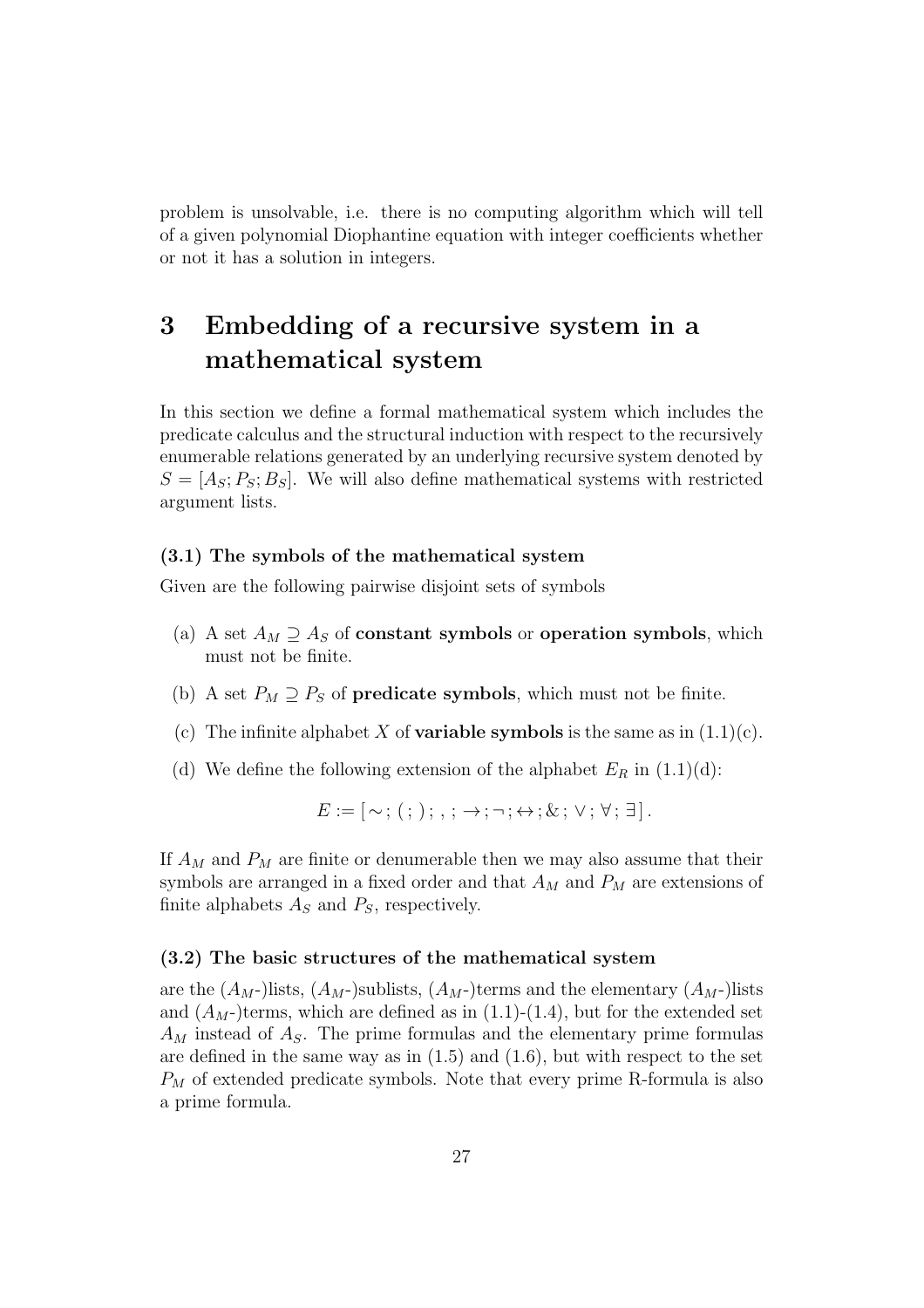problem is unsolvable, i.e. there is no computing algorithm which will tell of a given polynomial Diophantine equation with integer coefficients whether or not it has a solution in integers.

# 3 Embedding of a recursive system in a mathematical system

In this section we define a formal mathematical system which includes the predicate calculus and the structural induction with respect to the recursively enumerable relations generated by an underlying recursive system denoted by $S = [A_S; P_S; B_S]$. We will also define mathematical systems with restricted argument lists.

### (3.1) The symbols of the mathematical system

Given are the following pairwise disjoint sets of symbols

(a) A set $A_M \supseteq A_S$ of **constant symbols** or **operation symbols**, which must not be finite.

(b) A set $P_M \supseteq P_S$ of **predicate symbols**, which must not be finite.

(c) The infinite alphabet $X$ of **variable symbols** is the same as in (1.1)(c).

(d) We define the following extension of the alphabet $E_R$ in (1.1)(d):

$$E := [\sim ; ( ; ) ; , ; \rightarrow ; \neg ; \leftrightarrow ; \& ; \vee ; \forall ; \exists ] .$$

If $A_M$ and $P_M$ are finite or denumerable then we may also assume that their symbols are arranged in a fixed order and that $A_M$ and $P_M$ are extensions of finite alphabets $A_S$ and $P_S$, respectively.

### (3.2) The basic structures of the mathematical system

are the ($A_M$-)lists, ($A_M$-)sublists, ($A_M$-)terms and the elementary ($A_M$-)lists and ($A_M$-)terms, which are defined as in (1.1)-(1.4), but for the extended set $A_M$ instead of $A_S$. The prime formulas and the elementary prime formulas are defined in the same way as in (1.5) and (1.6), but with respect to the set $P_M$ of extended predicate symbols. Note that every prime R-formula is also a prime formula.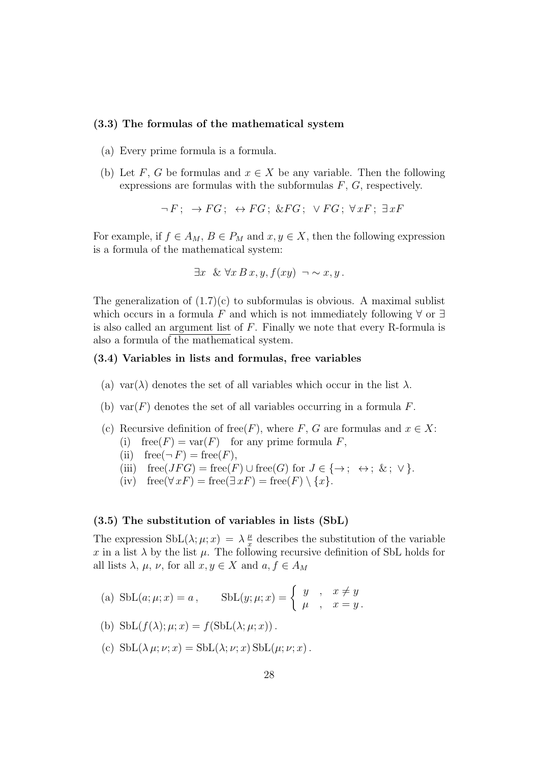### (3.3) The formulas of the mathematical system

(a) Every prime formula is a formula.

(b) Let $F$, $G$ be formulas and $x \in X$ be any variable. Then the following expressions are formulas with the subformulas $F$, $G$, respectively.

$$\neg F\,;\ \ \rightarrow FG\,;\ \ \leftrightarrow FG\,;\ \ \&FG\,;\ \ \vee FG\,;\ \forall xF\,;\ \exists xF$$

For example, if $f \in A_M$, $B \in P_M$ and $x, y \in X$, then the following expression is a formula of the mathematical system:

$$\exists x\ \ \&\ \forall x\, B\, x, y, f(xy)\ \ \neg \sim x, y\,.$$

The generalization of (1.7)(c) to subformulas is obvious. A maximal sublist which occurs in a formula $F$ and which is not immediately following $\forall$ or $\exists$ is also called an argument list of $F$. Finally we note that every R-formula is also a formula of the mathematical system.

### (3.4) Variables in lists and formulas, free variables

(a) $\mathrm{var}(\lambda)$ denotes the set of all variables which occur in the list $\lambda$.

(b) $\mathrm{var}(F)$ denotes the set of all variables occurring in a formula $F$.

(c) Recursive definition of $\mathrm{free}(F)$, where $F$, $G$ are formulas and $x \in X$:
   (i) $\mathrm{free}(F) = \mathrm{var}(F)$ for any prime formula $F$,
   (ii) $\mathrm{free}(\neg F) = \mathrm{free}(F)$,
   (iii) $\mathrm{free}(JFG) = \mathrm{free}(F) \cup \mathrm{free}(G)$ for $J \in \{\rightarrow;\ \leftrightarrow;\ \&\,;\ \vee\}$.
   (iv) $\mathrm{free}(\forall xF) = \mathrm{free}(\exists xF) = \mathrm{free}(F) \setminus \{x\}$.

### (3.5) The substitution of variables in lists (SbL)

The expression $\mathrm{SbL}(\lambda; \mu; x) = \lambda \frac{\mu}{x}$ describes the substitution of the variable $x$ in a list $\lambda$ by the list $\mu$. The following recursive definition of SbL holds for all lists $\lambda$, $\mu$, $\nu$, for all $x, y \in X$ and $a, f \in A_M$

(a) $\mathrm{SbL}(a; \mu; x) = a\,, \qquad \mathrm{SbL}(y; \mu; x) = \begin{cases} y & , \quad x \neq y \\ \mu & , \quad x = y\,. \end{cases}$

(b) $\mathrm{SbL}(f(\lambda); \mu; x) = f(\mathrm{SbL}(\lambda; \mu; x))\,.$

(c) $\mathrm{SbL}(\lambda\,\mu; \nu; x) = \mathrm{SbL}(\lambda; \nu; x)\,\mathrm{SbL}(\mu; \nu; x)\,.$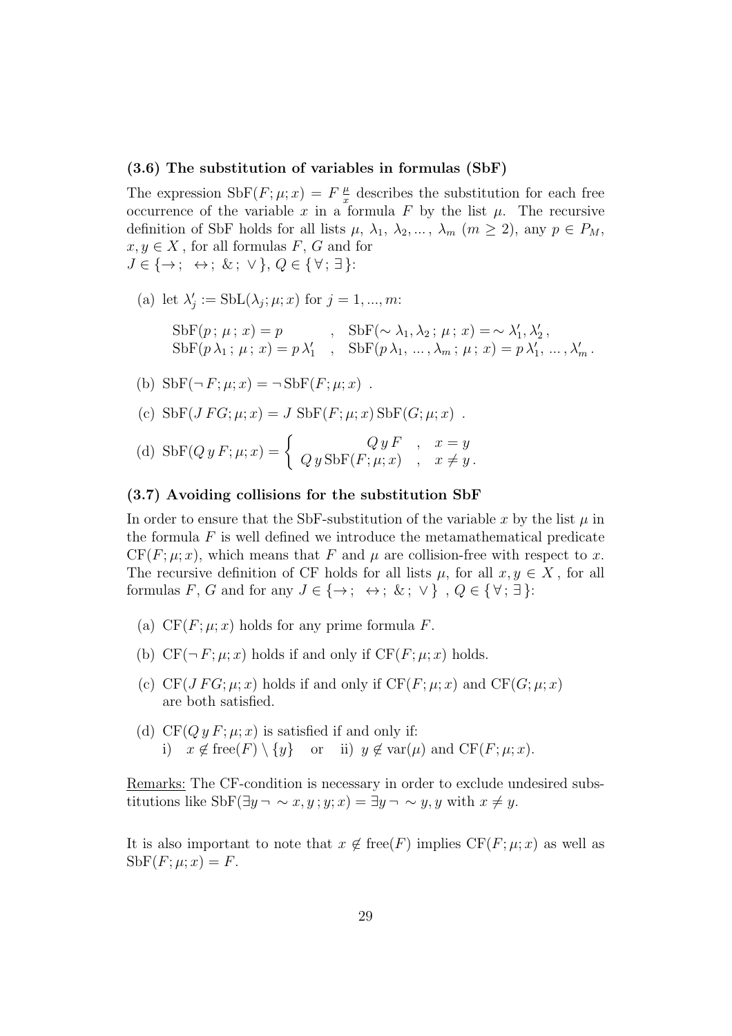**(3.6) The substitution of variables in formulas (SbF)**

The expression $\mathrm{SbF}(F;\mu;x) = F\,\frac{\mu}{x}$ describes the substitution for each free occurrence of the variable $x$ in a formula $F$ by the list $\mu$. The recursive definition of SbF holds for all lists $\mu$, $\lambda_1$, $\lambda_2, \ldots, \lambda_m$ $(m \geq 2)$, any $p \in P_M$, $x, y \in X$, for all formulas $F$, $G$ and for $J \in \{\rightarrow;\ \leftrightarrow;\ \&;\ \vee\}$, $Q \in \{\forall;\exists\}$:

(a) let $\lambda'_j := \mathrm{SbL}(\lambda_j;\mu;x)$ for $j = 1, \ldots, m$:

$$\begin{array}{lcl} \mathrm{SbF}(p\,;\,\mu\,;\,x) = p & , & \mathrm{SbF}(\sim \lambda_1, \lambda_2\,;\,\mu\,;\,x) = \sim \lambda'_1, \lambda'_2\,, \\ \mathrm{SbF}(p\,\lambda_1\,;\,\mu\,;\,x) = p\,\lambda'_1 & , & \mathrm{SbF}(p\,\lambda_1, \ldots, \lambda_m\,;\,\mu\,;\,x) = p\,\lambda'_1, \ldots, \lambda'_m\,. \end{array}$$

(b) $\mathrm{SbF}(\neg F;\mu;x) = \neg\,\mathrm{SbF}(F;\mu;x)$ .

(c) $\mathrm{SbF}(J\,FG;\mu;x) = J\ \mathrm{SbF}(F;\mu;x)\,\mathrm{SbF}(G;\mu;x)$ .

(d) $\mathrm{SbF}(Q\,y\,F;\mu;x) = \begin{cases} Q\,y\,F & , \quad x = y \\ Q\,y\,\mathrm{SbF}(F;\mu;x) & , \quad x \neq y\,. \end{cases}$

**(3.7) Avoiding collisions for the substitution SbF**

In order to ensure that the SbF-substitution of the variable $x$ by the list $\mu$ in the formula $F$ is well defined we introduce the metamathematical predicate $\mathrm{CF}(F;\mu;x)$, which means that $F$ and $\mu$ are collision-free with respect to $x$. The recursive definition of CF holds for all lists $\mu$, for all $x, y \in X$, for all formulas $F$, $G$ and for any $J \in \{\rightarrow;\ \leftrightarrow;\ \&;\ \vee\}$, $Q \in \{\forall;\exists\}$:

(a) $\mathrm{CF}(F;\mu;x)$ holds for any prime formula $F$.

(b) $\mathrm{CF}(\neg F;\mu;x)$ holds if and only if $\mathrm{CF}(F;\mu;x)$ holds.

(c) $\mathrm{CF}(J\,FG;\mu;x)$ holds if and only if $\mathrm{CF}(F;\mu;x)$ and $\mathrm{CF}(G;\mu;x)$ are both satisfied.

(d) $\mathrm{CF}(Q\,y\,F;\mu;x)$ is satisfied if and only if:
i) $x \notin \mathrm{free}(F) \setminus \{y\}$ or ii) $y \notin \mathrm{var}(\mu)$ and $\mathrm{CF}(F;\mu;x)$.

Remarks: The CF-condition is necessary in order to exclude undesired substitutions like $\mathrm{SbF}(\exists y \neg \sim x, y\,;y;x) = \exists y \neg \sim y, y$ with $x \neq y$.

It is also important to note that $x \notin \mathrm{free}(F)$ implies $\mathrm{CF}(F;\mu;x)$ as well as $\mathrm{SbF}(F;\mu;x) = F$.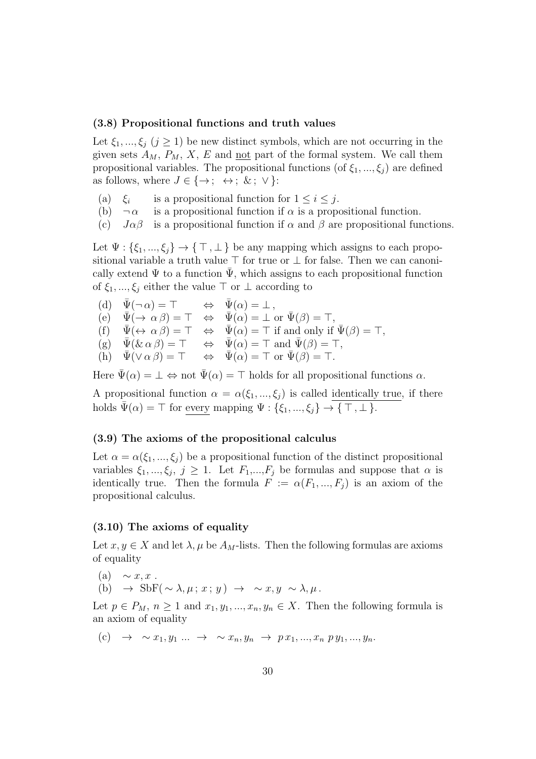### (3.8) Propositional functions and truth values

Let $\xi_1, ..., \xi_j$ ($j \geq 1$) be new distinct symbols, which are not occurring in the given sets $A_M$, $P_M$, $X$, $E$ and <u>not</u> part of the formal system. We call them propositional variables. The propositional functions (of $\xi_1, ..., \xi_j$) are defined as follows, where $J \in \{\rightarrow;\ \leftrightarrow;\ \&;\ \vee\}$:

(a) $\xi_i$ is a propositional function for $1 \leq i \leq j$.
(b) $\neg\,\alpha$ is a propositional function if $\alpha$ is a propositional function.
(c) $J\alpha\beta$ is a propositional function if $\alpha$ and $\beta$ are propositional functions.

Let $\Psi : \{\xi_1, ..., \xi_j\} \rightarrow \{\top, \bot\}$ be any mapping which assigns to each propositional variable a truth value $\top$ for true or $\bot$ for false. Then we can canonically extend $\Psi$ to a function $\bar{\Psi}$, which assigns to each propositional function of $\xi_1, ..., \xi_j$ either the value $\top$ or $\bot$ according to

(d) $\bar{\Psi}(\neg\,\alpha) = \top \quad \Leftrightarrow \quad \bar{\Psi}(\alpha) = \bot$,
(e) $\bar{\Psi}(\rightarrow\,\alpha\,\beta) = \top \quad \Leftrightarrow \quad \bar{\Psi}(\alpha) = \bot$ or $\bar{\Psi}(\beta) = \top$,
(f) $\bar{\Psi}(\leftrightarrow\,\alpha\,\beta) = \top \quad \Leftrightarrow \quad \bar{\Psi}(\alpha) = \top$ if and only if $\bar{\Psi}(\beta) = \top$,
(g) $\bar{\Psi}(\&\,\alpha\,\beta) = \top \quad \Leftrightarrow \quad \bar{\Psi}(\alpha) = \top$ and $\bar{\Psi}(\beta) = \top$,
(h) $\bar{\Psi}(\vee\,\alpha\,\beta) = \top \quad \Leftrightarrow \quad \bar{\Psi}(\alpha) = \top$ or $\bar{\Psi}(\beta) = \top$.

Here $\bar{\Psi}(\alpha) = \bot \Leftrightarrow$ not $\bar{\Psi}(\alpha) = \top$ holds for all propositional functions $\alpha$.

A propositional function $\alpha = \alpha(\xi_1, ..., \xi_j)$ is called <u>identically true</u>, if there holds $\bar{\Psi}(\alpha) = \top$ for <u>every</u> mapping $\Psi : \{\xi_1, ..., \xi_j\} \rightarrow \{\top, \bot\}$.

### (3.9) The axioms of the propositional calculus

Let $\alpha = \alpha(\xi_1, ..., \xi_j)$ be a propositional function of the distinct propositional variables $\xi_1, ..., \xi_j$, $j \geq 1$. Let $F_1, ..., F_j$ be formulas and suppose that $\alpha$ is identically true. Then the formula $F := \alpha(F_1, ..., F_j)$ is an axiom of the propositional calculus.

### (3.10) The axioms of equality

Let $x, y \in X$ and let $\lambda, \mu$ be $A_M$-lists. Then the following formulas are axioms of equality

(a) $\sim x, x$ .
(b) $\rightarrow\ \mathrm{SbF}(\sim \lambda, \mu\,;\, x\,;\, y\,)\ \rightarrow\ \sim x, y\ \sim \lambda, \mu$ .

Let $p \in P_M$, $n \geq 1$ and $x_1, y_1, ..., x_n, y_n \in X$. Then the following formula is an axiom of equality

(c) $\rightarrow\ \sim x_1, y_1\ ...\ \rightarrow\ \sim x_n, y_n\ \rightarrow\ p\,x_1, ..., x_n\ p\,y_1, ..., y_n$.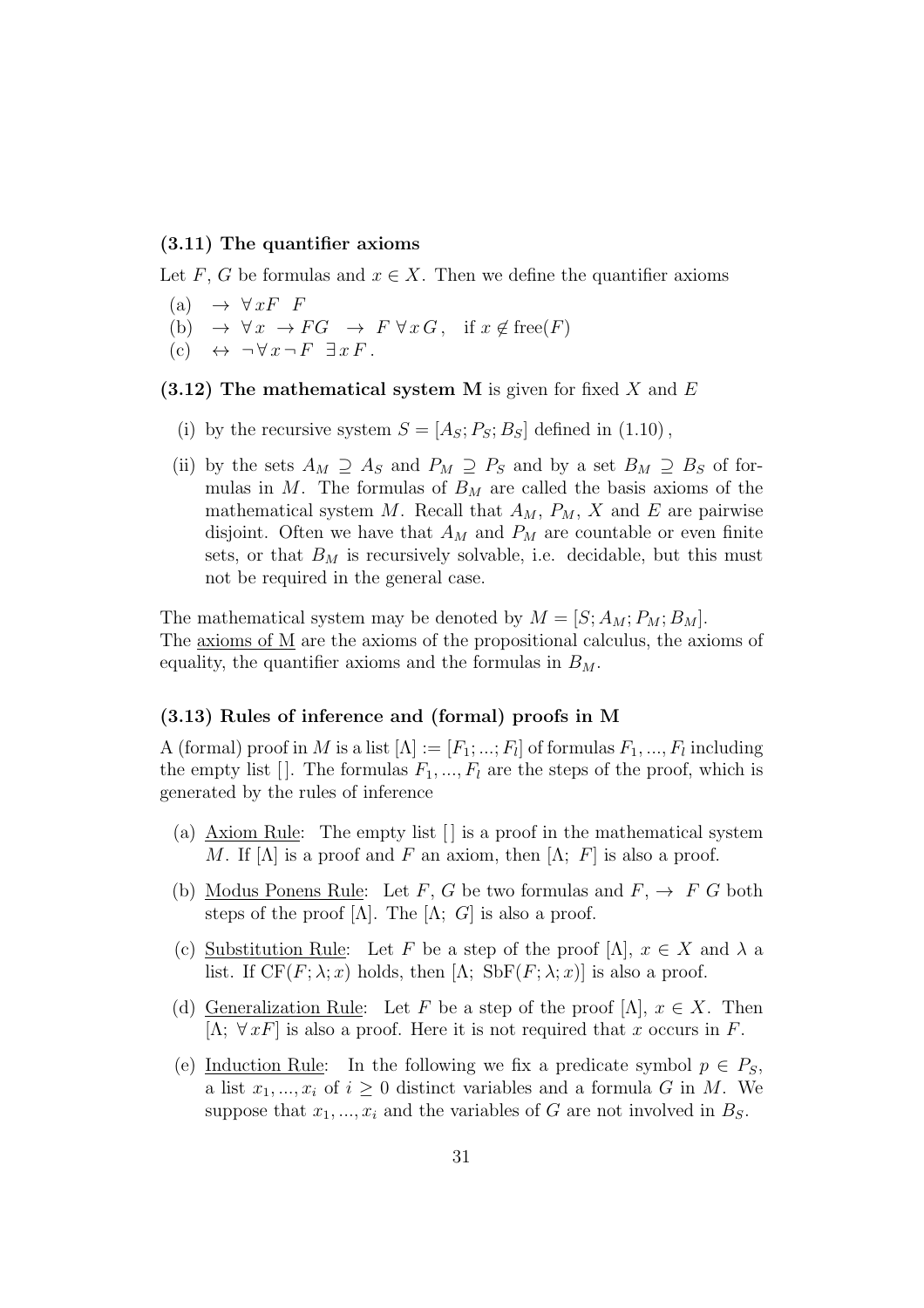#### (3.11) The quantifier axioms

Let $F$, $G$ be formulas and $x \in X$. Then we define the quantifier axioms

(a) $\rightarrow \; \forall x F \;\; F$

(b) $\rightarrow \; \forall x \; \rightarrow FG \;\; \rightarrow \; F \; \forall x \, G$, if $x \notin \text{free}(F)$

(c) $\leftrightarrow \; \neg \forall x \neg F \;\; \exists x \, F$.

**(3.12) The mathematical system M** is given for fixed $X$ and $E$

(i) by the recursive system $S = [A_S; P_S; B_S]$ defined in (1.10),

(ii) by the sets $A_M \supseteq A_S$ and $P_M \supseteq P_S$ and by a set $B_M \supseteq B_S$ of formulas in $M$. The formulas of $B_M$ are called the basis axioms of the mathematical system $M$. Recall that $A_M$, $P_M$, $X$ and $E$ are pairwise disjoint. Often we have that $A_M$ and $P_M$ are countable or even finite sets, or that $B_M$ is recursively solvable, i.e. decidable, but this must not be required in the general case.

The mathematical system may be denoted by $M = [S; A_M; P_M; B_M]$.
The axioms of M are the axioms of the propositional calculus, the axioms of equality, the quantifier axioms and the formulas in $B_M$.

#### (3.13) Rules of inference and (formal) proofs in M

A (formal) proof in $M$ is a list $[\Lambda] := [F_1; ...; F_l]$ of formulas $F_1, ..., F_l$ including the empty list $[\,]$. The formulas $F_1, ..., F_l$ are the steps of the proof, which is generated by the rules of inference

(a) Axiom Rule: The empty list $[\,]$ is a proof in the mathematical system $M$. If $[\Lambda]$ is a proof and $F$ an axiom, then $[\Lambda; \; F]$ is also a proof.

(b) Modus Ponens Rule: Let $F$, $G$ be two formulas and $F$, $\rightarrow \; F \; G$ both steps of the proof $[\Lambda]$. The $[\Lambda; \; G]$ is also a proof.

(c) Substitution Rule: Let $F$ be a step of the proof $[\Lambda]$, $x \in X$ and $\lambda$ a list. If $\text{CF}(F; \lambda; x)$ holds, then $[\Lambda; \; \text{SbF}(F; \lambda; x)]$ is also a proof.

(d) Generalization Rule: Let $F$ be a step of the proof $[\Lambda]$, $x \in X$. Then $[\Lambda; \; \forall x F]$ is also a proof. Here it is not required that $x$ occurs in $F$.

(e) Induction Rule: In the following we fix a predicate symbol $p \in P_S$, a list $x_1, ..., x_i$ of $i \geq 0$ distinct variables and a formula $G$ in $M$. We suppose that $x_1, ..., x_i$ and the variables of $G$ are not involved in $B_S$.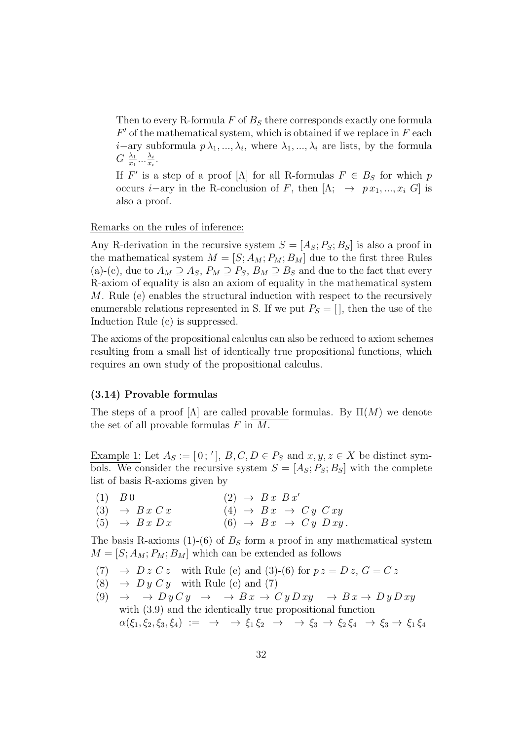Then to every R-formula $F$ of $B_S$ there corresponds exactly one formula $F'$ of the mathematical system, which is obtained if we replace in $F$ each $i$−ary subformula $p\,\lambda_1, ..., \lambda_i$, where $\lambda_1, ..., \lambda_i$ are lists, by the formula $G\,\frac{\lambda_1}{x_1} ... \frac{\lambda_i}{x_i}$.

If $F'$ is a step of a proof $[\Lambda]$ for all R-formulas $F \in B_S$ for which $p$ occurs $i$−ary in the R-conclusion of $F$, then $[\Lambda;\ \rightarrow\ p\,x_1, ..., x_i\ G]$ is also a proof.

Remarks on the rules of inference:

Any R-derivation in the recursive system $S = [A_S; P_S; B_S]$ is also a proof in the mathematical system $M = [S; A_M; P_M; B_M]$ due to the first three Rules (a)-(c), due to $A_M \supseteq A_S$, $P_M \supseteq P_S$, $B_M \supseteq B_S$ and due to the fact that every R-axiom of equality is also an axiom of equality in the mathematical system $M$. Rule (e) enables the structural induction with respect to the recursively enumerable relations represented in S. If we put $P_S = [\,]$, then the use of the Induction Rule (e) is suppressed.

The axioms of the propositional calculus can also be reduced to axiom schemes resulting from a small list of identically true propositional functions, which requires an own study of the propositional calculus.

### (3.14) Provable formulas

The steps of a proof $[\Lambda]$ are called provable formulas. By $\Pi(M)$ we denote the set of all provable formulas $F$ in $M$.

Example 1: Let $A_S := [\,0\,;\,'\,]$, $B, C, D \in P_S$ and $x, y, z \in X$ be distinct symbols. We consider the recursive system $S = [A_S; P_S; B_S]$ with the complete list of basis R-axioms given by

(1) $B\,0$ (2) $\rightarrow\ B\,x\ B\,x'$

(3) $\rightarrow\ B\,x\ C\,x$ (4) $\rightarrow\ B\,x\ \rightarrow\ C\,y\ C\,xy$

(5) $\rightarrow\ B\,x\ D\,x$ (6) $\rightarrow\ B\,x\ \rightarrow\ C\,y\ D\,xy$.

The basis R-axioms (1)-(6) of $B_S$ form a proof in any mathematical system $M = [S; A_M; P_M; B_M]$ which can be extended as follows

(7) $\rightarrow\ D\,z\ C\,z$ with Rule (e) and (3)-(6) for $p\,z = D\,z$, $G = C\,z$

(8) $\rightarrow\ D\,y\ C\,y$ with Rule (c) and (7)

(9) $\rightarrow\ \ \rightarrow D\,y\,C\,y\ \ \rightarrow\ \ \rightarrow B\,x \rightarrow C\,y\,D\,xy\ \ \rightarrow B\,x \rightarrow\ D\,y\,D\,xy$ with (3.9) and the identically true propositional function $\alpha(\xi_1, \xi_2, \xi_3, \xi_4)\ :=\ \rightarrow\ \ \rightarrow \xi_1\,\xi_2\ \ \rightarrow\ \ \rightarrow \xi_3 \rightarrow \xi_2\,\xi_4\ \ \rightarrow \xi_3 \rightarrow \xi_1\,\xi_4$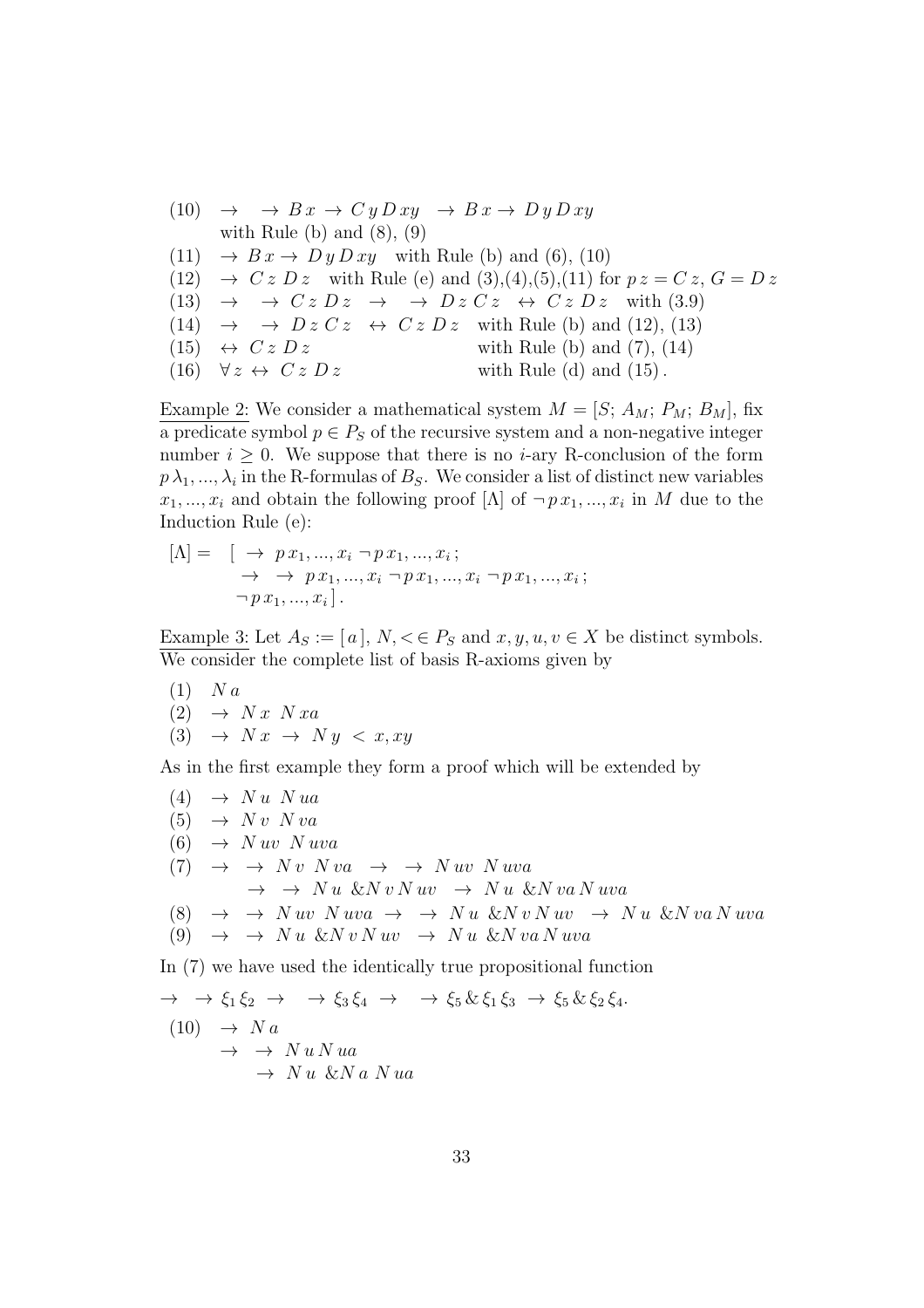(10) $\rightarrow\ \ \rightarrow B\,x \rightarrow C\,y\,D\,xy \ \ \rightarrow B\,x \rightarrow\ D\,y\,D\,xy$
with Rule (b) and (8), (9)

(11) $\rightarrow B\,x \rightarrow\ D\,y\,D\,xy$ with Rule (b) and (6), (10)

(12) $\rightarrow\ C\,z\ D\,z$ with Rule (e) and (3),(4),(5),(11) for $p\,z = C\,z$, $G = D\,z$

(13) $\rightarrow\ \ \rightarrow\ C\,z\ D\,z\ \ \rightarrow\ \ \rightarrow\ D\,z\ C\,z\ \ \leftrightarrow\ C\,z\ D\,z$ with (3.9)

(14) $\rightarrow\ \ \rightarrow\ D\,z\ C\,z\ \ \leftrightarrow\ C\,z\ D\,z$ with Rule (b) and (12), (13)

(15) $\leftrightarrow\ C\,z\ D\,z$ with Rule (b) and (7), (14)

(16) $\forall\,z \leftrightarrow\ C\,z\ D\,z$ with Rule (d) and (15).

Example 2: We consider a mathematical system $M = [S;\, A_M;\, P_M;\, B_M]$, fix a predicate symbol $p \in P_S$ of the recursive system and a non-negative integer number $i \geq 0$. We suppose that there is no $i$-ary R-conclusion of the form $p\,\lambda_1, ..., \lambda_i$ in the R-formulas of $B_S$. We consider a list of distinct new variables $x_1, ..., x_i$ and obtain the following proof $[\Lambda]$ of $\neg\, p\, x_1, ..., x_i$ in $M$ due to the Induction Rule (e):

$$[\Lambda] = \ [\ \rightarrow\ p\,x_1, ..., x_i\ \neg\, p\,x_1, ..., x_i\,;$$
$$\rightarrow\ \ \rightarrow\ p\,x_1, ..., x_i\ \neg\, p\,x_1, ..., x_i\ \neg\, p\,x_1, ..., x_i\,;$$
$$\neg\, p\,x_1, ..., x_i\,]\,.$$

Example 3: Let $A_S := [\,a\,]$, $N, < \in P_S$ and $x, y, u, v \in X$ be distinct symbols. We consider the complete list of basis R-axioms given by

(1) $N\,a$

(2) $\rightarrow\ N\,x\ \ N\,xa$

(3) $\rightarrow\ N\,x\ \rightarrow\ N\,y\ <\ x, xy$

As in the first example they form a proof which will be extended by

(4) $\rightarrow\ N\,u\ \ N\,ua$

(5) $\rightarrow\ N\,v\ \ N\,va$

(6) $\rightarrow\ N\,uv\ \ N\,uva$

(7) $\rightarrow\ \ \rightarrow\ N\,v\ \ N\,va\ \ \rightarrow\ \ \rightarrow\ N\,uv\ \ N\,uva$
$\rightarrow\ \ \rightarrow\ N\,u\ \&N\,v\,N\,uv\ \ \rightarrow\ N\,u\ \&N\,va\,N\,uva$

(8) $\rightarrow\ \ \rightarrow\ N\,uv\ \ N\,uva\ \rightarrow\ \ \rightarrow\ N\,u\ \&N\,v\,N\,uv\ \ \rightarrow\ N\,u\ \&N\,va\,N\,uva$

(9) $\rightarrow\ \ \rightarrow\ N\,u\ \&N\,v\,N\,uv\ \ \rightarrow\ N\,u\ \&N\,va\,N\,uva$

In (7) we have used the identically true propositional function

$$\rightarrow\ \ \rightarrow \xi_1\,\xi_2\ \rightarrow\ \ \rightarrow \xi_3\,\xi_4\ \rightarrow\ \ \rightarrow \xi_5\,\&\,\xi_1\,\xi_3\ \rightarrow\ \xi_5\,\&\,\xi_2\,\xi_4.$$

(10) $\rightarrow\ N\,a$
$\rightarrow\ \ \rightarrow\ N\,u\,N\,ua$
$\rightarrow\ N\,u\ \&N\,a\ N\,ua$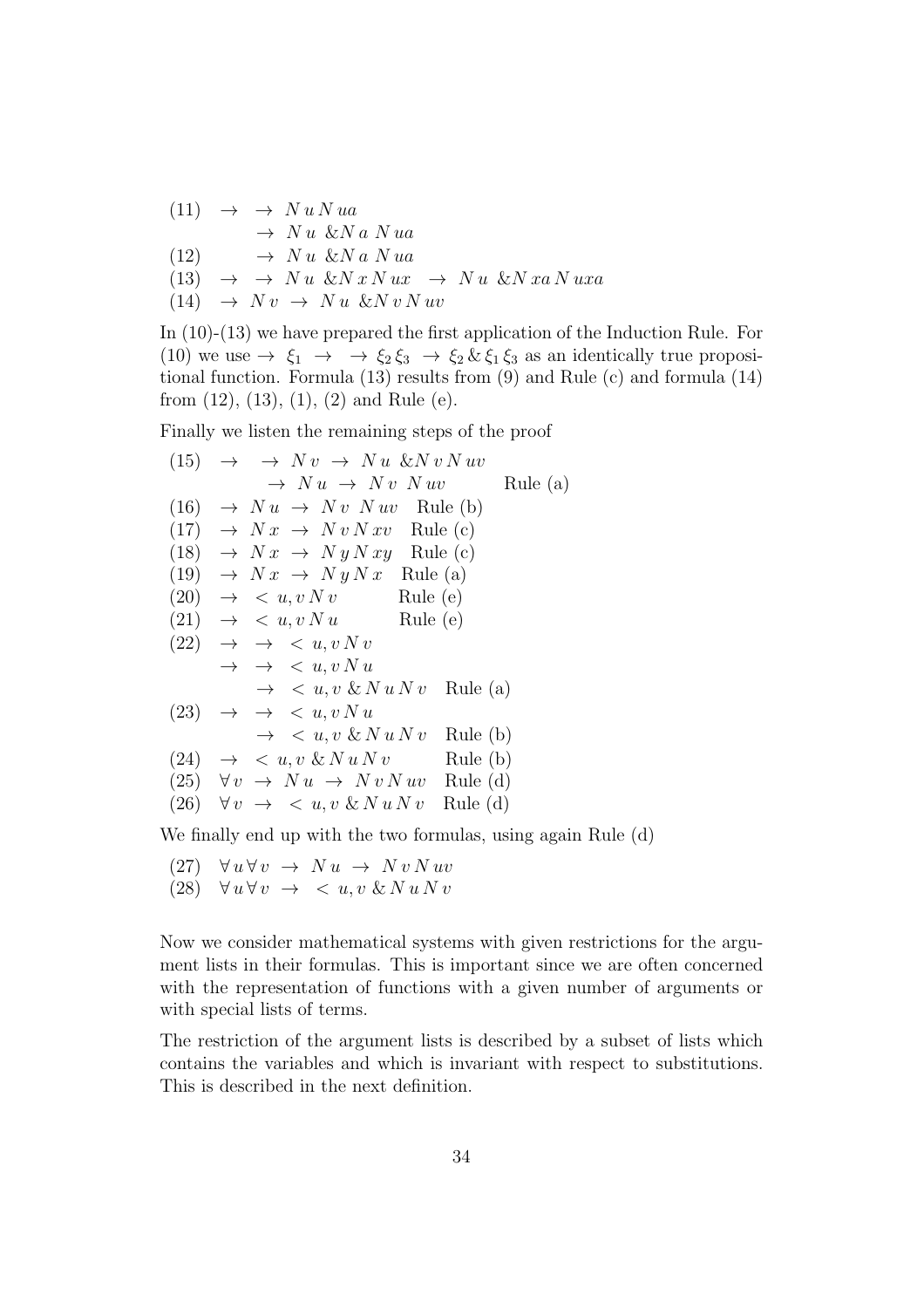$$
\begin{array}{ll}
(11) & \to\ \to\ N\,u\,N\,ua \\
 & \quad\ \to\ N\,u\ \&N\,a\ N\,ua \\
(12) & \quad\ \to\ N\,u\ \&N\,a\ N\,ua \\
(13) & \to\ \to\ N\,u\ \&N\,x\,N\,ux\ \ \to\ N\,u\ \&N\,xa\,N\,uxa \\
(14) & \to\ N\,v\ \to\ N\,u\ \&N\,v\,N\,uv
\end{array}
$$

In (10)-(13) we have prepared the first application of the Induction Rule. For (10) we use $\to\ \xi_1\ \to\ \ \to\ \xi_2\,\xi_3\ \to\ \xi_2\,\&\,\xi_1\,\xi_3$ as an identically true propositional function. Formula (13) results from (9) and Rule (c) and formula (14) from (12), (13), (1), (2) and Rule (e).

Finally we listen the remaining steps of the proof

$$
\begin{array}{lll}
(15) & \to\ \ \to\ N\,v\ \to\ N\,u\ \&N\,v\,N\,uv & \\
 & \quad\ \to\ N\,u\ \to\ N\,v\ N\,uv & \text{Rule (a)} \\
(16) & \to\ N\,u\ \to\ N\,v\ N\,uv & \text{Rule (b)} \\
(17) & \to\ N\,x\ \to\ N\,v\,N\,xv & \text{Rule (c)} \\
(18) & \to\ N\,x\ \to\ N\,y\,N\,xy & \text{Rule (c)} \\
(19) & \to\ N\,x\ \to\ N\,y\,N\,x & \text{Rule (a)} \\
(20) & \to\ <u,v\,N\,v & \text{Rule (e)} \\
(21) & \to\ <u,v\,N\,u & \text{Rule (e)} \\
(22) & \to\ \to\ <u,v\,N\,v & \\
 & \to\ \to\ <u,v\,N\,u & \\
 & \quad\ \to\ <u,v\ \&\,N\,u\,N\,v & \text{Rule (a)} \\
(23) & \to\ \to\ <u,v\,N\,u & \\
 & \quad\ \to\ <u,v\ \&\,N\,u\,N\,v & \text{Rule (b)} \\
(24) & \to\ <u,v\ \&\,N\,u\,N\,v & \text{Rule (b)} \\
(25) & \forall v\ \to\ N\,u\ \to\ N\,v\,N\,uv & \text{Rule (d)} \\
(26) & \forall v\ \to\ <u,v\ \&\,N\,u\,N\,v & \text{Rule (d)}
\end{array}
$$

We finally end up with the two formulas, using again Rule (d)

$$
\begin{array}{ll}
(27) & \forall u\,\forall v\ \to\ N\,u\ \to\ N\,v\,N\,uv \\
(28) & \forall u\,\forall v\ \to\ <u,v\ \&\,N\,u\,N\,v
\end{array}
$$

Now we consider mathematical systems with given restrictions for the argument lists in their formulas. This is important since we are often concerned with the representation of functions with a given number of arguments or with special lists of terms.

The restriction of the argument lists is described by a subset of lists which contains the variables and which is invariant with respect to substitutions. This is described in the next definition.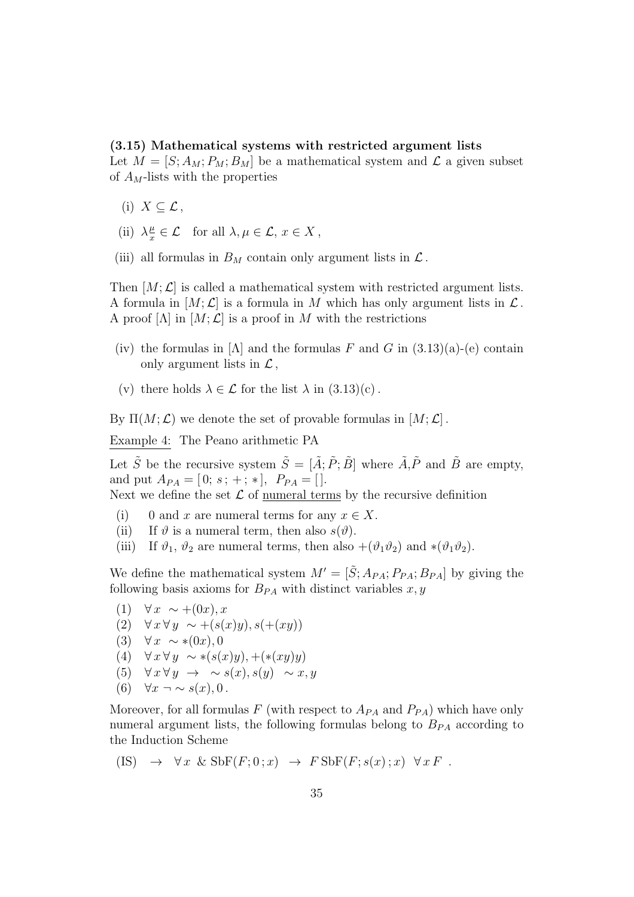**(3.15) Mathematical systems with restricted argument lists**
Let $M = [S; A_M; P_M; B_M]$ be a mathematical system and $\mathcal{L}$ a given subset of $A_M$-lists with the properties

(i) $X \subseteq \mathcal{L}$ ,

(ii) $\lambda\frac{\mu}{x} \in \mathcal{L}$ for all $\lambda, \mu \in \mathcal{L}$, $x \in X$ ,

(iii) all formulas in $B_M$ contain only argument lists in $\mathcal{L}$ .

Then $[M; \mathcal{L}]$ is called a mathematical system with restricted argument lists. A formula in $[M; \mathcal{L}]$ is a formula in $M$ which has only argument lists in $\mathcal{L}$ . A proof $[\Lambda]$ in $[M; \mathcal{L}]$ is a proof in $M$ with the restrictions

(iv) the formulas in $[\Lambda]$ and the formulas $F$ and $G$ in (3.13)(a)-(e) contain only argument lists in $\mathcal{L}$ ,

(v) there holds $\lambda \in \mathcal{L}$ for the list $\lambda$ in (3.13)(c) .

By $\Pi(M; \mathcal{L})$ we denote the set of provable formulas in $[M; \mathcal{L}]$ .

Example 4: The Peano arithmetic PA

Let $\tilde{S}$ be the recursive system $\tilde{S} = [\tilde{A}; \tilde{P}; \tilde{B}]$ where $\tilde{A}, \tilde{P}$ and $\tilde{B}$ are empty, and put $A_{PA} = [\,0;\, s\,;\, +\,;\, *]$, $P_{PA} = [\,]$.
Next we define the set $\mathcal{L}$ of numeral terms by the recursive definition

(i) 0 and $x$ are numeral terms for any $x \in X$.
(ii) If $\vartheta$ is a numeral term, then also $s(\vartheta)$.
(iii) If $\vartheta_1$, $\vartheta_2$ are numeral terms, then also $+(\vartheta_1\vartheta_2)$ and $*(\vartheta_1\vartheta_2)$.

We define the mathematical system $M' = [\tilde{S}; A_{PA}; P_{PA}; B_{PA}]$ by giving the following basis axioms for $B_{PA}$ with distinct variables $x, y$

(1) $\forall x \ \sim +(0x), x$
(2) $\forall x \, \forall y \ \sim +(s(x)y), s(+(xy))$
(3) $\forall x \ \sim *(0x), 0$
(4) $\forall x \, \forall y \ \sim *(s(x)y), +(*(xy)y)$
(5) $\forall x \, \forall y \ \rightarrow \ \sim s(x), s(y) \ \sim x, y$
(6) $\forall x \ \neg \sim s(x), 0$ .

Moreover, for all formulas $F$ (with respect to $A_{PA}$ and $P_{PA}$) which have only numeral argument lists, the following formulas belong to $B_{PA}$ according to the Induction Scheme

(IS) $\ \rightarrow \ \forall x \ \& \ \mathrm{SbF}(F; 0\,; x) \ \rightarrow \ F \, \mathrm{SbF}(F; s(x)\,; x) \ \forall x \, F$ .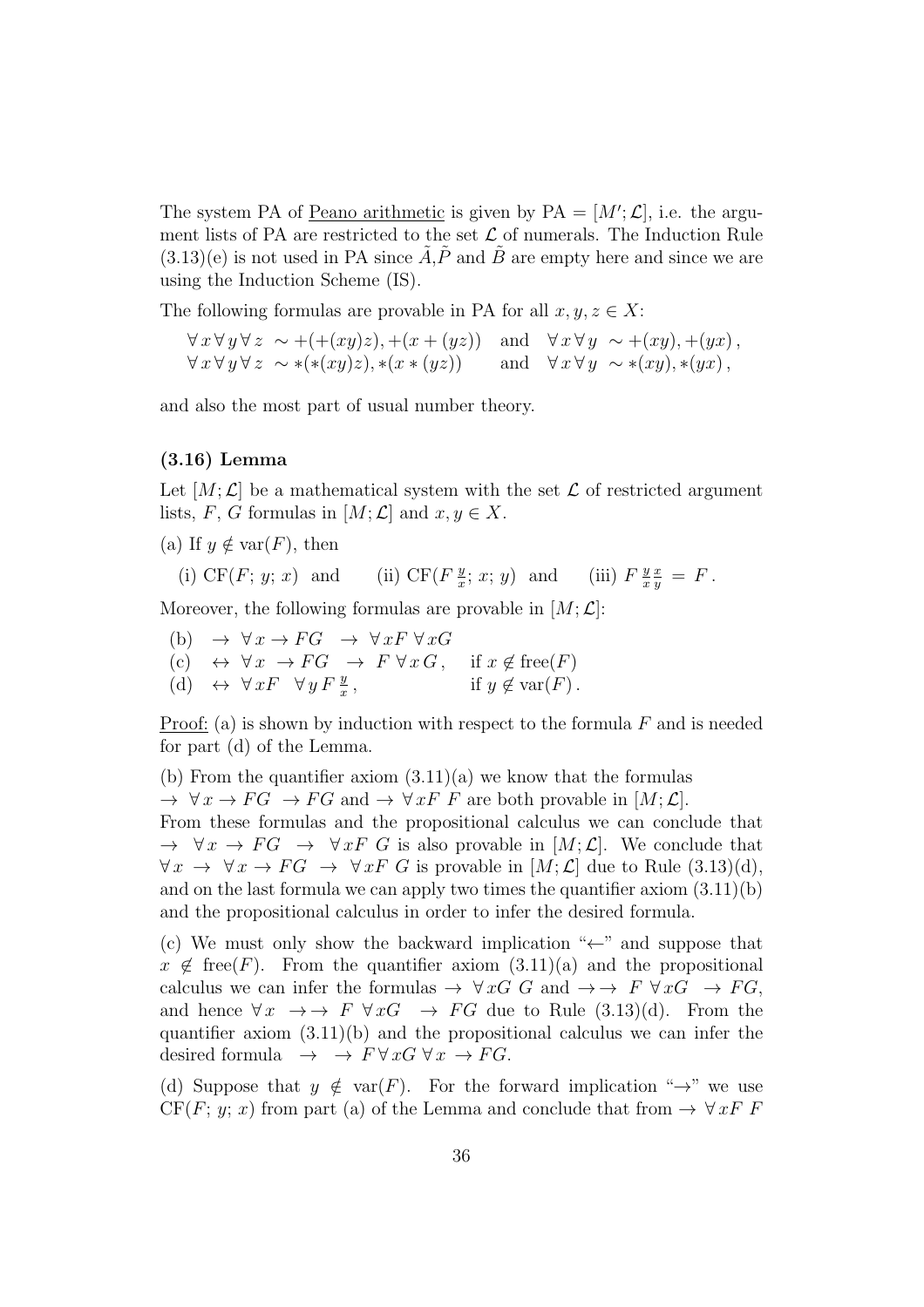The system PA of <u>Peano arithmetic</u> is given by $\text{PA} = [M'; \mathcal{L}]$, i.e. the argument lists of PA are restricted to the set $\mathcal{L}$ of numerals. The Induction Rule (3.13)(e) is not used in PA since $\tilde{A}$,$\tilde{P}$ and $\tilde{B}$ are empty here and since we are using the Induction Scheme (IS).

The following formulas are provable in PA for all $x, y, z \in X$:

$$\begin{array}{lll} \forall\, x \,\forall\, y \,\forall\, z \;\sim +(+(xy)z), +(x + (yz)) & \text{and} & \forall\, x \,\forall\, y \;\sim +(xy), +(yx)\,, \\ \forall\, x \,\forall\, y \,\forall\, z \;\sim *(*(xy)z), *(x * (yz)) & \text{and} & \forall\, x \,\forall\, y \;\sim *(xy), *(yx)\,, \end{array}$$

and also the most part of usual number theory.

### (3.16) Lemma

Let $[M; \mathcal{L}]$ be a mathematical system with the set $\mathcal{L}$ of restricted argument lists, $F$, $G$ formulas in $[M; \mathcal{L}]$ and $x, y \in X$.

(a) If $y \notin \text{var}(F)$, then

(i) $\text{CF}(F;\, y;\, x)$ and (ii) $\text{CF}(F\,\frac{y}{x};\, x;\, y)$ and (iii) $F\,\frac{y}{x}\,\frac{x}{y} \,=\, F$.

Moreover, the following formulas are provable in $[M; \mathcal{L}]$:

(b) $\;\rightarrow\; \forall\, x \rightarrow FG \;\;\rightarrow\; \forall\, xF \;\forall\, xG$

(c) $\;\leftrightarrow\; \forall\, x \;\rightarrow FG \;\;\rightarrow\; F \;\forall\, x\, G\,,\quad$ if $x \notin \text{free}(F)$

(d) $\;\leftrightarrow\; \forall\, xF \;\;\forall\, y\, F\,\frac{y}{x}\,,\quad$ if $y \notin \text{var}(F)$.

<u>Proof:</u> (a) is shown by induction with respect to the formula $F$ and is needed for part (d) of the Lemma.

(b) From the quantifier axiom (3.11)(a) we know that the formulas $\rightarrow\; \forall\, x \rightarrow FG \;\rightarrow FG$ and $\rightarrow\; \forall\, xF\; F$ are both provable in $[M; \mathcal{L}]$. From these formulas and the propositional calculus we can conclude that $\rightarrow\;\; \forall\, x \rightarrow FG \;\;\rightarrow\;\; \forall\, xF\; G$ is also provable in $[M; \mathcal{L}]$. We conclude that $\forall\, x \;\rightarrow\; \forall\, x \rightarrow FG \;\rightarrow\; \forall\, xF\; G$ is provable in $[M; \mathcal{L}]$ due to Rule (3.13)(d), and on the last formula we can apply two times the quantifier axiom (3.11)(b) and the propositional calculus in order to infer the desired formula.

(c) We must only show the backward implication "$\leftarrow$" and suppose that $x \notin \text{free}(F)$. From the quantifier axiom (3.11)(a) and the propositional calculus we can infer the formulas $\rightarrow\; \forall\, xG\; G$ and $\rightarrow\rightarrow\;\; F\; \forall\, xG \;\;\rightarrow FG$, and hence $\forall\, x \;\;\rightarrow\rightarrow\;\; F\; \forall\, xG \;\;\rightarrow\; FG$ due to Rule (3.13)(d). From the quantifier axiom (3.11)(b) and the propositional calculus we can infer the desired formula $\;\rightarrow\;\; \rightarrow\; F \,\forall\, xG \,\forall\, x \,\rightarrow FG$.

(d) Suppose that $y \notin \text{var}(F)$. For the forward implication "$\rightarrow$" we use $\text{CF}(F;\, y;\, x)$ from part (a) of the Lemma and conclude that from $\rightarrow\; \forall\, xF\; F$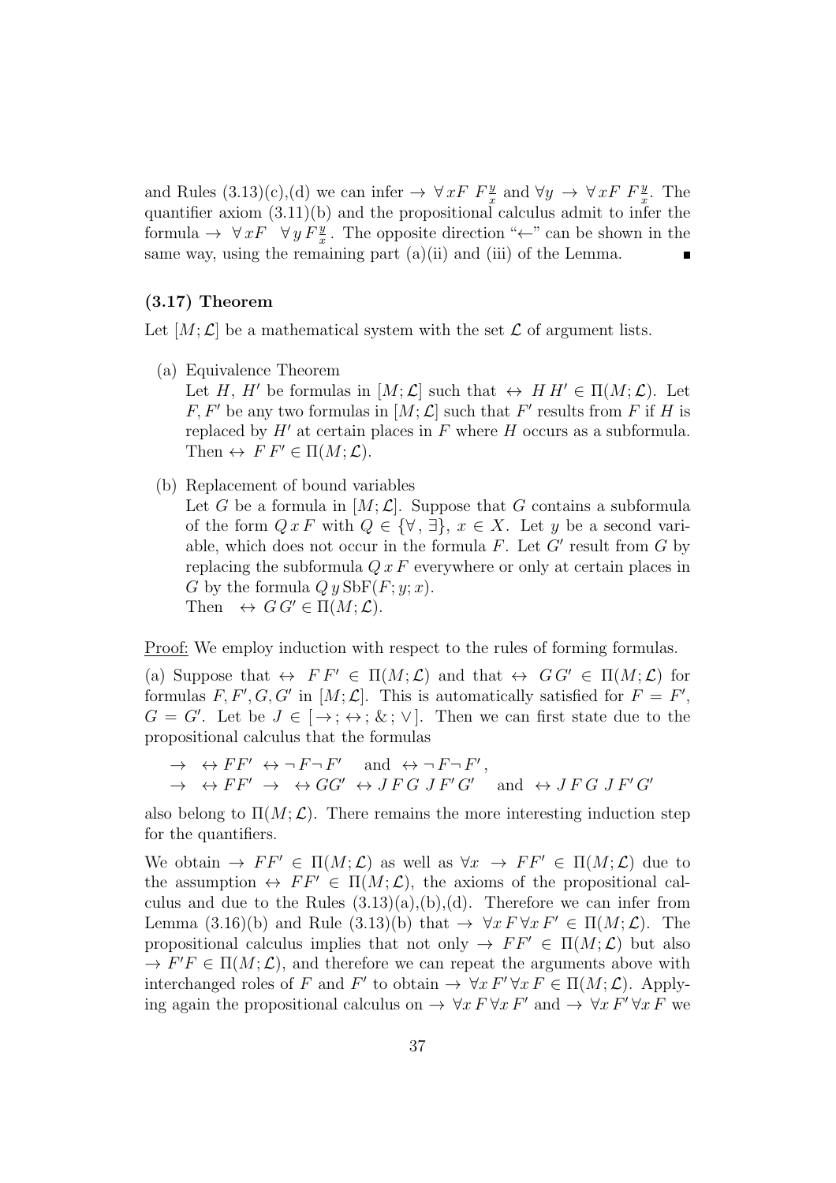and Rules (3.13)(c),(d) we can infer $\rightarrow\ \forall x F\ F\frac{y}{x}$ and $\forall y\ \rightarrow\ \forall x F\ F\frac{y}{x}$. The quantifier axiom (3.11)(b) and the propositional calculus admit to infer the formula $\rightarrow\ \forall x F\ \ \forall y\, F\frac{y}{x}$. The opposite direction "$\leftarrow$" can be shown in the same way, using the remaining part (a)(ii) and (iii) of the Lemma. ∎

### (3.17) Theorem

Let $[M;\mathcal{L}]$ be a mathematical system with the set $\mathcal{L}$ of argument lists.

(a) Equivalence Theorem
Let $H$, $H'$ be formulas in $[M;\mathcal{L}]$ such that $\leftrightarrow\ H\,H' \in \Pi(M;\mathcal{L})$. Let $F, F'$ be any two formulas in $[M;\mathcal{L}]$ such that $F'$ results from $F$ if $H$ is replaced by $H'$ at certain places in $F$ where $H$ occurs as a subformula. Then $\leftrightarrow\ F\,F' \in \Pi(M;\mathcal{L})$.

(b) Replacement of bound variables
Let $G$ be a formula in $[M;\mathcal{L}]$. Suppose that $G$ contains a subformula of the form $Q\,x\,F$ with $Q \in \{\forall, \exists\}$, $x \in X$. Let $y$ be a second variable, which does not occur in the formula $F$. Let $G'$ result from $G$ by replacing the subformula $Q\,x\,F$ everywhere or only at certain places in $G$ by the formula $Q\,y\,\mathrm{SbF}(F;y;x)$.
Then $\ \leftrightarrow\ G\,G' \in \Pi(M;\mathcal{L})$.

Proof: We employ induction with respect to the rules of forming formulas.

(a) Suppose that $\leftrightarrow\ \ F\,F' \in \Pi(M;\mathcal{L})$ and that $\leftrightarrow\ G\,G' \in \Pi(M;\mathcal{L})$ for formulas $F, F', G, G'$ in $[M;\mathcal{L}]$. This is automatically satisfied for $F = F'$, $G = G'$. Let be $J \in [\rightarrow; \leftrightarrow; \&; \vee]$. Then we can first state due to the propositional calculus that the formulas

$$\rightarrow\ \ \leftrightarrow FF'\ \leftrightarrow \neg F \neg F' \quad \text{and}\ \leftrightarrow \neg F \neg F',$$
$$\rightarrow\ \ \leftrightarrow FF'\ \rightarrow\ \ \leftrightarrow GG'\ \leftrightarrow J\,F\,G\ J\,F'\,G' \quad \text{and}\ \leftrightarrow J\,F\,G\ J\,F'\,G'$$

also belong to $\Pi(M;\mathcal{L})$. There remains the more interesting induction step for the quantifiers.

We obtain $\rightarrow\ FF' \in \Pi(M;\mathcal{L})$ as well as $\forall x\ \rightarrow\ FF' \in \Pi(M;\mathcal{L})$ due to the assumption $\leftrightarrow\ FF' \in \Pi(M;\mathcal{L})$, the axioms of the propositional calculus and due to the Rules (3.13)(a),(b),(d). Therefore we can infer from Lemma (3.16)(b) and Rule (3.13)(b) that $\rightarrow\ \forall x\, F\, \forall x\, F' \in \Pi(M;\mathcal{L})$. The propositional calculus implies that not only $\rightarrow\ FF' \in \Pi(M;\mathcal{L})$ but also $\rightarrow F'F \in \Pi(M;\mathcal{L})$, and therefore we can repeat the arguments above with interchanged roles of $F$ and $F'$ to obtain $\rightarrow\ \forall x\, F'\, \forall x\, F \in \Pi(M;\mathcal{L})$. Applying again the propositional calculus on $\rightarrow\ \forall x\, F\, \forall x\, F'$ and $\rightarrow\ \forall x\, F'\, \forall x\, F$ we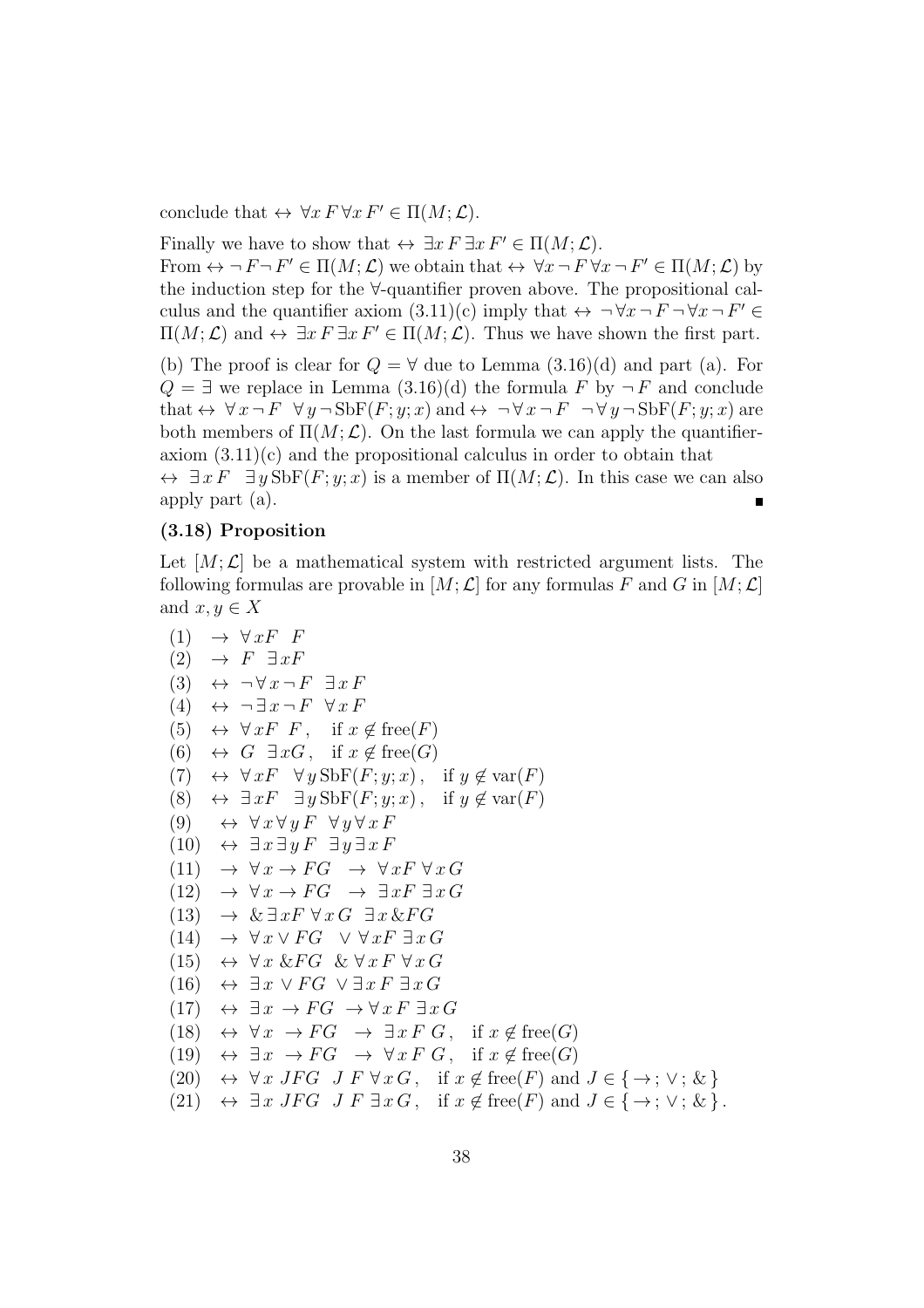conclude that $\leftrightarrow\ \forall x\, F\, \forall x\, F' \in \Pi(M;\mathcal{L})$.

Finally we have to show that $\leftrightarrow\ \exists x\, F\, \exists x\, F' \in \Pi(M;\mathcal{L})$.
From $\leftrightarrow \neg F \neg F' \in \Pi(M;\mathcal{L})$ we obtain that $\leftrightarrow\ \forall x \neg F\, \forall x \neg F' \in \Pi(M;\mathcal{L})$ by the induction step for the $\forall$-quantifier proven above. The propositional calculus and the quantifier axiom (3.11)(c) imply that $\leftrightarrow\ \neg\forall x \neg F \neg \forall x \neg F' \in \Pi(M;\mathcal{L})$ and $\leftrightarrow\ \exists x\, F\, \exists x\, F' \in \Pi(M;\mathcal{L})$. Thus we have shown the first part.

(b) The proof is clear for $Q = \forall$ due to Lemma (3.16)(d) and part (a). For $Q = \exists$ we replace in Lemma (3.16)(d) the formula $F$ by $\neg F$ and conclude that $\leftrightarrow\ \forall x \neg F\ \ \forall y \neg \mathrm{SbF}(F;y;x)$ and $\leftrightarrow\ \neg\forall x \neg F\ \ \neg\forall y \neg \mathrm{SbF}(F;y;x)$ are both members of $\Pi(M;\mathcal{L})$. On the last formula we can apply the quantifier-axiom (3.11)(c) and the propositional calculus in order to obtain that $\leftrightarrow\ \exists x\, F\ \ \exists y\, \mathrm{SbF}(F;y;x)$ is a member of $\Pi(M;\mathcal{L})$. In this case we can also apply part (a). ∎

### (3.18) Proposition

Let $[M;\mathcal{L}]$ be a mathematical system with restricted argument lists. The following formulas are provable in $[M;\mathcal{L}]$ for any formulas $F$ and $G$ in $[M;\mathcal{L}]$ and $x, y \in X$

(1) $\rightarrow\ \forall x F\ \ F$

(2) $\rightarrow\ F\ \ \exists x F$

(3) $\leftrightarrow\ \neg\forall x \neg F\ \ \exists x\, F$

(4) $\leftrightarrow\ \neg\exists x \neg F\ \ \forall x\, F$

(5) $\leftrightarrow\ \forall x F\ \ F$, if $x \notin \mathrm{free}(F)$

(6) $\leftrightarrow\ G\ \ \exists x G$, if $x \notin \mathrm{free}(G)$

(7) $\leftrightarrow\ \forall x F\ \ \forall y\, \mathrm{SbF}(F;y;x)$, if $y \notin \mathrm{var}(F)$

(8) $\leftrightarrow\ \exists x F\ \ \exists y\, \mathrm{SbF}(F;y;x)$, if $y \notin \mathrm{var}(F)$

(9) $\leftrightarrow\ \forall x \forall y\, F\ \ \forall y \forall x\, F$

(10) $\leftrightarrow\ \exists x \exists y\, F\ \ \exists y \exists x\, F$

(11) $\rightarrow\ \forall x \rightarrow FG\ \ \rightarrow\ \forall x F\, \forall x\, G$

(12) $\rightarrow\ \forall x \rightarrow FG\ \ \rightarrow\ \exists x F\, \exists x\, G$

(13) $\rightarrow\ \&\, \exists x F\, \forall x\, G\ \ \exists x\, \& FG$

(14) $\rightarrow\ \forall x \vee FG\ \ \vee\ \forall x F\, \exists x\, G$

(15) $\leftrightarrow\ \forall x\ \& FG\ \ \&\ \forall x\, F\, \forall x\, G$

(16) $\leftrightarrow\ \exists x\ \vee FG\ \ \vee\, \exists x\, F\, \exists x\, G$

(17) $\leftrightarrow\ \exists x\ \rightarrow FG\ \ \rightarrow \forall x\, F\, \exists x\, G$

(18) $\leftrightarrow\ \forall x\ \rightarrow FG\ \ \rightarrow\ \exists x\, F\ G$, if $x \notin \mathrm{free}(G)$

(19) $\leftrightarrow\ \exists x\ \rightarrow FG\ \ \rightarrow\ \forall x\, F\ G$, if $x \notin \mathrm{free}(G)$

(20) $\leftrightarrow\ \forall x\ JFG\ \ J\ F\ \forall x\, G$, if $x \notin \mathrm{free}(F)$ and $J \in \{\rightarrow; \vee; \&\}$

(21) $\leftrightarrow\ \exists x\ JFG\ \ J\ F\ \exists x\, G$, if $x \notin \mathrm{free}(F)$ and $J \in \{\rightarrow; \vee; \&\}$.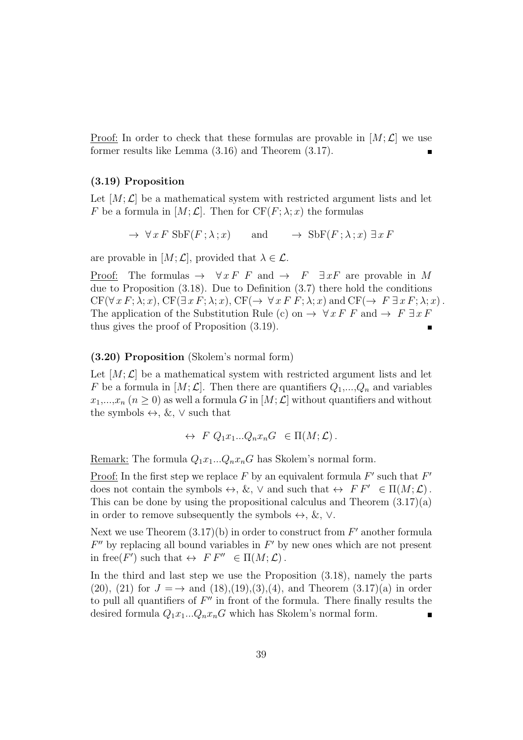Proof: In order to check that these formulas are provable in $[M;\mathcal{L}]$ we use former results like Lemma (3.16) and Theorem (3.17). ∎

**(3.19) Proposition**

Let $[M;\mathcal{L}]$ be a mathematical system with restricted argument lists and let $F$ be a formula in $[M;\mathcal{L}]$. Then for $\mathrm{CF}(F;\lambda;x)$ the formulas

$$\rightarrow\ \forall\, x\, F\ \mathrm{SbF}(F\,;\lambda\,;x) \qquad \text{and} \qquad \rightarrow\ \mathrm{SbF}(F\,;\lambda\,;x)\ \exists\, x\, F$$

are provable in $[M;\mathcal{L}]$, provided that $\lambda \in \mathcal{L}$.

Proof: The formulas $\rightarrow\ \ \forall\, x\, F\ \ F$ and $\rightarrow\ \ F\ \ \exists x F$ are provable in $M$ due to Proposition (3.18). Due to Definition (3.7) there hold the conditions $\mathrm{CF}(\forall\, x\, F;\lambda;x)$, $\mathrm{CF}(\exists\, x\, F;\lambda;x)$, $\mathrm{CF}(\rightarrow\ \forall\, x\, F\ F;\lambda;x)$ and $\mathrm{CF}(\rightarrow\ F\ \exists\, x\, F;\lambda;x)$. The application of the Substitution Rule (c) on $\rightarrow\ \forall\, x\, F\ F$ and $\rightarrow\ F\ \exists\, x\, F$ thus gives the proof of Proposition (3.19). ∎

**(3.20) Proposition** (Skolem's normal form)

Let $[M;\mathcal{L}]$ be a mathematical system with restricted argument lists and let $F$ be a formula in $[M;\mathcal{L}]$. Then there are quantifiers $Q_1$,...,$Q_n$ and variables $x_1$,...,$x_n$ ($n \geq 0$) as well a formula $G$ in $[M;\mathcal{L}]$ without quantifiers and without the symbols $\leftrightarrow$, &, $\vee$ such that

$$\leftrightarrow\ \ F\ Q_1x_1...Q_nx_nG\ \ \in \Pi(M;\mathcal{L})\,.$$

Remark: The formula $Q_1x_1...Q_nx_nG$ has Skolem's normal form.

Proof: In the first step we replace $F$ by an equivalent formula $F'$ such that $F'$ does not contain the symbols $\leftrightarrow$, &, $\vee$ and such that $\leftrightarrow\ \ F\,F'\ \ \in \Pi(M;\mathcal{L})$. This can be done by using the propositional calculus and Theorem (3.17)(a) in order to remove subsequently the symbols $\leftrightarrow$, &, $\vee$.

Next we use Theorem (3.17)(b) in order to construct from $F'$ another formula $F''$ by replacing all bound variables in $F'$ by new ones which are not present in $\mathrm{free}(F')$ such that $\leftrightarrow\ \ F\,F''\ \ \in \Pi(M;\mathcal{L})$.

In the third and last step we use the Proposition (3.18), namely the parts (20), (21) for $J = \rightarrow$ and (18),(19),(3),(4), and Theorem (3.17)(a) in order to pull all quantifiers of $F''$ in front of the formula. There finally results the desired formula $Q_1x_1...Q_nx_nG$ which has Skolem's normal form. ∎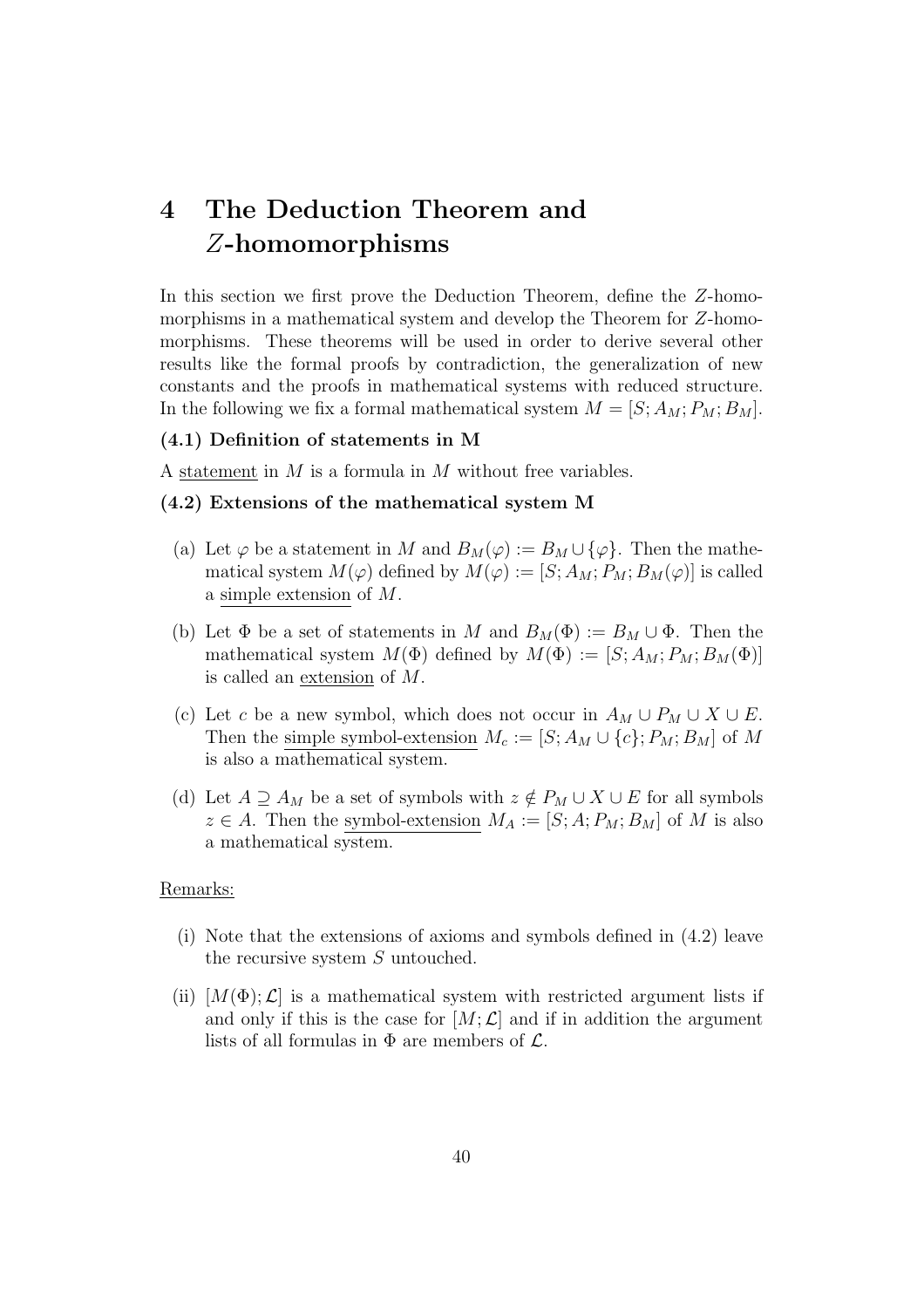# 4 The Deduction Theorem and $Z$-homomorphisms

In this section we first prove the Deduction Theorem, define the $Z$-homomorphisms in a mathematical system and develop the Theorem for $Z$-homomorphisms. These theorems will be used in order to derive several other results like the formal proofs by contradiction, the generalization of new constants and the proofs in mathematical systems with reduced structure. In the following we fix a formal mathematical system $M = [S; A_M; P_M; B_M]$.

**(4.1) Definition of statements in M**

A statement in $M$ is a formula in $M$ without free variables.

**(4.2) Extensions of the mathematical system M**

(a) Let $\varphi$ be a statement in $M$ and $B_M(\varphi) := B_M \cup \{\varphi\}$. Then the mathematical system $M(\varphi)$ defined by $M(\varphi) := [S; A_M; P_M; B_M(\varphi)]$ is called a simple extension of $M$.

(b) Let $\Phi$ be a set of statements in $M$ and $B_M(\Phi) := B_M \cup \Phi$. Then the mathematical system $M(\Phi)$ defined by $M(\Phi) := [S; A_M; P_M; B_M(\Phi)]$ is called an extension of $M$.

(c) Let $c$ be a new symbol, which does not occur in $A_M \cup P_M \cup X \cup E$. Then the simple symbol-extension $M_c := [S; A_M \cup \{c\}; P_M; B_M]$ of $M$ is also a mathematical system.

(d) Let $A \supseteq A_M$ be a set of symbols with $z \notin P_M \cup X \cup E$ for all symbols $z \in A$. Then the symbol-extension $M_A := [S; A; P_M; B_M]$ of $M$ is also a mathematical system.

Remarks:

(i) Note that the extensions of axioms and symbols defined in (4.2) leave the recursive system $S$ untouched.

(ii) $[M(\Phi); \mathcal{L}]$ is a mathematical system with restricted argument lists if and only if this is the case for $[M; \mathcal{L}]$ and if in addition the argument lists of all formulas in $\Phi$ are members of $\mathcal{L}$.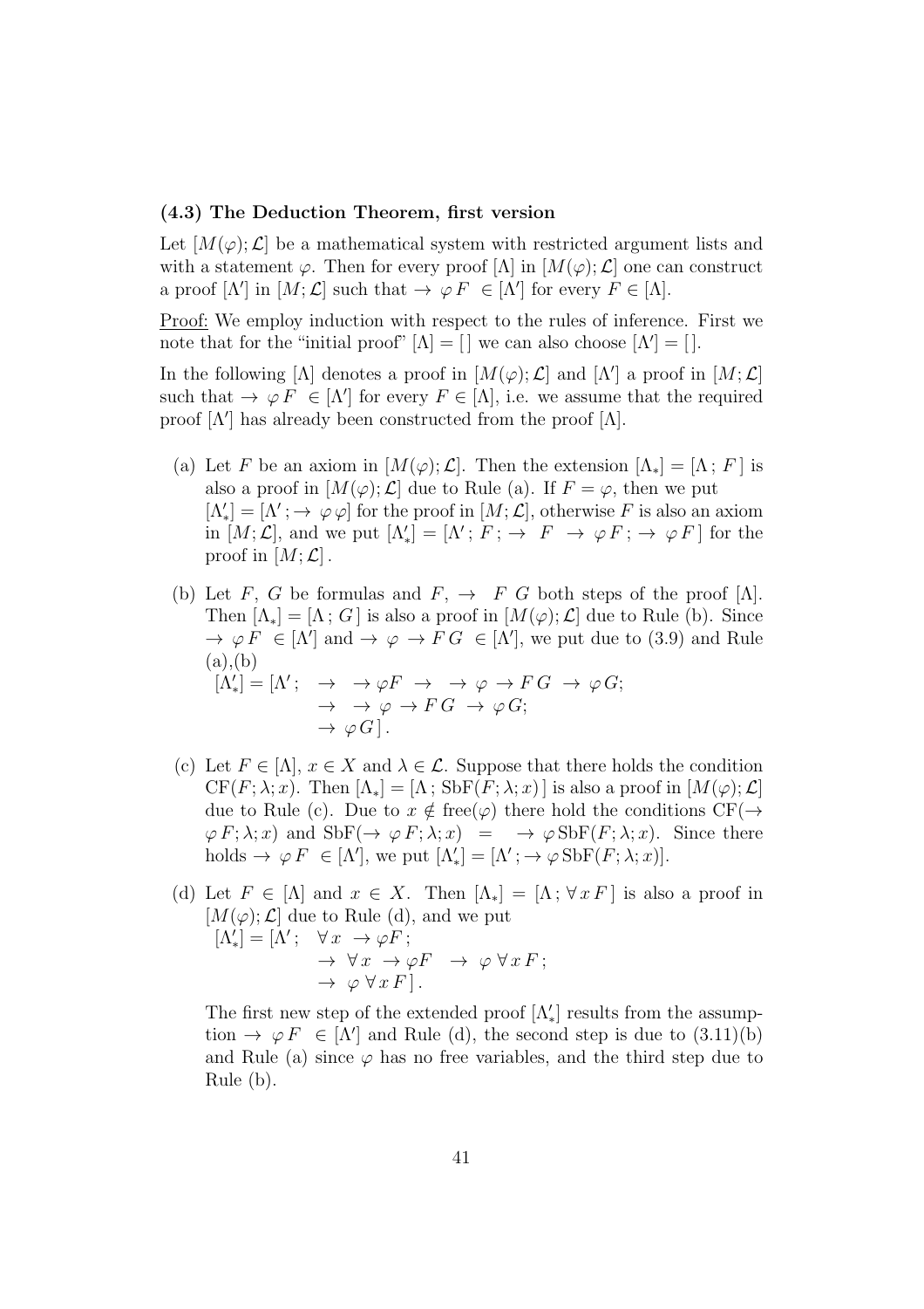### (4.3) The Deduction Theorem, first version

Let $[M(\varphi);\mathcal{L}]$ be a mathematical system with restricted argument lists and with a statement $\varphi$. Then for every proof $[\Lambda]$ in $[M(\varphi);\mathcal{L}]$ one can construct a proof $[\Lambda']$ in $[M;\mathcal{L}]$ such that $\to\ \varphi F\ \in [\Lambda']$ for every $F \in [\Lambda]$.

Proof: We employ induction with respect to the rules of inference. First we note that for the "initial proof" $[\Lambda] = [\,]$ we can also choose $[\Lambda'] = [\,]$.

In the following $[\Lambda]$ denotes a proof in $[M(\varphi);\mathcal{L}]$ and $[\Lambda']$ a proof in $[M;\mathcal{L}]$ such that $\to\ \varphi F\ \in [\Lambda']$ for every $F \in [\Lambda]$, i.e. we assume that the required proof $[\Lambda']$ has already been constructed from the proof $[\Lambda]$.

(a) Let $F$ be an axiom in $[M(\varphi);\mathcal{L}]$. Then the extension $[\Lambda_*] = [\Lambda\,;\,F\,]$ is also a proof in $[M(\varphi);\mathcal{L}]$ due to Rule (a). If $F = \varphi$, then we put $[\Lambda'_*] = [\Lambda'\,;\to\ \varphi\,\varphi]$ for the proof in $[M;\mathcal{L}]$, otherwise $F$ is also an axiom in $[M;\mathcal{L}]$, and we put $[\Lambda'_*] = [\Lambda'\,;\,F\,;\to\ \ F\ \to\ \varphi\,F\,;\to\ \varphi\,F\,]$ for the proof in $[M;\mathcal{L}]$.

(b) Let $F$, $G$ be formulas and $F$, $\to\ \ F\ G$ both steps of the proof $[\Lambda]$. Then $[\Lambda_*] = [\Lambda\,;\,G\,]$ is also a proof in $[M(\varphi);\mathcal{L}]$ due to Rule (b). Since $\to\ \varphi\,F\ \in [\Lambda']$ and $\to\ \varphi\ \to F\,G\ \in [\Lambda']$, we put due to (3.9) and Rule (a),(b)

$$
\begin{aligned}
[\Lambda'_*] = [\Lambda'\,;\ \ &\to\ \ \to \varphi F\ \to\ \ \to\ \varphi\ \to F\,G\ \to\ \varphi\,G;\\
&\to\ \ \to\ \varphi\ \to F\,G\ \to\ \varphi\,G;\\
&\to\ \varphi\,G\,].
\end{aligned}
$$

(c) Let $F \in [\Lambda]$, $x \in X$ and $\lambda \in \mathcal{L}$. Suppose that there holds the condition $\mathrm{CF}(F;\lambda;x)$. Then $[\Lambda_*] = [\Lambda\,;\,\mathrm{SbF}(F;\lambda;x)\,]$ is also a proof in $[M(\varphi);\mathcal{L}]$ due to Rule (c). Due to $x \notin \mathrm{free}(\varphi)$ there hold the conditions $\mathrm{CF}(\to\ \varphi\,F;\lambda;x)$ and $\mathrm{SbF}(\to\ \varphi\,F;\lambda;x)\ \ =\ \ \to\ \varphi\,\mathrm{SbF}(F;\lambda;x)$. Since there holds $\to\ \varphi\,F\ \in [\Lambda']$, we put $[\Lambda'_*] = [\Lambda'\,;\to\varphi\,\mathrm{SbF}(F;\lambda;x)]$.

(d) Let $F \in [\Lambda]$ and $x \in X$. Then $[\Lambda_*] = [\Lambda\,;\,\forall\,x\,F\,]$ is also a proof in $[M(\varphi);\mathcal{L}]$ due to Rule (d), and we put

$$
\begin{aligned}
[\Lambda'_*] = [\Lambda'\,;\ \ &\forall\,x\ \to\varphi F\,;\\
&\to\ \forall\,x\ \to\varphi F\ \ \to\ \varphi\ \forall\,x\,F\,;\\
&\to\ \ \varphi\ \forall\,x\,F\,].
\end{aligned}
$$

The first new step of the extended proof $[\Lambda'_*]$ results from the assumption $\to\ \varphi\,F\ \in [\Lambda']$ and Rule (d), the second step is due to (3.11)(b) and Rule (a) since $\varphi$ has no free variables, and the third step due to Rule (b).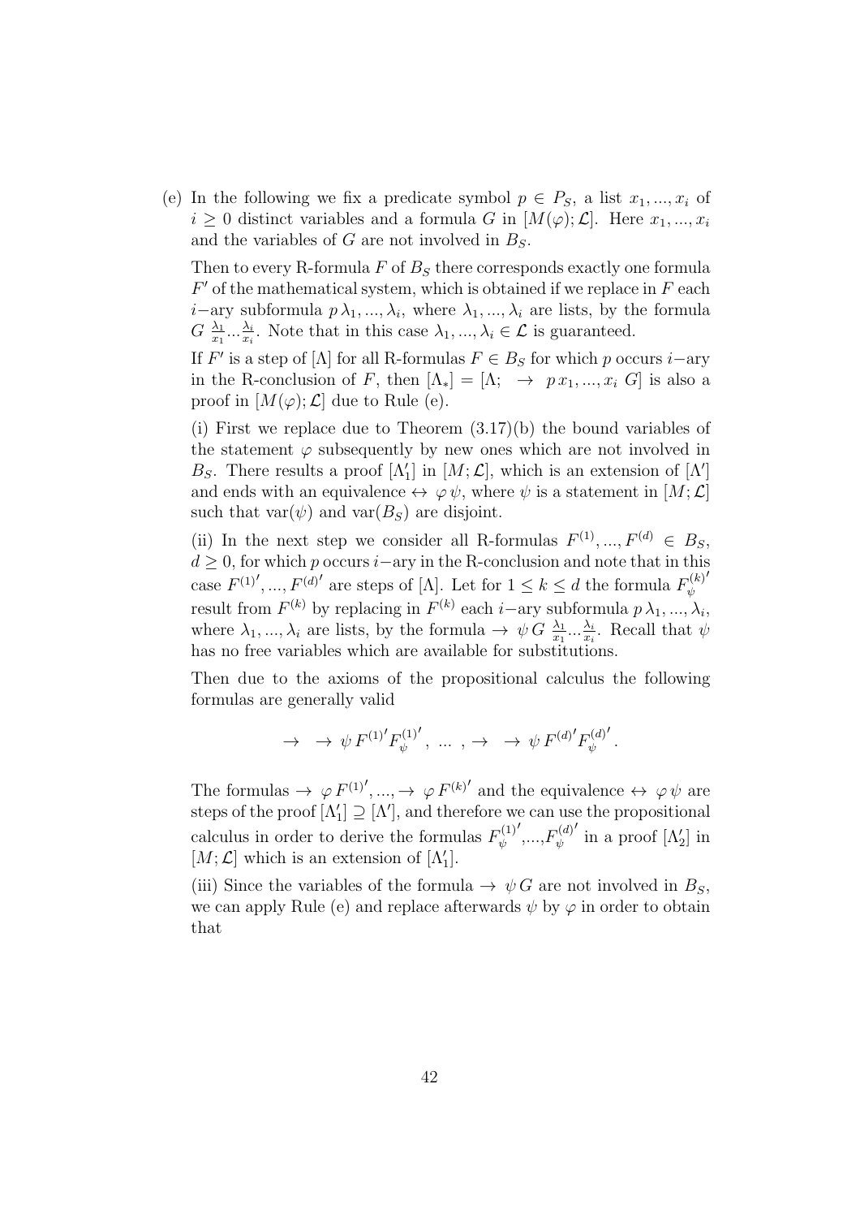(e) In the following we fix a predicate symbol $p \in P_S$, a list $x_1, ..., x_i$ of $i \geq 0$ distinct variables and a formula $G$ in $[M(\varphi); \mathcal{L}]$. Here $x_1, ..., x_i$ and the variables of $G$ are not involved in $B_S$.

Then to every R-formula $F$ of $B_S$ there corresponds exactly one formula $F'$ of the mathematical system, which is obtained if we replace in $F$ each $i$−ary subformula $p\,\lambda_1, ..., \lambda_i$, where $\lambda_1, ..., \lambda_i$ are lists, by the formula $G\ \frac{\lambda_1}{x_1} ... \frac{\lambda_i}{x_i}$. Note that in this case $\lambda_1, ..., \lambda_i \in \mathcal{L}$ is guaranteed.

If $F'$ is a step of $[\Lambda]$ for all R-formulas $F \in B_S$ for which $p$ occurs $i$−ary in the R-conclusion of $F$, then $[\Lambda_*] = [\Lambda;\ \ \rightarrow\ \ p\,x_1, ..., x_i\ G]$ is also a proof in $[M(\varphi); \mathcal{L}]$ due to Rule (e).

(i) First we replace due to Theorem (3.17)(b) the bound variables of the statement $\varphi$ subsequently by new ones which are not involved in $B_S$. There results a proof $[\Lambda_1']$ in $[M; \mathcal{L}]$, which is an extension of $[\Lambda']$ and ends with an equivalence $\leftrightarrow\ \varphi\,\psi$, where $\psi$ is a statement in $[M; \mathcal{L}]$ such that $\text{var}(\psi)$ and $\text{var}(B_S)$ are disjoint.

(ii) In the next step we consider all R-formulas $F^{(1)}, ..., F^{(d)} \in B_S$, $d \geq 0$, for which $p$ occurs $i$−ary in the R-conclusion and note that in this case ${F^{(1)}}', ..., {F^{(d)}}'$ are steps of $[\Lambda]$. Let for $1 \leq k \leq d$ the formula ${F_\psi^{(k)}}'$ result from $F^{(k)}$ by replacing in $F^{(k)}$ each $i$−ary subformula $p\,\lambda_1, ..., \lambda_i$, where $\lambda_1, ..., \lambda_i$ are lists, by the formula $\rightarrow\ \psi\,G\ \frac{\lambda_1}{x_1} ... \frac{\lambda_i}{x_i}$. Recall that $\psi$ has no free variables which are available for substitutions.

Then due to the axioms of the propositional calculus the following formulas are generally valid

$$\rightarrow\ \ \rightarrow\ \psi\,{F^{(1)}}'{F_\psi^{(1)}}',\ \ldots\ ,\rightarrow\ \ \rightarrow\ \psi\,{F^{(d)}}'{F_\psi^{(d)}}'.$$

The formulas $\rightarrow\ \varphi\,{F^{(1)}}', ..., \rightarrow\ \varphi\,{F^{(k)}}'$ and the equivalence $\leftrightarrow\ \varphi\,\psi$ are steps of the proof $[\Lambda_1'] \supseteq [\Lambda']$, and therefore we can use the propositional calculus in order to derive the formulas ${F_\psi^{(1)}}'$,...,${F_\psi^{(d)}}'$ in a proof $[\Lambda_2']$ in $[M; \mathcal{L}]$ which is an extension of $[\Lambda_1']$.

(iii) Since the variables of the formula $\rightarrow\ \psi\,G$ are not involved in $B_S$, we can apply Rule (e) and replace afterwards $\psi$ by $\varphi$ in order to obtain that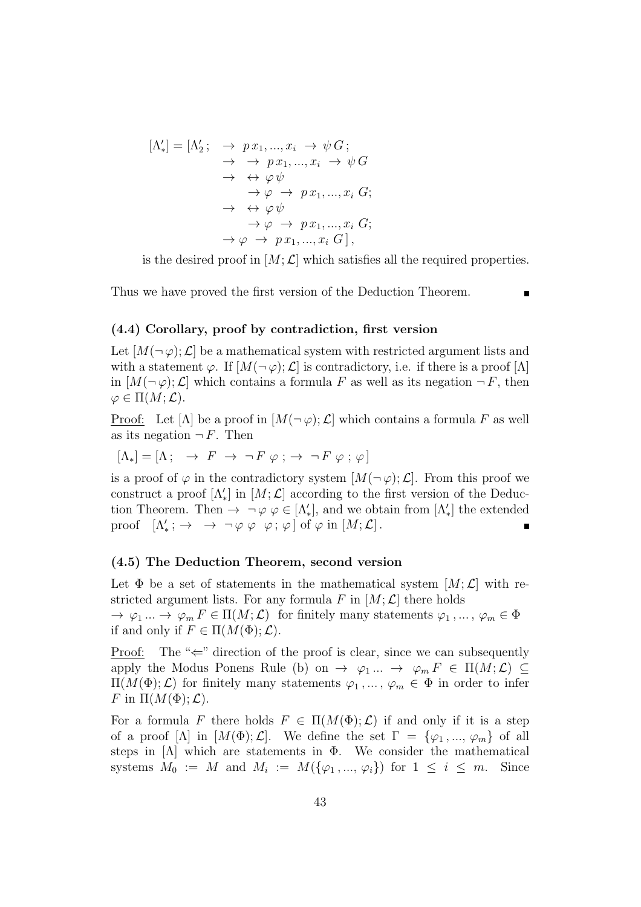$$
\begin{aligned}
[\Lambda'_*] = [\Lambda'_2\,;\;\; & \to\; p\,x_1,...,x_i \;\to\; \psi\, G\,; \\
& \to\; \to\; p\,x_1,...,x_i \;\to\; \psi\, G \\
& \to\; \leftrightarrow\, \varphi\,\psi \\
& \qquad \to \varphi\; \to\; p\,x_1,...,x_i\; G; \\
& \to\; \leftrightarrow\, \varphi\,\psi \\
& \qquad \to \varphi\; \to\; p\,x_1,...,x_i\; G; \\
& \to \varphi\; \to\; p\,x_1,...,x_i\; G\,]\,,
\end{aligned}
$$

is the desired proof in $[M;\mathcal{L}]$ which satisfies all the required properties.

Thus we have proved the first version of the Deduction Theorem. ∎

### (4.4) Corollary, proof by contradiction, first version

Let $[M(\neg\,\varphi);\mathcal{L}]$ be a mathematical system with restricted argument lists and with a statement $\varphi$. If $[M(\neg\,\varphi);\mathcal{L}]$ is contradictory, i.e. if there is a proof $[\Lambda]$ in $[M(\neg\,\varphi);\mathcal{L}]$ which contains a formula $F$ as well as its negation $\neg\,F$, then $\varphi \in \Pi(M;\mathcal{L})$.

Proof: Let $[\Lambda]$ be a proof in $[M(\neg\,\varphi);\mathcal{L}]$ which contains a formula $F$ as well as its negation $\neg\,F$. Then

$[\Lambda_*] = [\Lambda\,;\;\; \to\; F\; \to\; \neg\,F\;\varphi\;;\; \to\; \neg\,F\;\varphi\;;\;\varphi\,]$

is a proof of $\varphi$ in the contradictory system $[M(\neg\,\varphi);\mathcal{L}]$. From this proof we construct a proof $[\Lambda'_*]$ in $[M;\mathcal{L}]$ according to the first version of the Deduction Theorem. Then $\to\;\neg\,\varphi\;\varphi \in [\Lambda'_*]$, and we obtain from $[\Lambda'_*]$ the extended proof $\;[\Lambda'_*\,;\to\;\;\to\;\neg\,\varphi\;\varphi\;\;\varphi\,;\,\varphi\,]$ of $\varphi$ in $[M;\mathcal{L}]$. ∎

### (4.5) The Deduction Theorem, second version

Let $\Phi$ be a set of statements in the mathematical system $[M;\mathcal{L}]$ with restricted argument lists. For any formula $F$ in $[M;\mathcal{L}]$ there holds $\to\;\varphi_1 \ldots \to\;\varphi_m\, F \in \Pi(M;\mathcal{L})$ for finitely many statements $\varphi_1\,,\ldots,\,\varphi_m \in \Phi$ if and only if $F \in \Pi(M(\Phi);\mathcal{L})$.

Proof: The "$\Leftarrow$" direction of the proof is clear, since we can subsequently apply the Modus Ponens Rule (b) on $\to\;\varphi_1 \ldots \to\;\varphi_m\, F \in \Pi(M;\mathcal{L}) \subseteq \Pi(M(\Phi);\mathcal{L})$ for finitely many statements $\varphi_1\,,\ldots,\,\varphi_m \in \Phi$ in order to infer $F$ in $\Pi(M(\Phi);\mathcal{L})$.

For a formula $F$ there holds $F \in \Pi(M(\Phi);\mathcal{L})$ if and only if it is a step of a proof $[\Lambda]$ in $[M(\Phi);\mathcal{L}]$. We define the set $\Gamma = \{\varphi_1\,,...,\,\varphi_m\}$ of all steps in $[\Lambda]$ which are statements in $\Phi$. We consider the mathematical systems $M_0 := M$ and $M_i := M(\{\varphi_1\,,...,\,\varphi_i\})$ for $1 \le i \le m$. Since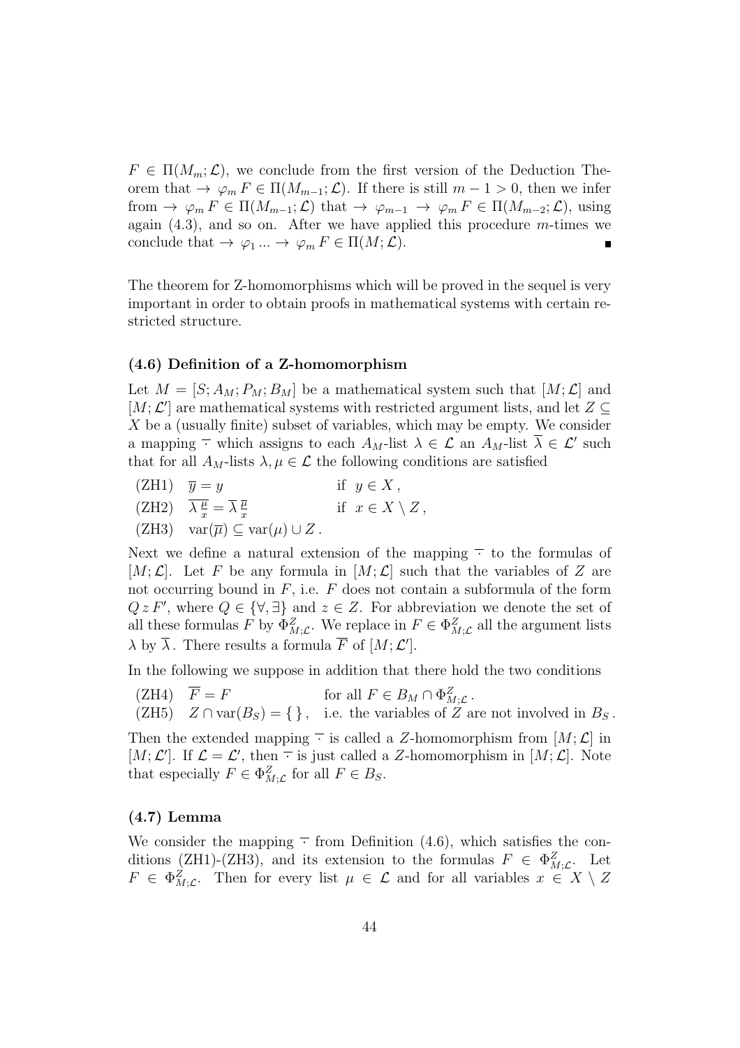$F \in \Pi(M_m; \mathcal{L})$, we conclude from the first version of the Deduction Theorem that $\rightarrow\ \varphi_m\, F \in \Pi(M_{m-1}; \mathcal{L})$. If there is still $m - 1 > 0$, then we infer from $\rightarrow\ \varphi_m\, F \in \Pi(M_{m-1}; \mathcal{L})$ that $\rightarrow\ \varphi_{m-1}\ \rightarrow\ \varphi_m\, F \in \Pi(M_{m-2}; \mathcal{L})$, using again (4.3), and so on. After we have applied this procedure $m$-times we conclude that $\rightarrow\ \varphi_1 \ldots \rightarrow\ \varphi_m\, F \in \Pi(M; \mathcal{L})$. ∎

The theorem for Z-homomorphisms which will be proved in the sequel is very important in order to obtain proofs in mathematical systems with certain restricted structure.

### (4.6) Definition of a Z-homomorphism

Let $M = [S; A_M; P_M; B_M]$ be a mathematical system such that $[M; \mathcal{L}]$ and $[M; \mathcal{L}']$ are mathematical systems with restricted argument lists, and let $Z \subseteq X$ be a (usually finite) subset of variables, which may be empty. We consider a mapping $\overline{\cdot}$ which assigns to each $A_M$-list $\lambda \in \mathcal{L}$ an $A_M$-list $\overline{\lambda} \in \mathcal{L}'$ such that for all $A_M$-lists $\lambda, \mu \in \mathcal{L}$ the following conditions are satisfied

(ZH1) $\overline{y} = y$ if $y \in X$,

(ZH2) $\overline{\lambda\, \frac{\mu}{x}} = \overline{\lambda}\, \frac{\overline{\mu}}{x}$ if $x \in X \setminus Z$,

(ZH3) $\mathrm{var}(\overline{\mu}) \subseteq \mathrm{var}(\mu) \cup Z$.

Next we define a natural extension of the mapping $\overline{\cdot}$ to the formulas of $[M; \mathcal{L}]$. Let $F$ be any formula in $[M; \mathcal{L}]$ such that the variables of $Z$ are not occurring bound in $F$, i.e. $F$ does not contain a subformula of the form $Q\, z\, F'$, where $Q \in \{\forall, \exists\}$ and $z \in Z$. For abbreviation we denote the set of all these formulas $F$ by $\Phi^Z_{M;\mathcal{L}}$. We replace in $F \in \Phi^Z_{M;\mathcal{L}}$ all the argument lists $\lambda$ by $\overline{\lambda}$. There results a formula $\overline{F}$ of $[M; \mathcal{L}']$.

In the following we suppose in addition that there hold the two conditions

(ZH4) $\overline{F} = F$ for all $F \in B_M \cap \Phi^Z_{M;\mathcal{L}}$.

(ZH5) $Z \cap \mathrm{var}(B_S) = \{\,\}$, i.e. the variables of $Z$ are not involved in $B_S$.

Then the extended mapping $\overline{\cdot}$ is called a $Z$-homomorphism from $[M; \mathcal{L}]$ in $[M; \mathcal{L}']$. If $\mathcal{L} = \mathcal{L}'$, then $\overline{\cdot}$ is just called a $Z$-homomorphism in $[M; \mathcal{L}]$. Note that especially $F \in \Phi^Z_{M;\mathcal{L}}$ for all $F \in B_S$.

### (4.7) Lemma

We consider the mapping $\overline{\cdot}$ from Definition (4.6), which satisfies the conditions (ZH1)-(ZH3), and its extension to the formulas $F \in \Phi^Z_{M;\mathcal{L}}$. Let $F \in \Phi^Z_{M;\mathcal{L}}$. Then for every list $\mu \in \mathcal{L}$ and for all variables $x \in X \setminus Z$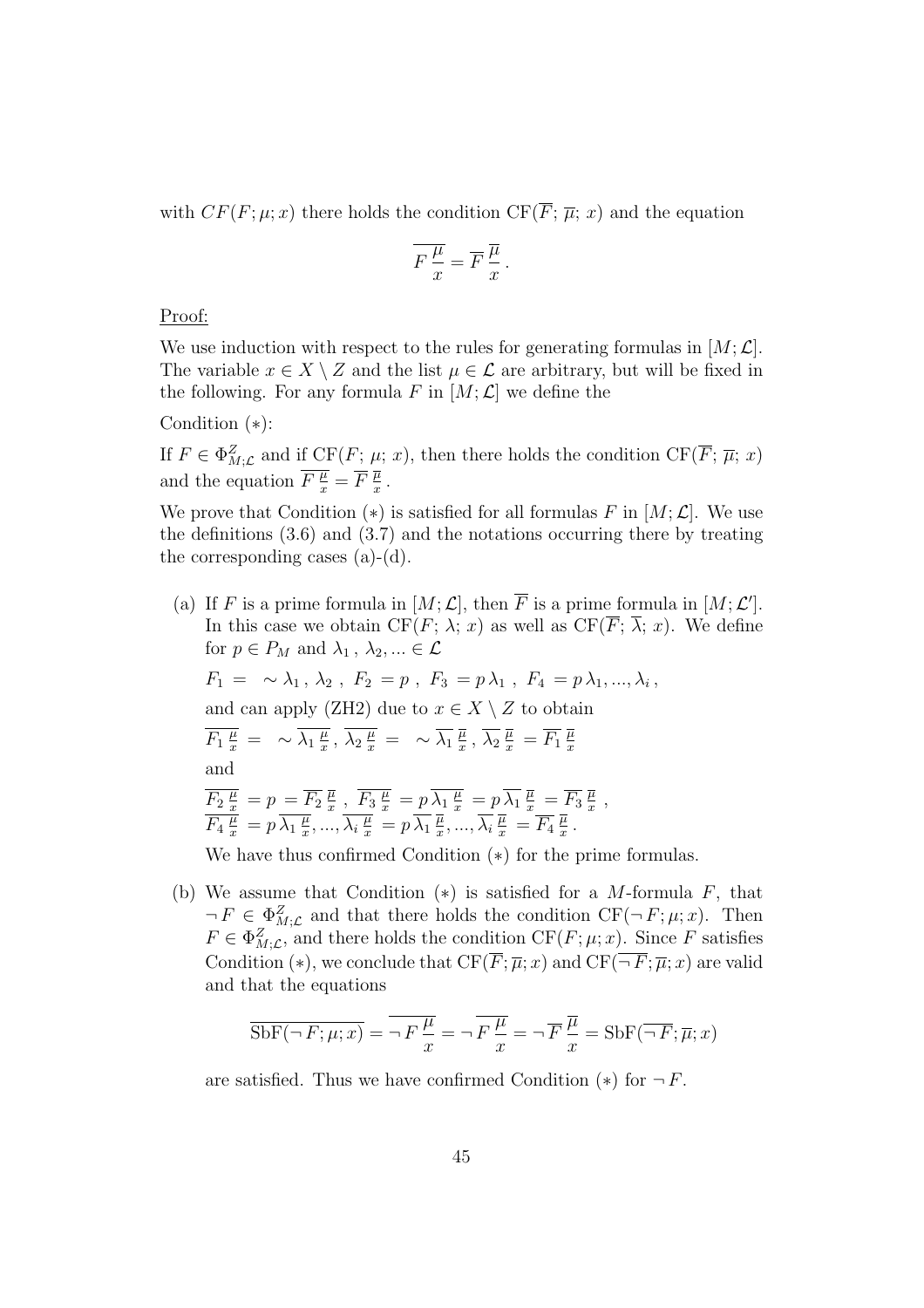with $CF(F;\mu;x)$ there holds the condition $\mathrm{CF}(\overline{F};\,\overline{\mu};\,x)$ and the equation

$$\overline{F\,\frac{\mu}{x}} = \overline{F}\,\frac{\overline{\mu}}{x}\,.$$

Proof:

We use induction with respect to the rules for generating formulas in $[M;\mathcal{L}]$. The variable $x \in X \setminus Z$ and the list $\mu \in \mathcal{L}$ are arbitrary, but will be fixed in the following. For any formula $F$ in $[M;\mathcal{L}]$ we define the

Condition $(*)$:

If $F \in \Phi^Z_{M;\mathcal{L}}$ and if $\mathrm{CF}(F;\,\mu;\,x)$, then there holds the condition $\mathrm{CF}(\overline{F};\,\overline{\mu};\,x)$ and the equation $\overline{F\,\frac{\mu}{x}} = \overline{F}\,\frac{\overline{\mu}}{x}$.

We prove that Condition $(*)$ is satisfied for all formulas $F$ in $[M;\mathcal{L}]$. We use the definitions (3.6) and (3.7) and the notations occurring there by treating the corresponding cases (a)-(d).

(a) If $F$ is a prime formula in $[M;\mathcal{L}]$, then $\overline{F}$ is a prime formula in $[M;\mathcal{L}']$. In this case we obtain $\mathrm{CF}(F;\,\lambda;\,x)$ as well as $\mathrm{CF}(\overline{F};\,\overline{\lambda};\,x)$. We define for $p \in P_M$ and $\lambda_1\,,\,\lambda_2, ... \in \mathcal{L}$

$F_1 = \ \sim \lambda_1\,,\,\lambda_2\ ,\ F_2 = p\ ,\ F_3 = p\,\lambda_1\ ,\ F_4 = p\,\lambda_1, ..., \lambda_i\,,$

and can apply (ZH2) due to $x \in X \setminus Z$ to obtain

$\overline{F_1\,\frac{\mu}{x}} = \ \sim \overline{\lambda_1\,\frac{\mu}{x}}\,,\,\overline{\lambda_2\,\frac{\mu}{x}} = \ \sim \overline{\lambda_1}\,\frac{\overline{\mu}}{x}\,,\,\overline{\lambda_2}\,\frac{\overline{\mu}}{x} = \overline{F_1}\,\frac{\overline{\mu}}{x}$

and

$\overline{F_2\,\frac{\mu}{x}} = p = \overline{F_2}\,\frac{\overline{\mu}}{x}\ ,\ \overline{F_3\,\frac{\mu}{x}} = p\,\overline{\lambda_1\,\frac{\mu}{x}} = p\,\overline{\lambda_1}\,\frac{\overline{\mu}}{x} = \overline{F_3}\,\frac{\overline{\mu}}{x}\ ,$
$\overline{F_4\,\frac{\mu}{x}} = p\,\overline{\lambda_1\,\frac{\mu}{x}}, ..., \overline{\lambda_i\,\frac{\mu}{x}} = p\,\overline{\lambda_1}\,\frac{\overline{\mu}}{x}, ..., \overline{\lambda_i}\,\frac{\overline{\mu}}{x} = \overline{F_4}\,\frac{\overline{\mu}}{x}\,.$

We have thus confirmed Condition $(*)$ for the prime formulas.

(b) We assume that Condition $(*)$ is satisfied for a $M$-formula $F$, that $\neg F \in \Phi^Z_{M;\mathcal{L}}$ and that there holds the condition $\mathrm{CF}(\neg F;\mu;x)$. Then $F \in \Phi^Z_{M;\mathcal{L}}$, and there holds the condition $\mathrm{CF}(F;\mu;x)$. Since $F$ satisfies Condition $(*)$, we conclude that $\mathrm{CF}(\overline{F};\overline{\mu};x)$ and $\mathrm{CF}(\overline{\neg F};\overline{\mu};x)$ are valid and that the equations

$$\overline{\mathrm{SbF}(\neg F;\mu;x)} = \overline{\neg F\,\frac{\mu}{x}} = \neg\,\overline{F\,\frac{\mu}{x}} = \neg\,\overline{F}\,\frac{\overline{\mu}}{x} = \mathrm{SbF}(\overline{\neg F};\overline{\mu};x)$$

are satisfied. Thus we have confirmed Condition $(*)$ for $\neg F$.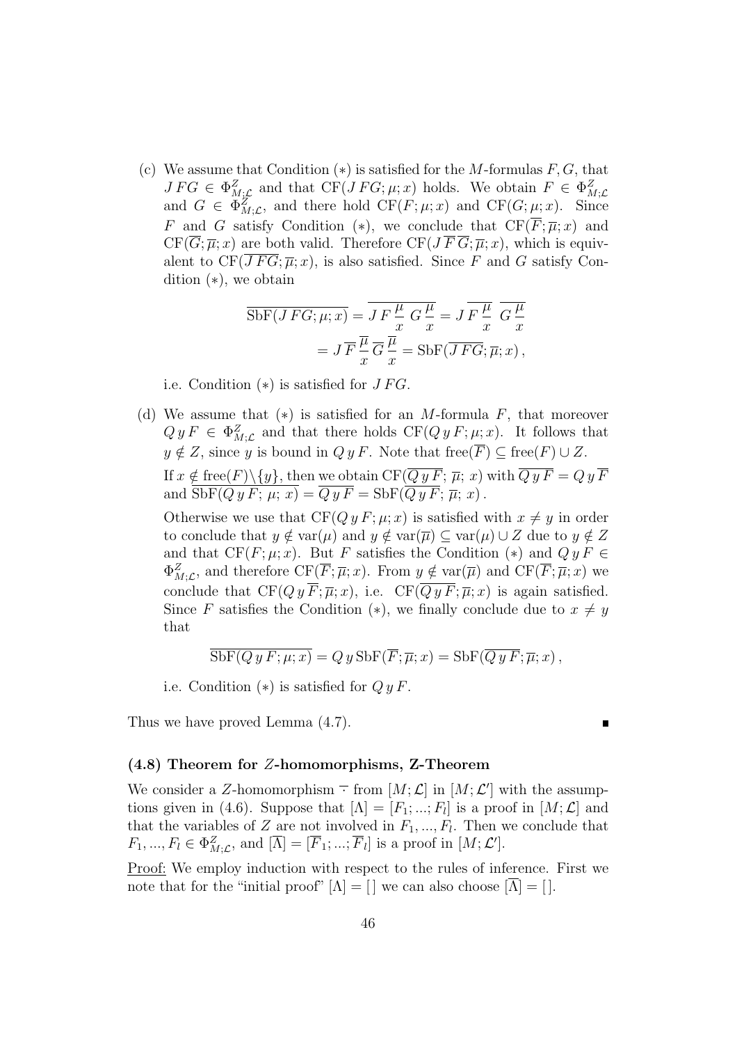(c) We assume that Condition $(*)$ is satisfied for the $M$-formulas $F, G$, that $J\,FG \in \Phi^Z_{M;\mathcal{L}}$ and that $\mathrm{CF}(J\,FG;\mu;x)$ holds. We obtain $F \in \Phi^Z_{M;\mathcal{L}}$ and $G \in \Phi^Z_{M;\mathcal{L}}$, and there hold $\mathrm{CF}(F;\mu;x)$ and $\mathrm{CF}(G;\mu;x)$. Since $F$ and $G$ satisfy Condition $(*)$, we conclude that $\mathrm{CF}(\overline{F};\overline{\mu};x)$ and $\mathrm{CF}(\overline{G};\overline{\mu};x)$ are both valid. Therefore $\mathrm{CF}(J\,\overline{F}\,\overline{G};\overline{\mu};x)$, which is equivalent to $\mathrm{CF}(\overline{J\,FG};\overline{\mu};x)$, is also satisfied. Since $F$ and $G$ satisfy Condition $(*)$, we obtain

$$\overline{\mathrm{SbF}(J\,FG;\mu;x)} = \overline{J\,F\,\frac{\mu}{x}\;G\,\frac{\mu}{x}} = J\,\overline{F\,\frac{\mu}{x}}\;\overline{G\,\frac{\mu}{x}}$$
$$= J\,\overline{F}\,\frac{\overline{\mu}}{x}\,\overline{G}\,\frac{\overline{\mu}}{x} = \mathrm{SbF}(\overline{J\,FG};\overline{\mu};x)\,,$$

i.e. Condition $(*)$ is satisfied for $J\,FG$.

(d) We assume that $(*)$ is satisfied for an $M$-formula $F$, that moreover $Q\,y\,F \in \Phi^Z_{M;\mathcal{L}}$ and that there holds $\mathrm{CF}(Q\,y\,F;\mu;x)$. It follows that $y \notin Z$, since $y$ is bound in $Q\,y\,F$. Note that $\mathrm{free}(\overline{F}) \subseteq \mathrm{free}(F) \cup Z$.

If $x \notin \mathrm{free}(F)\backslash\{y\}$, then we obtain $\mathrm{CF}(\overline{Q\,y\,F};\,\overline{\mu};\,x)$ with $\overline{Q\,y\,F} = Q\,y\,\overline{F}$ and $\overline{\mathrm{SbF}(Q\,y\,F;\,\mu;\,x)} = \overline{Q\,y\,F} = \mathrm{SbF}(\overline{Q\,y\,F};\,\overline{\mu};\,x)$.

Otherwise we use that $\mathrm{CF}(Q\,y\,F;\mu;x)$ is satisfied with $x \neq y$ in order to conclude that $y \notin \mathrm{var}(\mu)$ and $y \notin \mathrm{var}(\overline{\mu}) \subseteq \mathrm{var}(\mu) \cup Z$ due to $y \notin Z$ and that $\mathrm{CF}(F;\mu;x)$. But $F$ satisfies the Condition $(*)$ and $Q\,y\,F \in \Phi^Z_{M;\mathcal{L}}$, and therefore $\mathrm{CF}(\overline{F};\overline{\mu};x)$. From $y \notin \mathrm{var}(\overline{\mu})$ and $\mathrm{CF}(\overline{F};\overline{\mu};x)$ we conclude that $\mathrm{CF}(Q\,y\,\overline{F};\overline{\mu};x)$, i.e. $\mathrm{CF}(\overline{Q\,y\,F};\overline{\mu};x)$ is again satisfied. Since $F$ satisfies the Condition $(*)$, we finally conclude due to $x \neq y$ that

$$\overline{\mathrm{SbF}(Q\,y\,F;\mu;x)} = Q\,y\,\mathrm{SbF}(\overline{F};\overline{\mu};x) = \mathrm{SbF}(\overline{Q\,y\,F};\overline{\mu};x)\,,$$

i.e. Condition $(*)$ is satisfied for $Q\,y\,F$.

Thus we have proved Lemma (4.7). ∎

### (4.8) Theorem for $Z$-homomorphisms, Z-Theorem

We consider a $Z$-homomorphism $\overline{\cdot}$ from $[M;\mathcal{L}]$ in $[M;\mathcal{L}']$ with the assumptions given in (4.6). Suppose that $[\Lambda] = [F_1;...;F_l]$ is a proof in $[M;\mathcal{L}]$ and that the variables of $Z$ are not involved in $F_1,...,F_l$. Then we conclude that $F_1,...,F_l \in \Phi^Z_{M;\mathcal{L}}$, and $[\overline{\Lambda}] = [\overline{F}_1;...;\overline{F}_l]$ is a proof in $[M;\mathcal{L}']$.

<u>Proof:</u> We employ induction with respect to the rules of inference. First we note that for the "initial proof" $[\Lambda] = [\,]$ we can also choose $[\overline{\Lambda}] = [\,]$.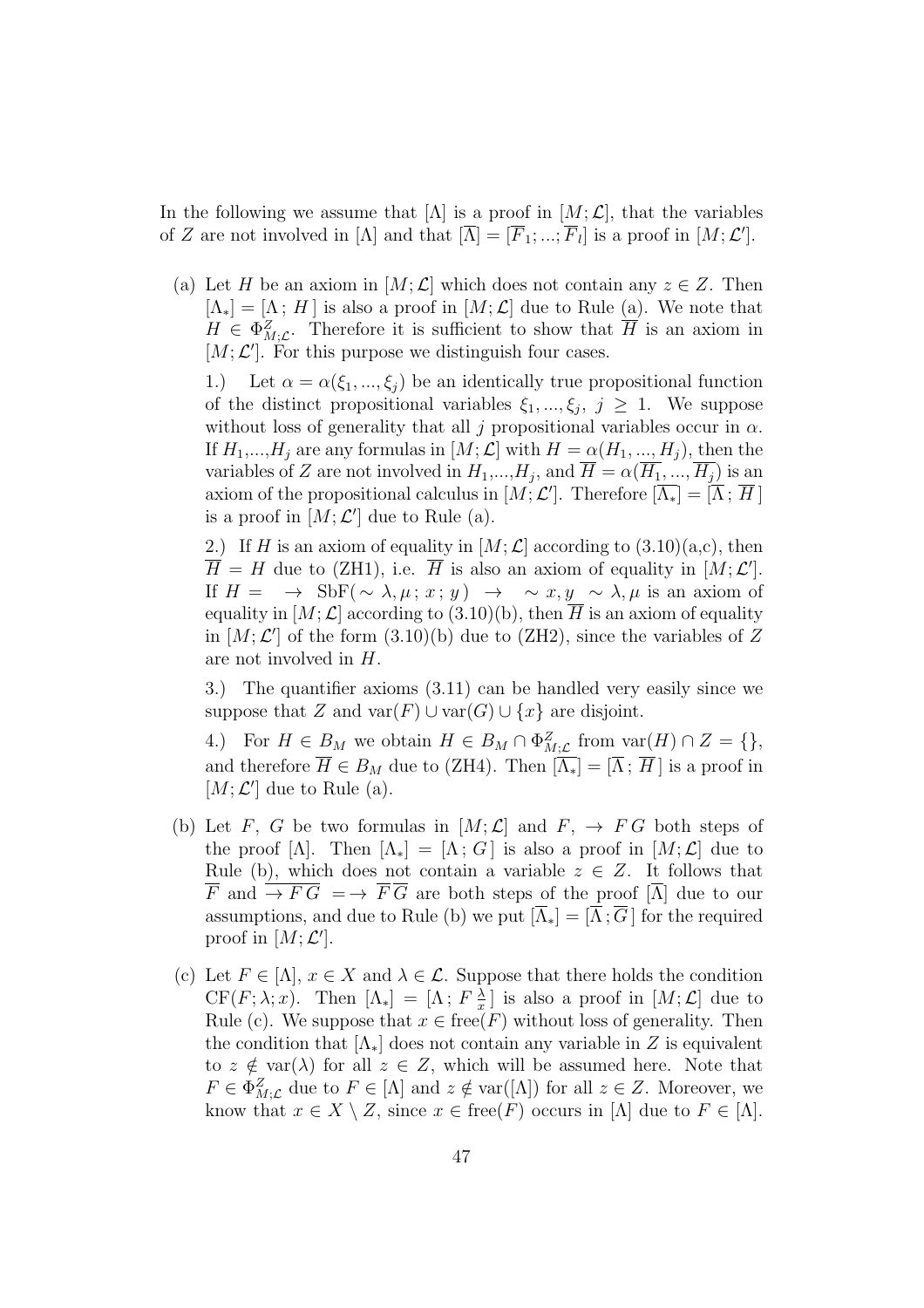In the following we assume that $[\Lambda]$ is a proof in $[M;\mathcal{L}]$, that the variables of $Z$ are not involved in $[\Lambda]$ and that $[\overline{\Lambda}] = [\overline{F}_1;...;\overline{F}_l]$ is a proof in $[M;\mathcal{L}']$.

(a) Let $H$ be an axiom in $[M;\mathcal{L}]$ which does not contain any $z \in Z$. Then $[\Lambda_*] = [\Lambda\,;\,H\,]$ is also a proof in $[M;\mathcal{L}]$ due to Rule (a). We note that $H \in \Phi^Z_{M;\mathcal{L}}$. Therefore it is sufficient to show that $\overline{H}$ is an axiom in $[M;\mathcal{L}']$. For this purpose we distinguish four cases.

1.) Let $\alpha = \alpha(\xi_1,...,\xi_j)$ be an identically true propositional function of the distinct propositional variables $\xi_1,...,\xi_j$, $j \geq 1$. We suppose without loss of generality that all $j$ propositional variables occur in $\alpha$. If $H_1$,...,$H_j$ are any formulas in $[M;\mathcal{L}]$ with $H = \alpha(H_1,...,H_j)$, then the variables of $Z$ are not involved in $H_1$,...,$H_j$, and $\overline{H} = \alpha(\overline{H_1},...,\overline{H_j})$ is an axiom of the propositional calculus in $[M;\mathcal{L}']$. Therefore $[\overline{\Lambda_*}] = [\overline{\Lambda}\,;\,\overline{H}\,]$ is a proof in $[M;\mathcal{L}']$ due to Rule (a).

2.) If $H$ is an axiom of equality in $[M;\mathcal{L}]$ according to (3.10)(a,c), then $\overline{H} = H$ due to (ZH1), i.e. $\overline{H}$ is also an axiom of equality in $[M;\mathcal{L}']$. If $H = \;\rightarrow\; \mathrm{SbF}(\sim\lambda,\mu\,;\,x\,;\,y\,)\;\rightarrow\;\;\sim x,y\;\sim\lambda,\mu$ is an axiom of equality in $[M;\mathcal{L}]$ according to (3.10)(b), then $\overline{H}$ is an axiom of equality in $[M;\mathcal{L}']$ of the form (3.10)(b) due to (ZH2), since the variables of $Z$ are not involved in $H$.

3.) The quantifier axioms (3.11) can be handled very easily since we suppose that $Z$ and $\mathrm{var}(F) \cup \mathrm{var}(G) \cup \{x\}$ are disjoint.

4.) For $H \in B_M$ we obtain $H \in B_M \cap \Phi^Z_{M;\mathcal{L}}$ from $\mathrm{var}(H) \cap Z = \{\}$, and therefore $\overline{H} \in B_M$ due to (ZH4). Then $[\overline{\Lambda_*}] = [\overline{\Lambda}\,;\,\overline{H}\,]$ is a proof in $[M;\mathcal{L}']$ due to Rule (a).

(b) Let $F$, $G$ be two formulas in $[M;\mathcal{L}]$ and $F$, $\rightarrow F\,G$ both steps of the proof $[\Lambda]$. Then $[\Lambda_*] = [\Lambda\,;\,G\,]$ is also a proof in $[M;\mathcal{L}]$ due to Rule (b), which does not contain a variable $z \in Z$. It follows that $\overline{F}$ and $\overline{\rightarrow F\,G} = \rightarrow\,\overline{F}\,\overline{G}$ are both steps of the proof $[\overline{\Lambda}]$ due to our assumptions, and due to Rule (b) we put $[\overline{\Lambda_*}] = [\overline{\Lambda}\,;\overline{G}\,]$ for the required proof in $[M;\mathcal{L}']$.

(c) Let $F \in [\Lambda]$, $x \in X$ and $\lambda \in \mathcal{L}$. Suppose that there holds the condition $\mathrm{CF}(F;\lambda;x)$. Then $[\Lambda_*] = [\Lambda\,;\,F\,\frac{\lambda}{x}\,]$ is also a proof in $[M;\mathcal{L}]$ due to Rule (c). We suppose that $x \in \mathrm{free}(F)$ without loss of generality. Then the condition that $[\Lambda_*]$ does not contain any variable in $Z$ is equivalent to $z \notin \mathrm{var}(\lambda)$ for all $z \in Z$, which will be assumed here. Note that $F \in \Phi^Z_{M;\mathcal{L}}$ due to $F \in [\Lambda]$ and $z \notin \mathrm{var}([\Lambda])$ for all $z \in Z$. Moreover, we know that $x \in X \setminus Z$, since $x \in \mathrm{free}(F)$ occurs in $[\Lambda]$ due to $F \in [\Lambda]$.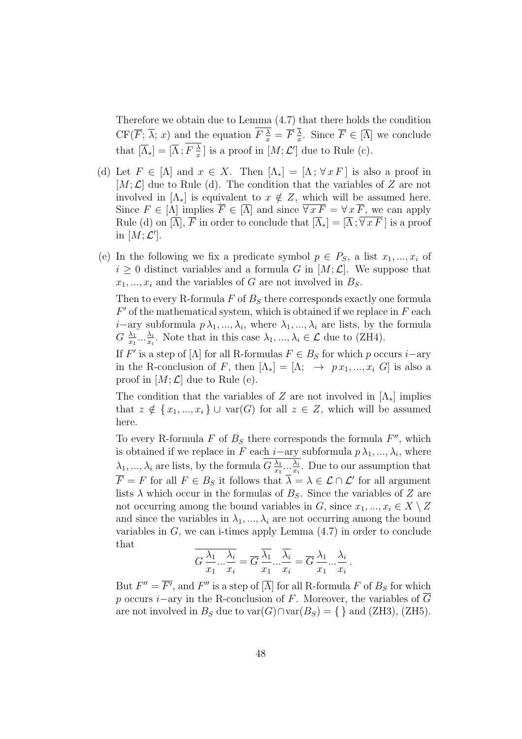Therefore we obtain due to Lemma (4.7) that there holds the condition $\mathrm{CF}(\overline{F};\, \overline{\lambda};\, x)$ and the equation $\overline{F\,\frac{\lambda}{x}} = \overline{F}\,\frac{\overline{\lambda}}{x}$. Since $\overline{F} \in [\overline{\Lambda}]$ we conclude that $[\overline{\Lambda_*}] = [\overline{\Lambda}\,;\, \overline{F\,\frac{\lambda}{x}}\,]$ is a proof in $[M;\mathcal{L}']$ due to Rule (c).

(d) Let $F \in [\Lambda]$ and $x \in X$. Then $[\Lambda_*] = [\Lambda\,;\, \forall\, x\, F\,]$ is also a proof in $[M;\mathcal{L}]$ due to Rule (d). The condition that the variables of $Z$ are not involved in $[\Lambda_*]$ is equivalent to $x \notin Z$, which will be assumed here. Since $F \in [\Lambda]$ implies $\overline{F} \in [\overline{\Lambda}]$ and since $\overline{\forall\, x\, F} = \forall\, x\, \overline{F}$, we can apply Rule (d) on $[\overline{\Lambda}]$, $\overline{F}$ in order to conclude that $[\overline{\Lambda_*}] = [\overline{\Lambda}\,; \overline{\forall\, x\, F}\,]$ is a proof in $[M;\mathcal{L}']$.

(e) In the following we fix a predicate symbol $p \in P_S$, a list $x_1, ..., x_i$ of $i \geq 0$ distinct variables and a formula $G$ in $[M;\mathcal{L}]$. We suppose that $x_1, ..., x_i$ and the variables of $G$ are not involved in $B_S$.

Then to every R-formula $F$ of $B_S$ there corresponds exactly one formula $F'$ of the mathematical system, which is obtained if we replace in $F$ each $i-$ary subformula $p\, \lambda_1, ..., \lambda_i$, where $\lambda_1, ..., \lambda_i$ are lists, by the formula $G\, \frac{\lambda_1}{x_1} ... \frac{\lambda_i}{x_i}$. Note that in this case $\lambda_1, ..., \lambda_i \in \mathcal{L}$ due to (ZH4).

If $F'$ is a step of $[\Lambda]$ for all R-formulas $F \in B_S$ for which $p$ occurs $i-$ary in the R-conclusion of $F$, then $[\Lambda_*] = [\Lambda;\ \ \rightarrow\ \ p\, x_1, ..., x_i\ G]$ is also a proof in $[M;\mathcal{L}]$ due to Rule (e).

The condition that the variables of $Z$ are not involved in $[\Lambda_*]$ implies that $z \notin \{\, x_1, ..., x_i\,\} \cup \mathrm{var}(G)$ for all $z \in Z$, which will be assumed here.

To every R-formula $F$ of $B_S$ there corresponds the formula $F''$, which is obtained if we replace in $F$ each $i-$ary subformula $p\, \lambda_1, ..., \lambda_i$, where $\lambda_1, ..., \lambda_i$ are lists, by the formula $\overline{G\, \frac{\lambda_1}{x_1} ... \frac{\lambda_i}{x_i}}$. Due to our assumption that $\overline{F} = F$ for all $F \in B_S$ it follows that $\overline{\lambda} = \lambda \in \mathcal{L} \cap \mathcal{L}'$ for all argument lists $\lambda$ which occur in the formulas of $B_S$. Since the variables of $Z$ are not occurring among the bound variables in $G$, since $x_1, ..., x_i \in X \setminus Z$ and since the variables in $\lambda_1, ..., \lambda_i$ are not occurring among the bound variables in $G$, we can i-times apply Lemma (4.7) in order to conclude that

$$\overline{G\, \frac{\lambda_1}{x_1} ... \frac{\lambda_i}{x_i}} = \overline{G}\, \frac{\overline{\lambda_1}}{x_1} ... \frac{\overline{\lambda_i}}{x_i} = \overline{G}\, \frac{\lambda_1}{x_1} ... \frac{\lambda_i}{x_i}\,.$$

But $F'' = \overline{F'}$, and $F''$ is a step of $[\overline{\Lambda}]$ for all R-formula $F$ of $B_S$ for which $p$ occurs $i-$ary in the R-conclusion of $F$. Moreover, the variables of $\overline{G}$ are not involved in $B_S$ due to $\mathrm{var}(G) \cap \mathrm{var}(B_S) = \{\,\}$ and (ZH3), (ZH5).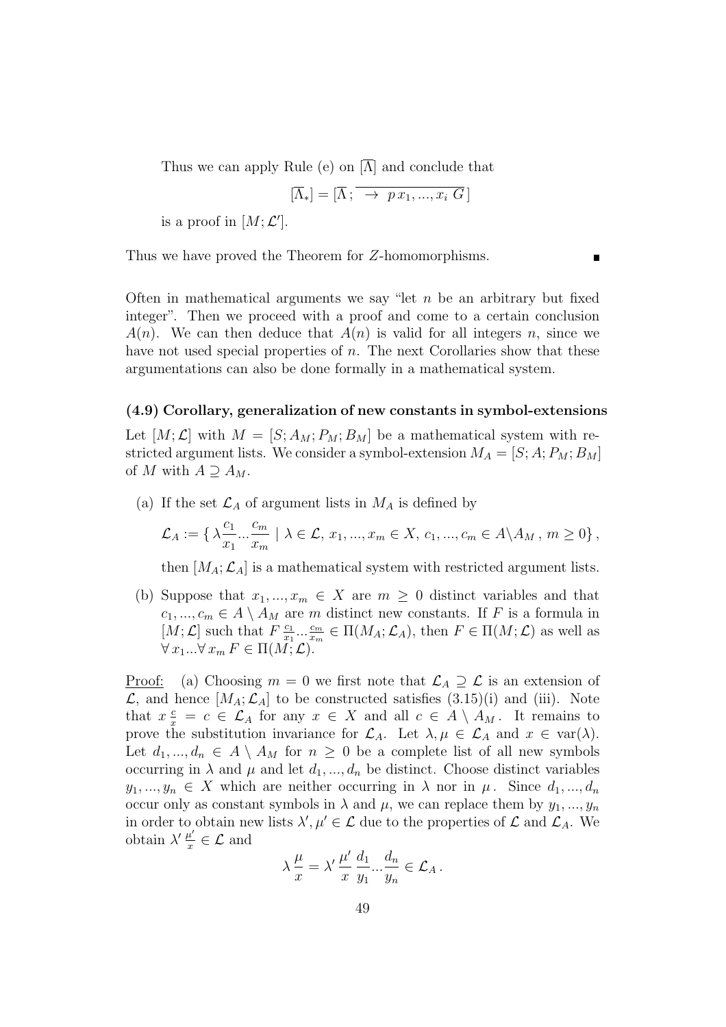Thus we can apply Rule (e) on $[\overline{\Lambda}]$ and conclude that

$$[\overline{\Lambda_*}] = [\overline{\Lambda}\,;\, \overline{\ \rightarrow\ p\,x_1,...,x_i\ G}\,]$$

is a proof in $[M;\mathcal{L}']$.

Thus we have proved the Theorem for $Z$-homomorphisms. ∎

Often in mathematical arguments we say "let $n$ be an arbitrary but fixed integer". Then we proceed with a proof and come to a certain conclusion $A(n)$. We can then deduce that $A(n)$ is valid for all integers $n$, since we have not used special properties of $n$. The next Corollaries show that these argumentations can also be done formally in a mathematical system.

**(4.9) Corollary, generalization of new constants in symbol-extensions**

Let $[M;\mathcal{L}]$ with $M = [S; A_M; P_M; B_M]$ be a mathematical system with restricted argument lists. We consider a symbol-extension $M_A = [S; A; P_M; B_M]$ of $M$ with $A \supseteq A_M$.

(a) If the set $\mathcal{L}_A$ of argument lists in $M_A$ is defined by

$$\mathcal{L}_A := \{\, \lambda\frac{c_1}{x_1}...\frac{c_m}{x_m} \mid \lambda \in \mathcal{L},\, x_1,...,x_m \in X,\, c_1,...,c_m \in A\backslash A_M\,,\, m \geq 0\}\,,$$

then $[M_A;\mathcal{L}_A]$ is a mathematical system with restricted argument lists.

(b) Suppose that $x_1,...,x_m \in X$ are $m \geq 0$ distinct variables and that $c_1,...,c_m \in A \setminus A_M$ are $m$ distinct new constants. If $F$ is a formula in $[M;\mathcal{L}]$ such that $F\,\frac{c_1}{x_1}...\frac{c_m}{x_m} \in \Pi(M_A;\mathcal{L}_A)$, then $F \in \Pi(M;\mathcal{L})$ as well as $\forall\, x_1...\forall\, x_m\, F \in \Pi(M;\mathcal{L})$.

<u>Proof:</u> (a) Choosing $m = 0$ we first note that $\mathcal{L}_A \supseteq \mathcal{L}$ is an extension of $\mathcal{L}$, and hence $[M_A;\mathcal{L}_A]$ to be constructed satisfies (3.15)(i) and (iii). Note that $x\,\frac{c}{x} = c \in \mathcal{L}_A$ for any $x \in X$ and all $c \in A \setminus A_M$. It remains to prove the substitution invariance for $\mathcal{L}_A$. Let $\lambda, \mu \in \mathcal{L}_A$ and $x \in \text{var}(\lambda)$. Let $d_1,...,d_n \in A \setminus A_M$ for $n \geq 0$ be a complete list of all new symbols occurring in $\lambda$ and $\mu$ and let $d_1,...,d_n$ be distinct. Choose distinct variables $y_1,...,y_n \in X$ which are neither occurring in $\lambda$ nor in $\mu$. Since $d_1,...,d_n$ occur only as constant symbols in $\lambda$ and $\mu$, we can replace them by $y_1,...,y_n$ in order to obtain new lists $\lambda', \mu' \in \mathcal{L}$ due to the properties of $\mathcal{L}$ and $\mathcal{L}_A$. We obtain $\lambda'\,\frac{\mu'}{x} \in \mathcal{L}$ and

$$\lambda\,\frac{\mu}{x} = \lambda'\,\frac{\mu'}{x}\,\frac{d_1}{y_1}...\frac{d_n}{y_n} \in \mathcal{L}_A\,.$$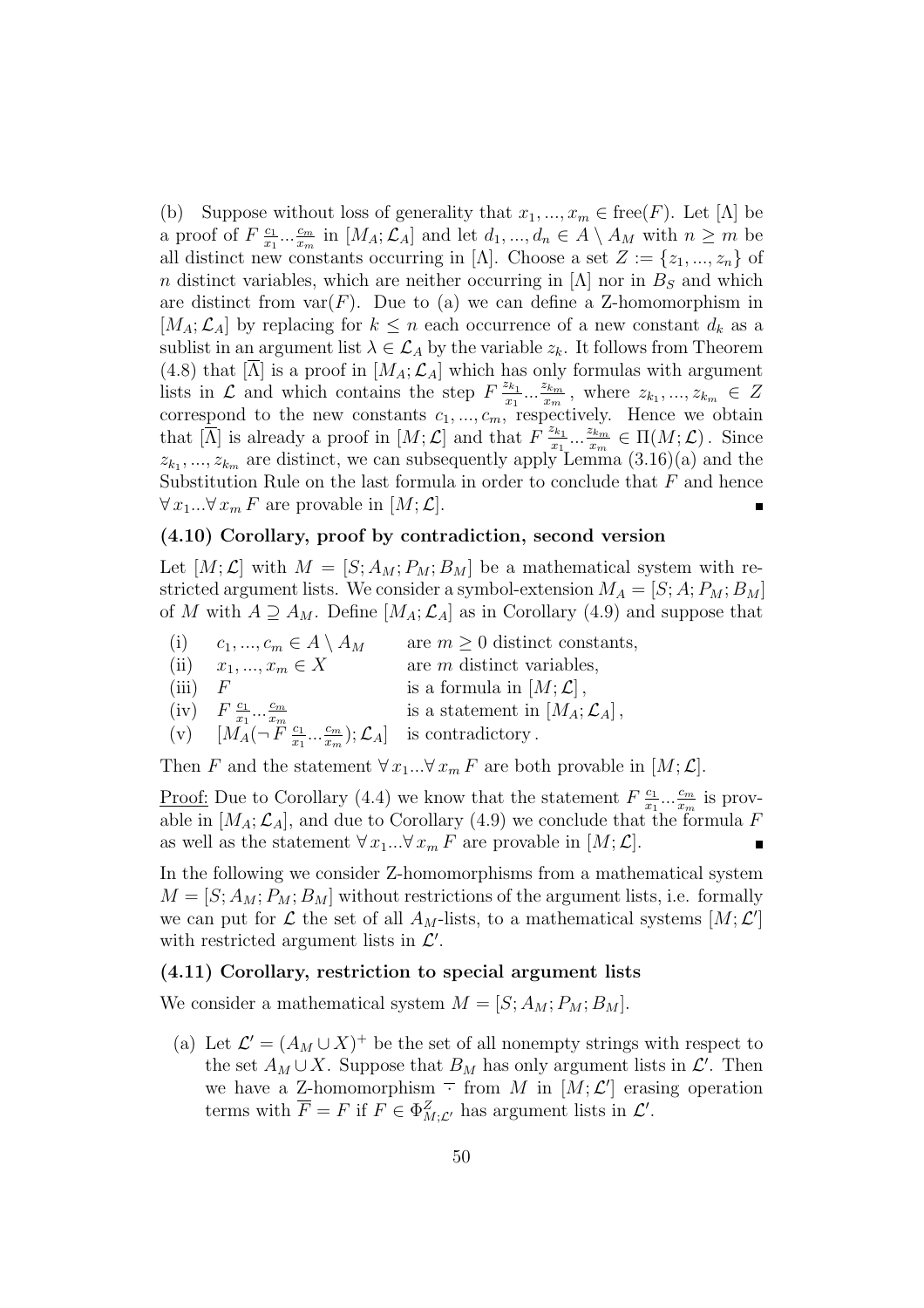(b) Suppose without loss of generality that $x_1, ..., x_m \in \text{free}(F)$. Let $[\Lambda]$ be a proof of $F\,\frac{c_1}{x_1}...\frac{c_m}{x_m}$ in $[M_A; \mathcal{L}_A]$ and let $d_1, ..., d_n \in A \setminus A_M$ with $n \geq m$ be all distinct new constants occurring in $[\Lambda]$. Choose a set $Z := \{z_1, ..., z_n\}$ of $n$ distinct variables, which are neither occurring in $[\Lambda]$ nor in $B_S$ and which are distinct from $\text{var}(F)$. Due to (a) we can define a Z-homomorphism in $[M_A; \mathcal{L}_A]$ by replacing for $k \leq n$ each occurrence of a new constant $d_k$ as a sublist in an argument list $\lambda \in \mathcal{L}_A$ by the variable $z_k$. It follows from Theorem (4.8) that $[\overline{\Lambda}]$ is a proof in $[M_A; \mathcal{L}_A]$ which has only formulas with argument lists in $\mathcal{L}$ and which contains the step $F\,\frac{z_{k_1}}{x_1}...\frac{z_{k_m}}{x_m}$, where $z_{k_1}, ..., z_{k_m} \in Z$ correspond to the new constants $c_1, ..., c_m$, respectively. Hence we obtain that $[\overline{\Lambda}]$ is already a proof in $[M; \mathcal{L}]$ and that $F\,\frac{z_{k_1}}{x_1}...\frac{z_{k_m}}{x_m} \in \Pi(M; \mathcal{L})$. Since $z_{k_1}, ..., z_{k_m}$ are distinct, we can subsequently apply Lemma (3.16)(a) and the Substitution Rule on the last formula in order to conclude that $F$ and hence $\forall x_1 ... \forall x_m\, F$ are provable in $[M; \mathcal{L}]$. ∎

### (4.10) Corollary, proof by contradiction, second version

Let $[M; \mathcal{L}]$ with $M = [S; A_M; P_M; B_M]$ be a mathematical system with restricted argument lists. We consider a symbol-extension $M_A = [S; A; P_M; B_M]$ of $M$ with $A \supseteq A_M$. Define $[M_A; \mathcal{L}_A]$ as in Corollary (4.9) and suppose that

| | | |
|---|---|---|
| (i) | $c_1, ..., c_m \in A \setminus A_M$ | are $m \geq 0$ distinct constants, |
| (ii) | $x_1, ..., x_m \in X$ | are $m$ distinct variables, |
| (iii) | $F$ | is a formula in $[M; \mathcal{L}]$, |
| (iv) | $F\,\frac{c_1}{x_1}...\frac{c_m}{x_m}$ | is a statement in $[M_A; \mathcal{L}_A]$, |
| (v) | $[M_A(\neg F\,\frac{c_1}{x_1}...\frac{c_m}{x_m}); \mathcal{L}_A]$ | is contradictory. |

Then $F$ and the statement $\forall x_1 ... \forall x_m\, F$ are both provable in $[M; \mathcal{L}]$.

Proof: Due to Corollary (4.4) we know that the statement $F\,\frac{c_1}{x_1}...\frac{c_m}{x_m}$ is provable in $[M_A; \mathcal{L}_A]$, and due to Corollary (4.9) we conclude that the formula $F$ as well as the statement $\forall x_1 ... \forall x_m\, F$ are provable in $[M; \mathcal{L}]$. ∎

In the following we consider Z-homomorphisms from a mathematical system $M = [S; A_M; P_M; B_M]$ without restrictions of the argument lists, i.e. formally we can put for $\mathcal{L}$ the set of all $A_M$-lists, to a mathematical systems $[M; \mathcal{L}']$ with restricted argument lists in $\mathcal{L}'$.

### (4.11) Corollary, restriction to special argument lists

We consider a mathematical system $M = [S; A_M; P_M; B_M]$.

(a) Let $\mathcal{L}' = (A_M \cup X)^+$ be the set of all nonempty strings with respect to the set $A_M \cup X$. Suppose that $B_M$ has only argument lists in $\mathcal{L}'$. Then we have a Z-homomorphism $\overline{\cdot}$ from $M$ in $[M; \mathcal{L}']$ erasing operation terms with $\overline{F} = F$ if $F \in \Phi^Z_{M;\mathcal{L}'}$ has argument lists in $\mathcal{L}'$.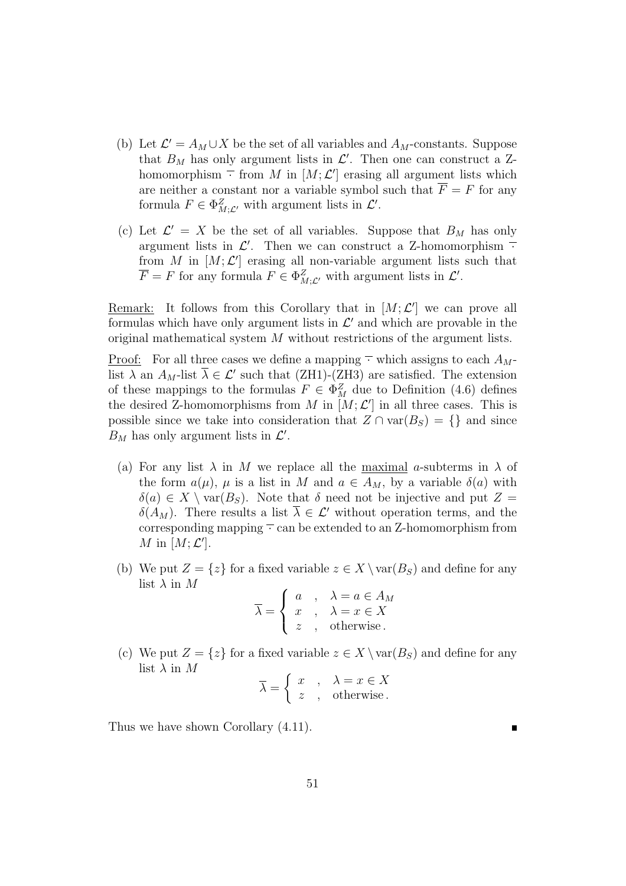(b) Let $\mathcal{L}' = A_M \cup X$ be the set of all variables and $A_M$-constants. Suppose that $B_M$ has only argument lists in $\mathcal{L}'$. Then one can construct a Z-homomorphism $\overline{\cdot}$ from $M$ in $[M; \mathcal{L}']$ erasing all argument lists which are neither a constant nor a variable symbol such that $\overline{F} = F$ for any formula $F \in \Phi^Z_{M;\mathcal{L}'}$ with argument lists in $\mathcal{L}'$.

(c) Let $\mathcal{L}' = X$ be the set of all variables. Suppose that $B_M$ has only argument lists in $\mathcal{L}'$. Then we can construct a Z-homomorphism $\overline{\cdot}$ from $M$ in $[M; \mathcal{L}']$ erasing all non-variable argument lists such that $\overline{F} = F$ for any formula $F \in \Phi^Z_{M;\mathcal{L}'}$ with argument lists in $\mathcal{L}'$.

Remark: It follows from this Corollary that in $[M; \mathcal{L}']$ we can prove all formulas which have only argument lists in $\mathcal{L}'$ and which are provable in the original mathematical system $M$ without restrictions of the argument lists.

Proof: For all three cases we define a mapping $\overline{\cdot}$ which assigns to each $A_M$-list $\lambda$ an $A_M$-list $\overline{\lambda} \in \mathcal{L}'$ such that (ZH1)-(ZH3) are satisfied. The extension of these mappings to the formulas $F \in \Phi^Z_M$ due to Definition (4.6) defines the desired Z-homomorphisms from $M$ in $[M; \mathcal{L}']$ in all three cases. This is possible since we take into consideration that $Z \cap \mathrm{var}(B_S) = \{\}$ and since $B_M$ has only argument lists in $\mathcal{L}'$.

(a) For any list $\lambda$ in $M$ we replace all the maximal $a$-subterms in $\lambda$ of the form $a(\mu)$, $\mu$ is a list in $M$ and $a \in A_M$, by a variable $\delta(a)$ with $\delta(a) \in X \setminus \mathrm{var}(B_S)$. Note that $\delta$ need not be injective and put $Z = \delta(A_M)$. There results a list $\overline{\lambda} \in \mathcal{L}'$ without operation terms, and the corresponding mapping $\overline{\cdot}$ can be extended to an Z-homomorphism from $M$ in $[M; \mathcal{L}']$.

(b) We put $Z = \{z\}$ for a fixed variable $z \in X \setminus \mathrm{var}(B_S)$ and define for any list $\lambda$ in $M$

$$\overline{\lambda} = \begin{cases} a & , \quad \lambda = a \in A_M \\ x & , \quad \lambda = x \in X \\ z & , \quad \text{otherwise}. \end{cases}$$

(c) We put $Z = \{z\}$ for a fixed variable $z \in X \setminus \mathrm{var}(B_S)$ and define for any list $\lambda$ in $M$

$$\overline{\lambda} = \begin{cases} x & , \quad \lambda = x \in X \\ z & , \quad \text{otherwise}. \end{cases}$$

Thus we have shown Corollary (4.11). ∎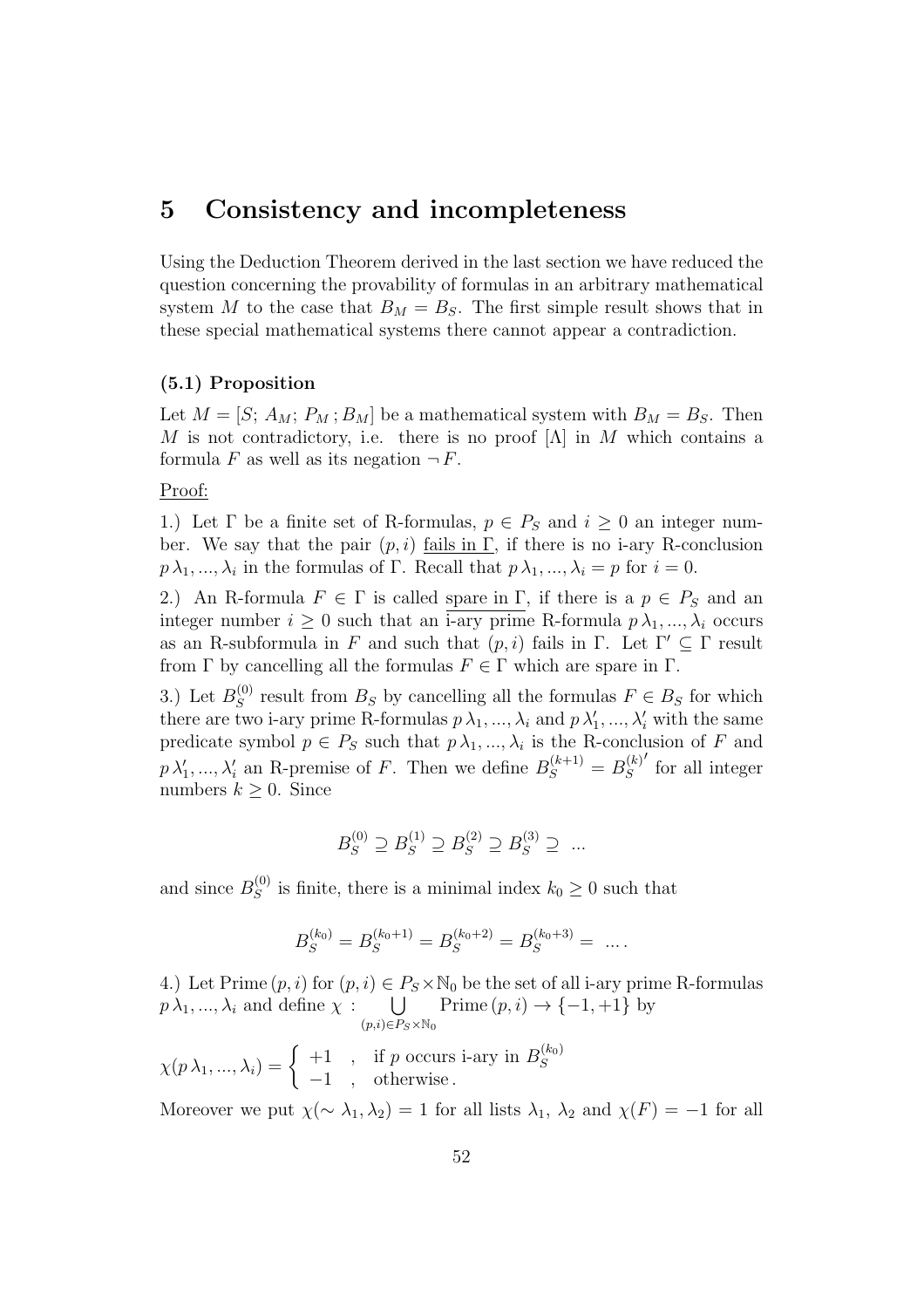# 5 Consistency and incompleteness

Using the Deduction Theorem derived in the last section we have reduced the question concerning the provability of formulas in an arbitrary mathematical system $M$ to the case that $B_M = B_S$. The first simple result shows that in these special mathematical systems there cannot appear a contradiction.

### (5.1) Proposition

Let $M = [S;\, A_M;\, P_M\,; B_M]$ be a mathematical system with $B_M = B_S$. Then $M$ is not contradictory, i.e. there is no proof $[\Lambda]$ in $M$ which contains a formula $F$ as well as its negation $\neg\, F$.

Proof:

1.) Let $\Gamma$ be a finite set of R-formulas, $p \in P_S$ and $i \geq 0$ an integer number. We say that the pair $(p, i)$ fails in $\Gamma$, if there is no i-ary R-conclusion $p\,\lambda_1, ..., \lambda_i$ in the formulas of $\Gamma$. Recall that $p\,\lambda_1, ..., \lambda_i = p$ for $i = 0$.

2.) An R-formula $F \in \Gamma$ is called spare in $\Gamma$, if there is a $p \in P_S$ and an integer number $i \geq 0$ such that an i-ary prime R-formula $p\,\lambda_1, ..., \lambda_i$ occurs as an R-subformula in $F$ and such that $(p, i)$ fails in $\Gamma$. Let $\Gamma' \subseteq \Gamma$ result from $\Gamma$ by cancelling all the formulas $F \in \Gamma$ which are spare in $\Gamma$.

3.) Let $B_S^{(0)}$ result from $B_S$ by cancelling all the formulas $F \in B_S$ for which there are two i-ary prime R-formulas $p\,\lambda_1, ..., \lambda_i$ and $p\,\lambda'_1, ..., \lambda'_i$ with the same predicate symbol $p \in P_S$ such that $p\,\lambda_1, ..., \lambda_i$ is the R-conclusion of $F$ and $p\,\lambda'_1, ..., \lambda'_i$ an R-premise of $F$. Then we define $B_S^{(k+1)} = B_S^{(k)\prime}$ for all integer numbers $k \geq 0$. Since

$$B_S^{(0)} \supseteq B_S^{(1)} \supseteq B_S^{(2)} \supseteq B_S^{(3)} \supseteq \; ...$$

and since $B_S^{(0)}$ is finite, there is a minimal index $k_0 \geq 0$ such that

$$B_S^{(k_0)} = B_S^{(k_0+1)} = B_S^{(k_0+2)} = B_S^{(k_0+3)} = \; ... \, .$$

4.) Let $\text{Prime}\,(p, i)$ for $(p, i) \in P_S \times \mathbb{N}_0$ be the set of all i-ary prime R-formulas $p\,\lambda_1, ..., \lambda_i$ and define $\chi : \bigcup_{(p,i) \in P_S \times \mathbb{N}_0} \text{Prime}\,(p, i) \to \{-1, +1\}$ by

$$\chi(p\,\lambda_1, ..., \lambda_i) = \begin{cases} +1 & , \;\; \text{if } p \text{ occurs i-ary in } B_S^{(k_0)} \\ -1 & , \;\; \text{otherwise}\,. \end{cases}$$

Moreover we put $\chi(\sim \lambda_1, \lambda_2) = 1$ for all lists $\lambda_1$, $\lambda_2$ and $\chi(F) = -1$ for all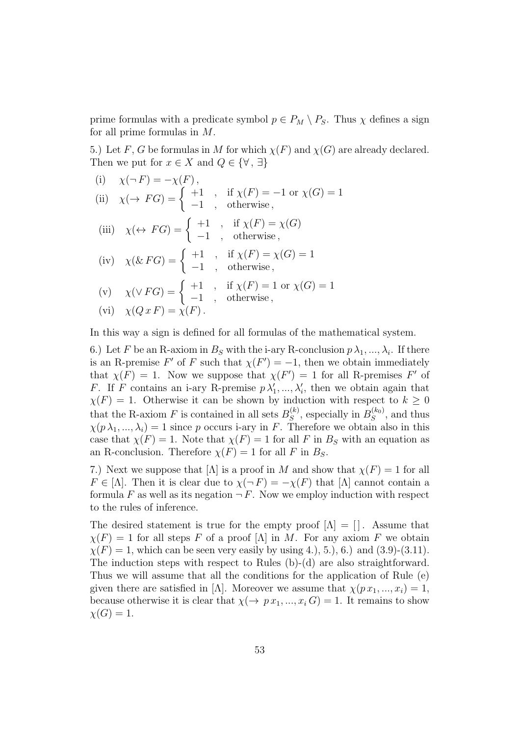prime formulas with a predicate symbol $p \in P_M \setminus P_S$. Thus $\chi$ defines a sign for all prime formulas in $M$.

5.) Let $F, G$ be formulas in $M$ for which $\chi(F)$ and $\chi(G)$ are already declared. Then we put for $x \in X$ and $Q \in \{\forall\,,\,\exists\}$

(i) $\quad \chi(\neg\, F) = -\chi(F)\,,$

(ii) $\quad \chi(\rightarrow\, FG) = \begin{cases} +1 & , \text{ if } \chi(F) = -1 \text{ or } \chi(G) = 1 \\ -1 & , \text{ otherwise}\,, \end{cases}$

(iii) $\quad \chi(\leftrightarrow\, FG) = \begin{cases} +1 & , \text{ if } \chi(F) = \chi(G) \\ -1 & , \text{ otherwise}\,, \end{cases}$

(iv) $\quad \chi(\&\, FG) = \begin{cases} +1 & , \text{ if } \chi(F) = \chi(G) = 1 \\ -1 & , \text{ otherwise}\,, \end{cases}$

(v) $\quad \chi(\vee\, FG) = \begin{cases} +1 & , \text{ if } \chi(F) = 1 \text{ or } \chi(G) = 1 \\ -1 & , \text{ otherwise}\,, \end{cases}$

(vi) $\quad \chi(Q\, x\, F) = \chi(F)\,.$

In this way a sign is defined for all formulas of the mathematical system.

6.) Let $F$ be an R-axiom in $B_S$ with the i-ary R-conclusion $p\,\lambda_1, ..., \lambda_i$. If there is an R-premise $F'$ of $F$ such that $\chi(F') = -1$, then we obtain immediately that $\chi(F) = 1$. Now we suppose that $\chi(F') = 1$ for all R-premises $F'$ of $F$. If $F$ contains an i-ary R-premise $p\,\lambda_1', ..., \lambda_i'$, then we obtain again that $\chi(F) = 1$. Otherwise it can be shown by induction with respect to $k \geq 0$ that the R-axiom $F$ is contained in all sets $B_S^{(k)}$, especially in $B_S^{(k_0)}$, and thus $\chi(p\,\lambda_1, ..., \lambda_i) = 1$ since $p$ occurs i-ary in $F$. Therefore we obtain also in this case that $\chi(F) = 1$. Note that $\chi(F) = 1$ for all $F$ in $B_S$ with an equation as an R-conclusion. Therefore $\chi(F) = 1$ for all $F$ in $B_S$.

7.) Next we suppose that $[\Lambda]$ is a proof in $M$ and show that $\chi(F) = 1$ for all $F \in [\Lambda]$. Then it is clear due to $\chi(\neg\, F) = -\chi(F)$ that $[\Lambda]$ cannot contain a formula $F$ as well as its negation $\neg\, F$. Now we employ induction with respect to the rules of inference.

The desired statement is true for the empty proof $[\Lambda] = [\,]$. Assume that $\chi(F) = 1$ for all steps $F$ of a proof $[\Lambda]$ in $M$. For any axiom $F$ we obtain $\chi(F) = 1$, which can be seen very easily by using 4.), 5.), 6.) and (3.9)-(3.11). The induction steps with respect to Rules (b)-(d) are also straightforward. Thus we will assume that all the conditions for the application of Rule (e) given there are satisfied in $[\Lambda]$. Moreover we assume that $\chi(p\,x_1, ..., x_i) = 1$, because otherwise it is clear that $\chi(\rightarrow\, p\,x_1, ..., x_i\, G) = 1$. It remains to show $\chi(G) = 1$.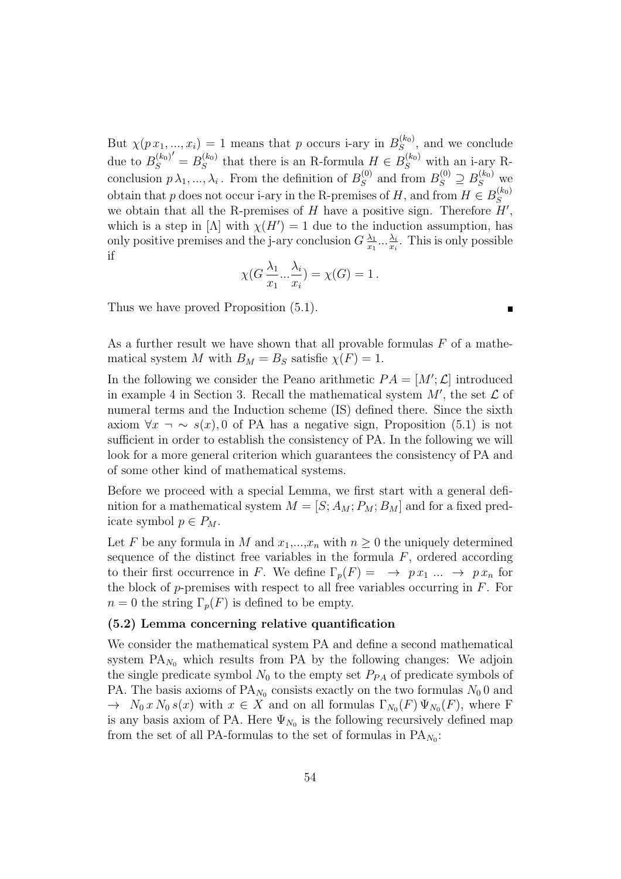But $\chi(p\,x_1, ..., x_i) = 1$ means that $p$ occurs i-ary in $B_S^{(k_0)}$, and we conclude due to ${B_S^{(k_0)}}' = B_S^{(k_0)}$ that there is an R-formula $H \in B_S^{(k_0)}$ with an i-ary R-conclusion $p\,\lambda_1, ..., \lambda_i$. From the definition of $B_S^{(0)}$ and from $B_S^{(0)} \supseteq B_S^{(k_0)}$ we obtain that $p$ does not occur i-ary in the R-premises of $H$, and from $H \in B_S^{(k_0)}$ we obtain that all the R-premises of $H$ have a positive sign. Therefore $H'$, which is a step in $[\Lambda]$ with $\chi(H') = 1$ due to the induction assumption, has only positive premises and the j-ary conclusion $G\,\frac{\lambda_1}{x_1}...\frac{\lambda_i}{x_i}$. This is only possible if

$$\chi(G\,\frac{\lambda_1}{x_1}...\frac{\lambda_i}{x_i}) = \chi(G) = 1\,.$$

Thus we have proved Proposition (5.1). ■

As a further result we have shown that all provable formulas $F$ of a mathematical system $M$ with $B_M = B_S$ satisfie $\chi(F) = 1$.

In the following we consider the Peano arithmetic $PA = [M'; \mathcal{L}]$ introduced in example 4 in Section 3. Recall the mathematical system $M'$, the set $\mathcal{L}$ of numeral terms and the Induction scheme (IS) defined there. Since the sixth axiom $\forall x\ \neg \sim s(x), 0$ of PA has a negative sign, Proposition (5.1) is not sufficient in order to establish the consistency of PA. In the following we will look for a more general criterion which guarantees the consistency of PA and of some other kind of mathematical systems.

Before we proceed with a special Lemma, we first start with a general definition for a mathematical system $M = [S; A_M; P_M; B_M]$ and for a fixed predicate symbol $p \in P_M$.

Let $F$ be any formula in $M$ and $x_1$,...,$x_n$ with $n \geq 0$ the uniquely determined sequence of the distinct free variables in the formula $F$, ordered according to their first occurrence in $F$. We define $\Gamma_p(F) = \ \rightarrow\ p\,x_1\ ...\ \rightarrow\ p\,x_n$ for the block of $p$-premises with respect to all free variables occurring in $F$. For $n = 0$ the string $\Gamma_p(F)$ is defined to be empty.

### (5.2) Lemma concerning relative quantification

We consider the mathematical system PA and define a second mathematical system $\text{PA}_{N_0}$ which results from PA by the following changes: We adjoin the single predicate symbol $N_0$ to the empty set $P_{PA}$ of predicate symbols of PA. The basis axioms of $\text{PA}_{N_0}$ consists exactly on the two formulas $N_0\,0$ and $\rightarrow\ N_0\,x\,N_0\,s(x)$ with $x \in X$ and on all formulas $\Gamma_{N_0}(F)\,\Psi_{N_0}(F)$, where F is any basis axiom of PA. Here $\Psi_{N_0}$ is the following recursively defined map from the set of all PA-formulas to the set of formulas in $\text{PA}_{N_0}$: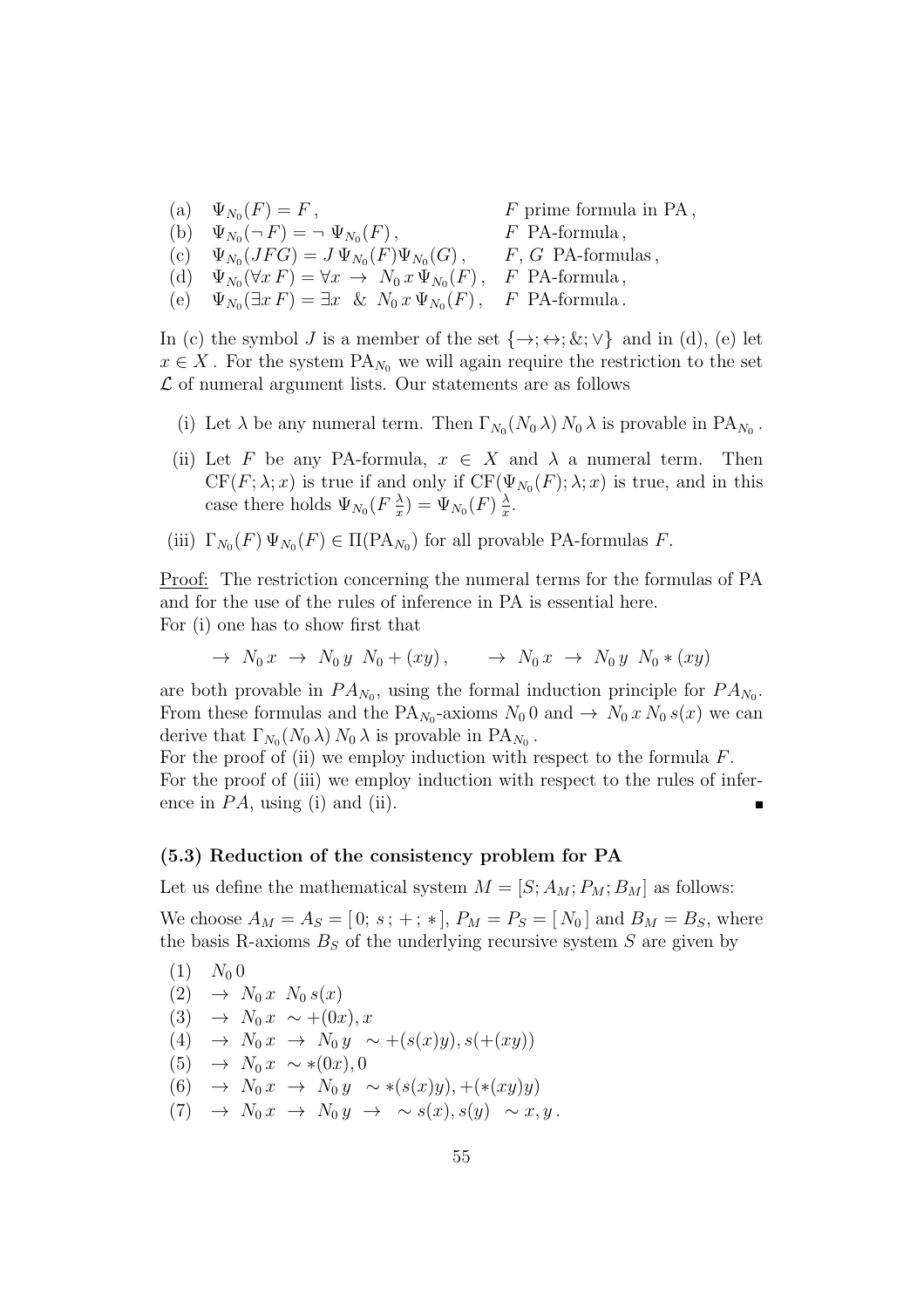(a) $\Psi_{N_0}(F) = F\,,$ $F$ prime formula in PA,
(b) $\Psi_{N_0}(\neg F) = \neg\, \Psi_{N_0}(F)\,,$ $F$ PA-formula,
(c) $\Psi_{N_0}(JFG) = J\,\Psi_{N_0}(F)\Psi_{N_0}(G)\,,$ $F, G$ PA-formulas,
(d) $\Psi_{N_0}(\forall x\, F) = \forall x \;\rightarrow\; N_0\, x\, \Psi_{N_0}(F)\,,$ $F$ PA-formula,
(e) $\Psi_{N_0}(\exists x\, F) = \exists x \;\;\&\;\; N_0\, x\, \Psi_{N_0}(F)\,,$ $F$ PA-formula.

In (c) the symbol $J$ is a member of the set $\{\rightarrow; \leftrightarrow; \&; \vee\}$ and in (d), (e) let $x \in X$. For the system $\mathrm{PA}_{N_0}$ we will again require the restriction to the set $\mathcal{L}$ of numeral argument lists. Our statements are as follows

(i) Let $\lambda$ be any numeral term. Then $\Gamma_{N_0}(N_0\, \lambda)\, N_0\, \lambda$ is provable in $\mathrm{PA}_{N_0}$.

(ii) Let $F$ be any PA-formula, $x \in X$ and $\lambda$ a numeral term. Then $\mathrm{CF}(F; \lambda; x)$ is true if and only if $\mathrm{CF}(\Psi_{N_0}(F); \lambda; x)$ is true, and in this case there holds $\Psi_{N_0}(F\, \frac{\lambda}{x}) = \Psi_{N_0}(F)\, \frac{\lambda}{x}$.

(iii) $\Gamma_{N_0}(F)\, \Psi_{N_0}(F) \in \Pi(\mathrm{PA}_{N_0})$ for all provable PA-formulas $F$.

<u>Proof:</u> The restriction concerning the numeral terms for the formulas of PA and for the use of the rules of inference in PA is essential here.
For (i) one has to show first that

$$\rightarrow\; N_0\, x \;\rightarrow\; N_0\, y\;\; N_0 + (xy)\,, \qquad \rightarrow\; N_0\, x \;\rightarrow\; N_0\, y\;\; N_0 * (xy)$$

are both provable in $PA_{N_0}$, using the formal induction principle for $PA_{N_0}$. From these formulas and the $\mathrm{PA}_{N_0}$-axioms $N_0\, 0$ and $\rightarrow\; N_0\, x\, N_0\, s(x)$ we can derive that $\Gamma_{N_0}(N_0\, \lambda)\, N_0\, \lambda$ is provable in $\mathrm{PA}_{N_0}$.
For the proof of (ii) we employ induction with respect to the formula $F$.
For the proof of (iii) we employ induction with respect to the rules of inference in $PA$, using (i) and (ii). ∎

### (5.3) Reduction of the consistency problem for PA

Let us define the mathematical system $M = [S; A_M; P_M; B_M]$ as follows:

We choose $A_M = A_S = [\,0;\, s\,;\, +\,;\, *\,]$, $P_M = P_S = [\,N_0\,]$ and $B_M = B_S$, where the basis R-axioms $B_S$ of the underlying recursive system $S$ are given by

(1) $N_0\, 0$
(2) $\rightarrow\; N_0\, x\;\; N_0\, s(x)$
(3) $\rightarrow\; N_0\, x\;\; \sim +(0x), x$
(4) $\rightarrow\; N_0\, x \;\rightarrow\; N_0\, y\;\; \sim +(s(x)y), s(+(xy))$
(5) $\rightarrow\; N_0\, x\;\; \sim *(0x), 0$
(6) $\rightarrow\; N_0\, x \;\rightarrow\; N_0\, y\;\; \sim *(s(x)y), +(*(xy)y)$
(7) $\rightarrow\; N_0\, x \;\rightarrow\; N_0\, y \;\rightarrow\; \sim s(x), s(y)\;\; \sim x, y\,.$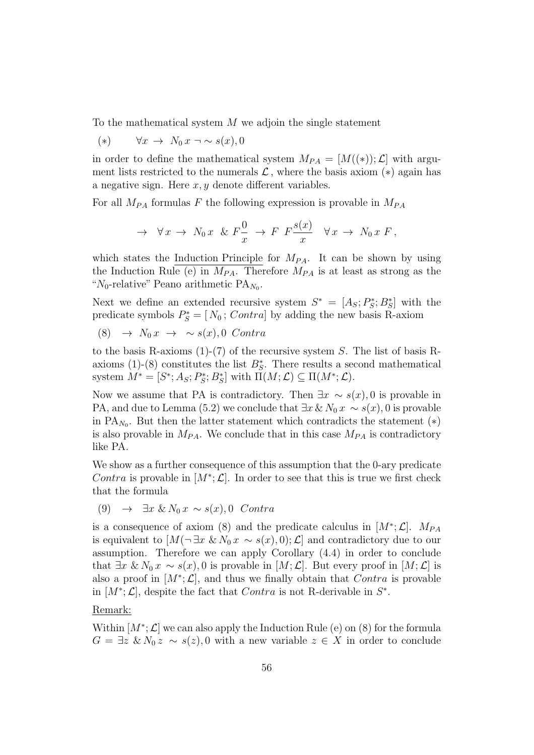To the mathematical system $M$ we adjoin the single statement

$$(*) \qquad \forall x \rightarrow N_0\, x \neg \sim s(x), 0$$

in order to define the mathematical system $M_{PA} = [M((*)); \mathcal{L}]$ with argument lists restricted to the numerals $\mathcal{L}$, where the basis axiom $(*)$ again has a negative sign. Here $x, y$ denote different variables.

For all $M_{PA}$ formulas $F$ the following expression is provided in $M_{PA}$

$$\rightarrow \;\; \forall x \rightarrow \; N_0\, x \;\; \& \; F\frac{0}{x} \; \rightarrow \; F \;\; F\frac{s(x)}{x} \quad \forall x \rightarrow \; N_0\, x \; F\,,$$

which states the <u>Induction Principle</u> for $M_{PA}$. It can be shown by using the Induction Rule (e) in $M_{PA}$. Therefore $M_{PA}$ is at least as strong as the "$N_0$-relative" Peano arithmetic $\mathrm{PA}_{N_0}$.

Next we define an extended recursive system $S^* = [A_S; P_S^*; B_S^*]$ with the predicate symbols $P_S^* = [\, N_0\,;\, Contra]$ by adding the new basis R-axiom

$$(8) \quad \rightarrow \; N_0\, x \; \rightarrow \; \sim s(x), 0 \;\; Contra$$

to the basis R-axioms (1)-(7) of the recursive system $S$. The list of basis R-axioms (1)-(8) constitutes the list $B_S^*$. There results a second mathematical system $M^* = [S^*; A_S; P_S^*; B_S^*]$ with $\Pi(M; \mathcal{L}) \subseteq \Pi(M^*; \mathcal{L})$.

Now we assume that PA is contradictory. Then $\exists x \sim s(x), 0$ is provable in PA, and due to Lemma (5.2) we conclude that $\exists x \,\&\, N_0\, x \sim s(x), 0$ is provable in $\mathrm{PA}_{N_0}$. But then the latter statement which contradicts the statement $(*)$ is also provable in $M_{PA}$. We conclude that in this case $M_{PA}$ is contradictory like PA.

We show as a further consequence of this assumption that the 0-ary predicate *Contra* is provable in $[M^*; \mathcal{L}]$. In order to see that this is true we first check that the formula

$$(9) \quad \rightarrow \;\; \exists x \,\&\, N_0\, x \sim s(x), 0 \;\; Contra$$

is a consequence of axiom (8) and the predicate calculus in $[M^*; \mathcal{L}]$. $M_{PA}$ is equivalent to $[M(\neg \exists x \,\&\, N_0\, x \sim s(x), 0); \mathcal{L}]$ and contradictory due to our assumption. Therefore we can apply Corollary (4.4) in order to conclude that $\exists x \,\&\, N_0\, x \sim s(x), 0$ is provable in $[M; \mathcal{L}]$. But every proof in $[M; \mathcal{L}]$ is also a proof in $[M^*; \mathcal{L}]$, and thus we finally obtain that *Contra* is provable in $[M^*; \mathcal{L}]$, despite the fact that *Contra* is not R-derivable in $S^*$.

<u>Remark:</u>

Within $[M^*; \mathcal{L}]$ we can also apply the Induction Rule (e) on (8) for the formula $G = \exists z \,\&\, N_0\, z \sim s(z), 0$ with a new variable $z \in X$ in order to conclude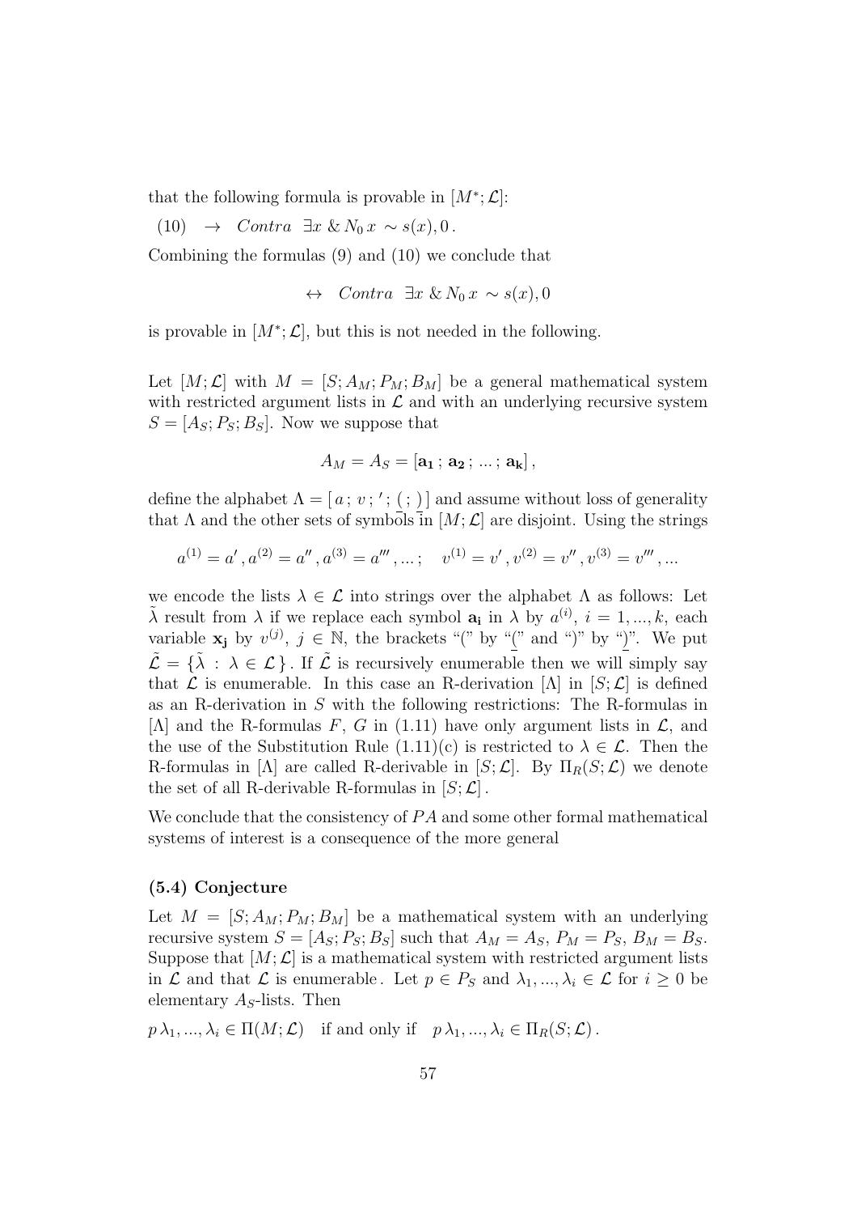that the following formula is provable in $[M^*;\mathcal{L}]$:

(10) $\;\rightarrow\;\; Contra\;\; \exists x \,\&\, N_0\, x \,\sim s(x), 0\,.$

Combining the formulas (9) and (10) we conclude that

$$\leftrightarrow \;\; Contra \;\; \exists x \,\&\, N_0\, x \,\sim s(x), 0$$

is provable in $[M^*;\mathcal{L}]$, but this is not needed in the following.

Let $[M;\mathcal{L}]$ with $M = [S; A_M; P_M; B_M]$ be a general mathematical system with restricted argument lists in $\mathcal{L}$ and with an underlying recursive system $S = [A_S; P_S; B_S]$. Now we suppose that

$$A_M = A_S = [\mathbf{a_1}\,;\, \mathbf{a_2}\,;\, \ldots\,;\, \mathbf{a_k}]\,,$$

define the alphabet $\Lambda = [\, a\,;\, v\,;\, '\,;\, \underline{(}\,;\, \underline{)}\,]$ and assume without loss of generality that $\Lambda$ and the other sets of symbols in $[M;\mathcal{L}]$ are disjoint. Using the strings

$$a^{(1)} = a'\,, a^{(2)} = a''\,, a^{(3)} = a'''\,, \ldots\,; \quad v^{(1)} = v'\,, v^{(2)} = v''\,, v^{(3)} = v'''\,, \ldots$$

we encode the lists $\lambda \in \mathcal{L}$ into strings over the alphabet $\Lambda$ as follows: Let $\tilde{\lambda}$ result from $\lambda$ if we replace each symbol $\mathbf{a_i}$ in $\lambda$ by $a^{(i)}$, $i = 1, \ldots, k$, each variable $\mathbf{x_j}$ by $v^{(j)}$, $j \in \mathbb{N}$, the brackets "(" by "$\underline{(}$" and ")" by "$\underline{)}$". We put $\tilde{\mathcal{L}} = \{\tilde{\lambda} \,:\, \lambda \in \mathcal{L}\,\}$. If $\tilde{\mathcal{L}}$ is recursively enumerable then we will simply say that $\mathcal{L}$ is enumerable. In this case an R-derivation $[\Lambda]$ in $[S;\mathcal{L}]$ is defined as an R-derivation in $S$ with the following restrictions: The R-formulas in $[\Lambda]$ and the R-formulas $F$, $G$ in (1.11) have only argument lists in $\mathcal{L}$, and the use of the Substitution Rule (1.11)(c) is restricted to $\lambda \in \mathcal{L}$. Then the R-formulas in $[\Lambda]$ are called R-derivable in $[S;\mathcal{L}]$. By $\Pi_R(S;\mathcal{L})$ we denote the set of all R-derivable R-formulas in $[S;\mathcal{L}]$.

We conclude that the consistency of $PA$ and some other formal mathematical systems of interest is a consequence of the more general

### (5.4) Conjecture

Let $M = [S; A_M; P_M; B_M]$ be a mathematical system with an underlying recursive system $S = [A_S; P_S; B_S]$ such that $A_M = A_S$, $P_M = P_S$, $B_M = B_S$. Suppose that $[M;\mathcal{L}]$ is a mathematical system with restricted argument lists in $\mathcal{L}$ and that $\mathcal{L}$ is enumerable. Let $p \in P_S$ and $\lambda_1, \ldots, \lambda_i \in \mathcal{L}$ for $i \geq 0$ be elementary $A_S$-lists. Then

$p\,\lambda_1, \ldots, \lambda_i \in \Pi(M;\mathcal{L})$ if and only if $p\,\lambda_1, \ldots, \lambda_i \in \Pi_R(S;\mathcal{L})\,.$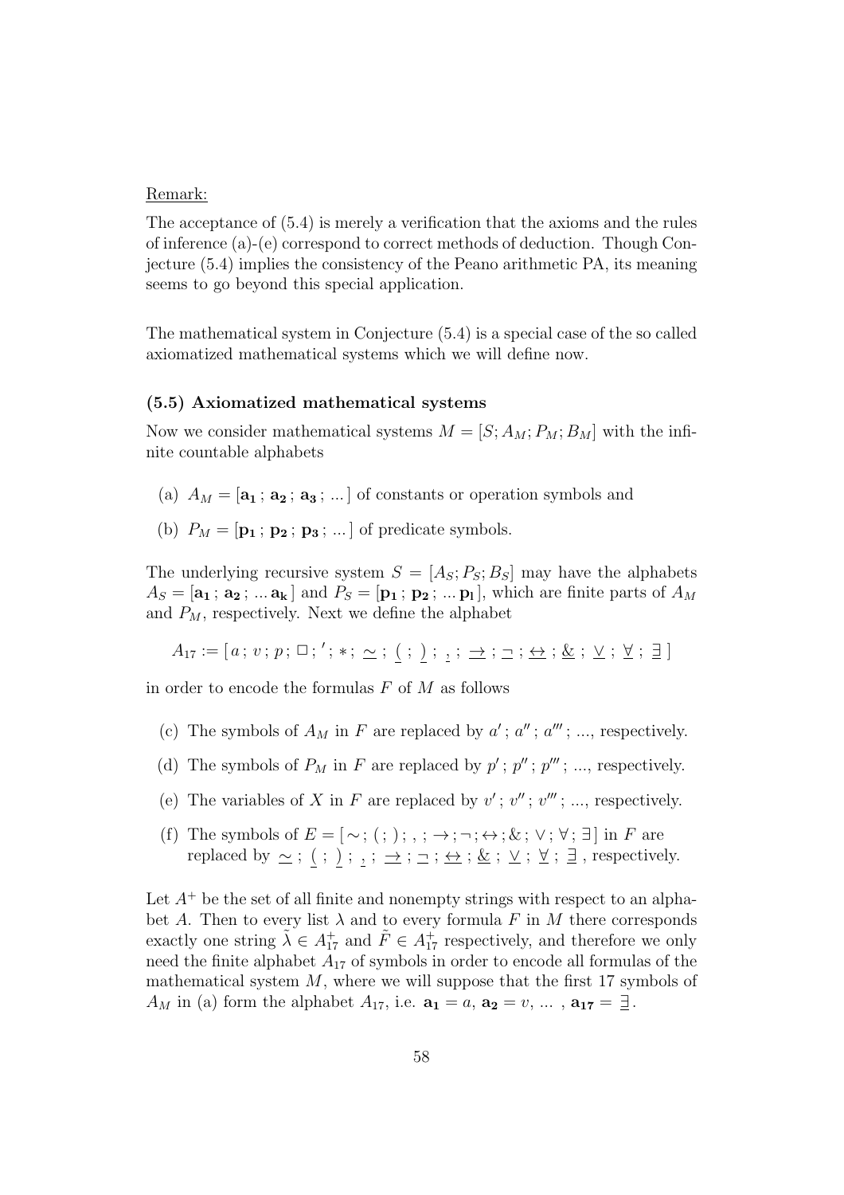Remark:

The acceptance of (5.4) is merely a verification that the axioms and the rules of inference (a)-(e) correspond to correct methods of deduction. Though Conjecture (5.4) implies the consistency of the Peano arithmetic PA, its meaning seems to go beyond this special application.

The mathematical system in Conjecture (5.4) is a special case of the so called axiomatized mathematical systems which we will define now.

**(5.5) Axiomatized mathematical systems**

Now we consider mathematical systems $M = [S; A_M; P_M; B_M]$ with the infinite countable alphabets

(a) $A_M = [\mathbf{a_1}\,;\, \mathbf{a_2}\,;\, \mathbf{a_3}\,;\, ...]$ of constants or operation symbols and

(b) $P_M = [\mathbf{p_1}\,;\, \mathbf{p_2}\,;\, \mathbf{p_3}\,;\, ...]$ of predicate symbols.

The underlying recursive system $S = [A_S; P_S; B_S]$ may have the alphabets $A_S = [\mathbf{a_1}\,;\, \mathbf{a_2}\,;\, ...\,\mathbf{a_k}]$ and $P_S = [\mathbf{p_1}\,;\, \mathbf{p_2}\,;\, ...\,\mathbf{p_l}]$, which are finite parts of $A_M$ and $P_M$, respectively. Next we define the alphabet

$$A_{17} := [\,a\,;\,v\,;\,p\,;\,\Box\,;\,'\,;\,*\,;\,\underline{\sim}\,;\,\underline{(}\,;\,\underline{)}\,;\,\underline{,}\,;\,\underline{\rightarrow}\,;\,\underline{\neg}\,;\,\underline{\leftrightarrow}\,;\,\underline{\&}\,;\,\underline{\vee}\,;\,\underline{\forall}\,;\,\underline{\exists}\,]$$

in order to encode the formulas $F$ of $M$ as follows

(c) The symbols of $A_M$ in $F$ are replaced by $a'\,;\,a''\,;\,a'''\,;\,...$, respectively.

(d) The symbols of $P_M$ in $F$ are replaced by $p'\,;\,p''\,;\,p'''\,;\,...$, respectively.

(e) The variables of $X$ in $F$ are replaced by $v'\,;\,v''\,;\,v'''\,;\,...$, respectively.

(f) The symbols of $E = [\,\sim\,;\,(\,;\,)\,;\,,\,;\,\rightarrow\,;\,\neg\,;\,\leftrightarrow\,;\,\&\,;\,\vee\,;\,\forall\,;\,\exists\,]$ in $F$ are replaced by $\underline{\sim}\,;\,\underline{(}\,;\,\underline{)}\,;\,\underline{,}\,;\,\underline{\rightarrow}\,;\,\underline{\neg}\,;\,\underline{\leftrightarrow}\,;\,\underline{\&}\,;\,\underline{\vee}\,;\,\underline{\forall}\,;\,\underline{\exists}$ , respectively.

Let $A^+$ be the set of all finite and nonempty strings with respect to an alphabet $A$. Then to every list $\lambda$ and to every formula $F$ in $M$ there corresponds exactly one string $\tilde{\lambda} \in A_{17}^+$ and $\tilde{F} \in A_{17}^+$ respectively, and therefore we only need the finite alphabet $A_{17}$ of symbols in order to encode all formulas of the mathematical system $M$, where we will suppose that the first 17 symbols of $A_M$ in (a) form the alphabet $A_{17}$, i.e. $\mathbf{a_1} = a$, $\mathbf{a_2} = v$, ... , $\mathbf{a_{17}} = \underline{\exists}$.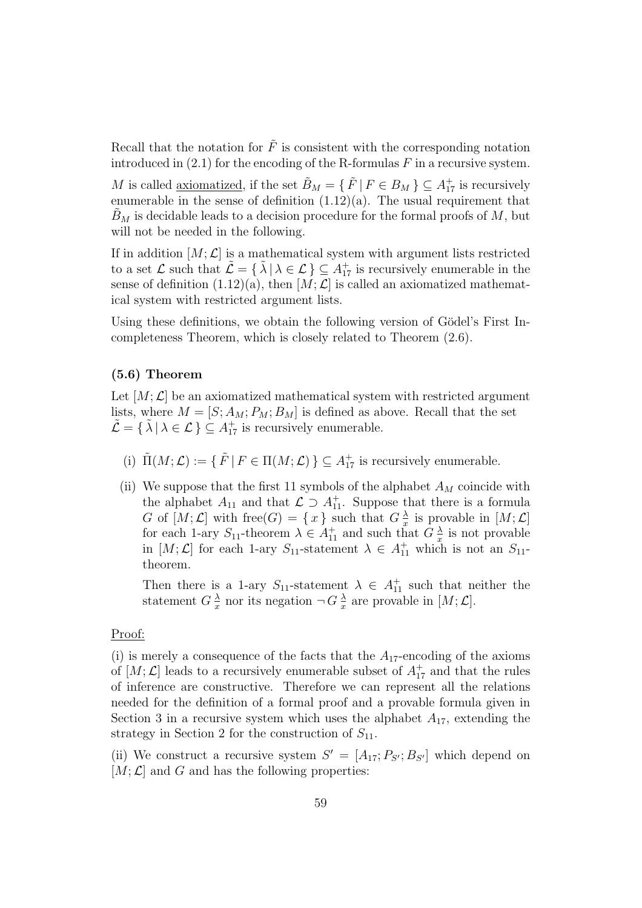Recall that the notation for $\tilde{F}$ is consistent with the corresponding notation introduced in (2.1) for the encoding of the R-formulas $F$ in a recursive system.

$M$ is called <u>axiomatized</u>, if the set $\tilde{B}_M = \{ \tilde{F} \,|\, F \in B_M \} \subseteq A_{17}^+$ is recursively enumerable in the sense of definition (1.12)(a). The usual requirement that $\tilde{B}_M$ is decidable leads to a decision procedure for the formal proofs of $M$, but will not be needed in the following.

If in addition $[M;\mathcal{L}]$ is a mathematical system with argument lists restricted to a set $\mathcal{L}$ such that $\tilde{\mathcal{L}} = \{ \tilde{\lambda} \,|\, \lambda \in \mathcal{L} \} \subseteq A_{17}^+$ is recursively enumerable in the sense of definition (1.12)(a), then $[M;\mathcal{L}]$ is called an axiomatized mathematical system with restricted argument lists.

Using these definitions, we obtain the following version of Gödel's First Incompleteness Theorem, which is closely related to Theorem (2.6).

### (5.6) Theorem

Let $[M;\mathcal{L}]$ be an axiomatized mathematical system with restricted argument lists, where $M = [S; A_M; P_M; B_M]$ is defined as above. Recall that the set $\tilde{\mathcal{L}} = \{ \tilde{\lambda} \,|\, \lambda \in \mathcal{L} \} \subseteq A_{17}^+$ is recursively enumerable.

(i) $\tilde{\Pi}(M;\mathcal{L}) := \{ \tilde{F} \,|\, F \in \Pi(M;\mathcal{L}) \} \subseteq A_{17}^+$ is recursively enumerable.

(ii) We suppose that the first 11 symbols of the alphabet $A_M$ coincide with the alphabet $A_{11}$ and that $\mathcal{L} \supset A_{11}^+$. Suppose that there is a formula $G$ of $[M;\mathcal{L}]$ with $\text{free}(G) = \{ x \}$ such that $G \frac{\lambda}{x}$ is provable in $[M;\mathcal{L}]$ for each 1-ary $S_{11}$-theorem $\lambda \in A_{11}^+$ and such that $G \frac{\lambda}{x}$ is not provable in $[M;\mathcal{L}]$ for each 1-ary $S_{11}$-statement $\lambda \in A_{11}^+$ which is not an $S_{11}$-theorem.

Then there is a 1-ary $S_{11}$-statement $\lambda \in A_{11}^+$ such that neither the statement $G \frac{\lambda}{x}$ nor its negation $\neg\, G \frac{\lambda}{x}$ are provable in $[M;\mathcal{L}]$.

<u>Proof:</u>

(i) is merely a consequence of the facts that the $A_{17}$-encoding of the axioms of $[M;\mathcal{L}]$ leads to a recursively enumerable subset of $A_{17}^+$ and that the rules of inference are constructive. Therefore we can represent all the relations needed for the definition of a formal proof and a provable formula given in Section 3 in a recursive system which uses the alphabet $A_{17}$, extending the strategy in Section 2 for the construction of $S_{11}$.

(ii) We construct a recursive system $S' = [A_{17}; P_{S'}; B_{S'}]$ which depend on $[M;\mathcal{L}]$ and $G$ and has the following properties: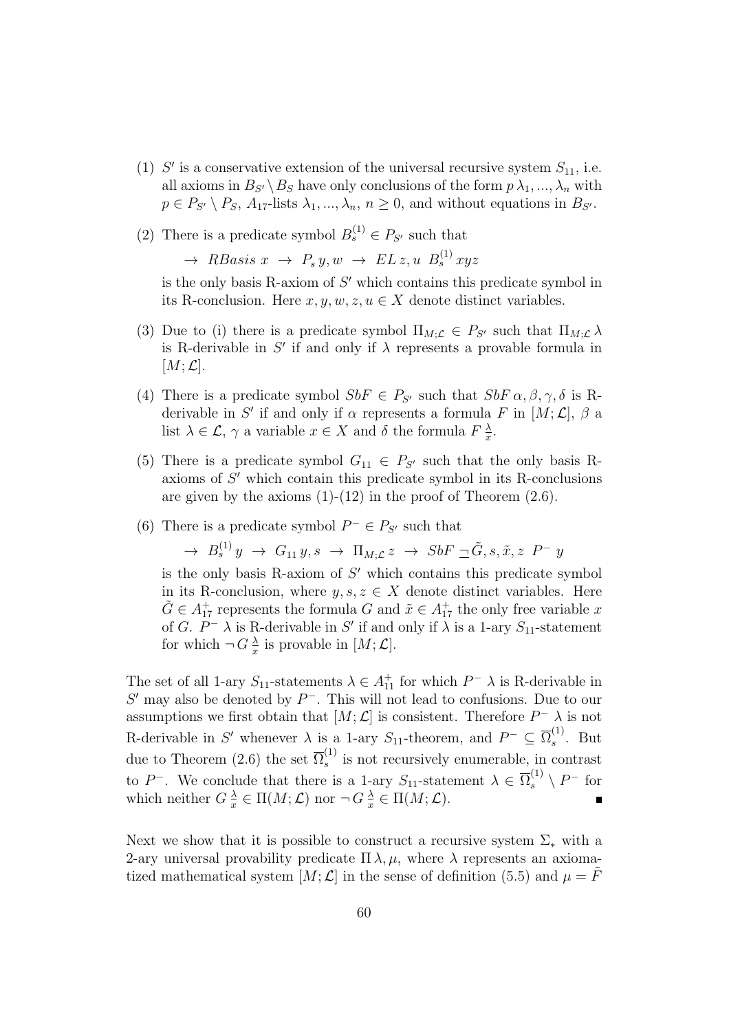(1) $S'$ is a conservative extension of the universal recursive system $S_{11}$, i.e. all axioms in $B_{S'} \setminus B_S$ have only conclusions of the form $p\,\lambda_1, ..., \lambda_n$ with $p \in P_{S'} \setminus P_S$, $A_{17}$-lists $\lambda_1, ..., \lambda_n$, $n \geq 0$, and without equations in $B_{S'}$.

(2) There is a predicate symbol $B_s^{(1)} \in P_{S'}$ such that

$\rightarrow\ RBasis\ x\ \rightarrow\ P_s\, y, w\ \rightarrow\ EL\, z, u\ \ B_s^{(1)}\, xyz$

is the only basis R-axiom of $S'$ which contains this predicate symbol in its R-conclusion. Here $x, y, w, z, u \in X$ denote distinct variables.

(3) Due to (i) there is a predicate symbol $\Pi_{M;\mathcal{L}} \in P_{S'}$ such that $\Pi_{M;\mathcal{L}}\, \lambda$ is R-derivable in $S'$ if and only if $\lambda$ represents a provable formula in $[M; \mathcal{L}]$.

(4) There is a predicate symbol $SbF \in P_{S'}$ such that $SbF\, \alpha, \beta, \gamma, \delta$ is R-derivable in $S'$ if and only if $\alpha$ represents a formula $F$ in $[M; \mathcal{L}]$, $\beta$ a list $\lambda \in \mathcal{L}$, $\gamma$ a variable $x \in X$ and $\delta$ the formula $F\, \frac{\lambda}{x}$.

(5) There is a predicate symbol $G_{11} \in P_{S'}$ such that the only basis R-axioms of $S'$ which contain this predicate symbol in its R-conclusions are given by the axioms (1)-(12) in the proof of Theorem (2.6).

(6) There is a predicate symbol $P^- \in P_{S'}$ such that

$\rightarrow\ B_s^{(1)}\, y\ \rightarrow\ G_{11}\, y, s\ \rightarrow\ \Pi_{M;\mathcal{L}}\, z\ \rightarrow\ SbF\, \underline{\neg}\, \tilde{G}, s, \tilde{x}, z\ \ P^-\, y$

is the only basis R-axiom of $S'$ which contains this predicate symbol in its R-conclusion, where $y, s, z \in X$ denote distinct variables. Here $\tilde{G} \in A_{17}^+$ represents the formula $G$ and $\tilde{x} \in A_{17}^+$ the only free variable $x$ of $G$. $P^-\, \lambda$ is R-derivable in $S'$ if and only if $\lambda$ is a 1-ary $S_{11}$-statement for which $\neg\, G\, \frac{\lambda}{x}$ is provable in $[M; \mathcal{L}]$.

The set of all 1-ary $S_{11}$-statements $\lambda \in A_{11}^+$ for which $P^-\, \lambda$ is R-derivable in $S'$ may also be denoted by $P^-$. This will not lead to confusions. Due to our assumptions we first obtain that $[M; \mathcal{L}]$ is consistent. Therefore $P^-\, \lambda$ is not R-derivable in $S'$ whenever $\lambda$ is a 1-ary $S_{11}$-theorem, and $P^- \subseteq \overline{\Omega}_s^{(1)}$. But due to Theorem (2.6) the set $\overline{\Omega}_s^{(1)}$ is not recursively enumerable, in contrast to $P^-$. We conclude that there is a 1-ary $S_{11}$-statement $\lambda \in \overline{\Omega}_s^{(1)} \setminus P^-$ for which neither $G\, \frac{\lambda}{x} \in \Pi(M; \mathcal{L})$ nor $\neg\, G\, \frac{\lambda}{x} \in \Pi(M; \mathcal{L})$. ∎

Next we show that it is possible to construct a recursive system $\Sigma_*$ with a 2-ary universal provability predicate $\Pi\, \lambda, \mu$, where $\lambda$ represents an axiomatized mathematical system $[M; \mathcal{L}]$ in the sense of definition (5.5) and $\mu = \tilde{F}$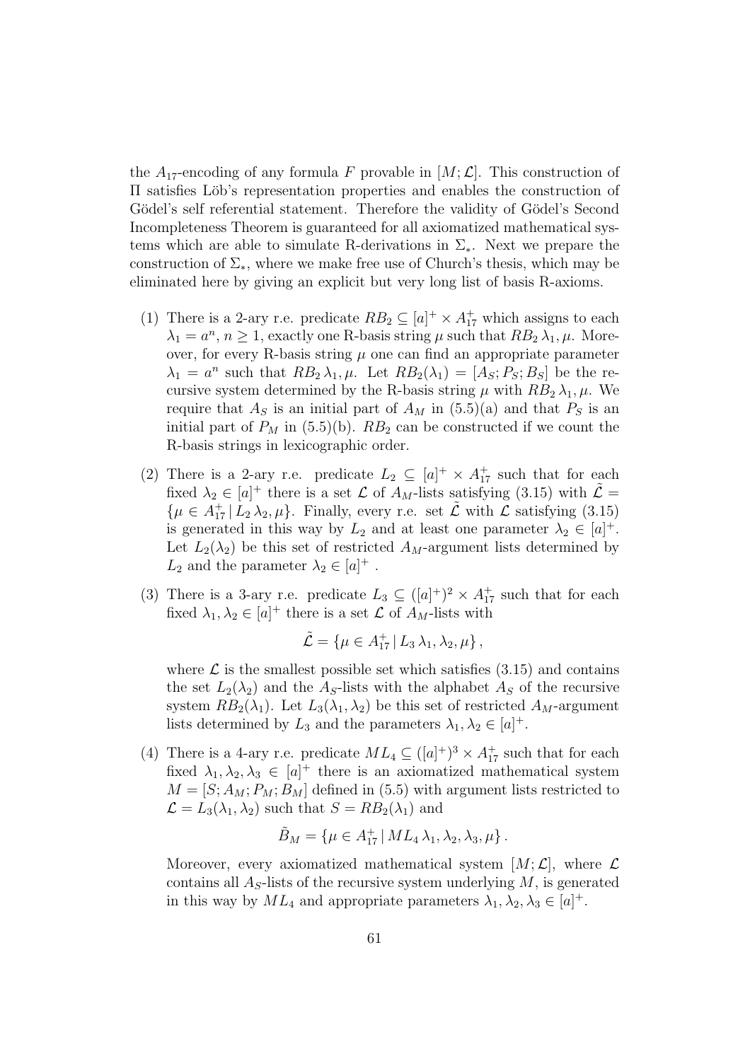the $A_{17}$-encoding of any formula $F$ provable in $[M; \mathcal{L}]$. This construction of $\Pi$ satisfies Löb's representation properties and enables the construction of Gödel's self referential statement. Therefore the validity of Gödel's Second Incompleteness Theorem is guaranteed for all axiomatized mathematical systems which are able to simulate R-derivations in $\Sigma_*$. Next we prepare the construction of $\Sigma_*$, where we make free use of Church's thesis, which may be eliminated here by giving an explicit but very long list of basis R-axioms.

(1) There is a 2-ary r.e. predicate $RB_2 \subseteq [a]^+ \times A_{17}^+$ which assigns to each $\lambda_1 = a^n$, $n \geq 1$, exactly one R-basis string $\mu$ such that $RB_2\, \lambda_1, \mu$. Moreover, for every R-basis string $\mu$ one can find an appropriate parameter $\lambda_1 = a^n$ such that $RB_2\, \lambda_1, \mu$. Let $RB_2(\lambda_1) = [A_S; P_S; B_S]$ be the recursive system determined by the R-basis string $\mu$ with $RB_2\, \lambda_1, \mu$. We require that $A_S$ is an initial part of $A_M$ in (5.5)(a) and that $P_S$ is an initial part of $P_M$ in (5.5)(b). $RB_2$ can be constructed if we count the R-basis strings in lexicographic order.

(2) There is a 2-ary r.e. predicate $L_2 \subseteq [a]^+ \times A_{17}^+$ such that for each fixed $\lambda_2 \in [a]^+$ there is a set $\mathcal{L}$ of $A_M$-lists satisfying (3.15) with $\tilde{\mathcal{L}} = \{\mu \in A_{17}^+ \,|\, L_2\, \lambda_2, \mu\}$. Finally, every r.e. set $\tilde{\mathcal{L}}$ with $\mathcal{L}$ satisfying (3.15) is generated in this way by $L_2$ and at least one parameter $\lambda_2 \in [a]^+$. Let $L_2(\lambda_2)$ be this set of restricted $A_M$-argument lists determined by $L_2$ and the parameter $\lambda_2 \in [a]^+$ .

(3) There is a 3-ary r.e. predicate $L_3 \subseteq ([a]^+)^2 \times A_{17}^+$ such that for each fixed $\lambda_1, \lambda_2 \in [a]^+$ there is a set $\mathcal{L}$ of $A_M$-lists with

$$\tilde{\mathcal{L}} = \{\mu \in A_{17}^+ \,|\, L_3\, \lambda_1, \lambda_2, \mu\}\,,$$

where $\mathcal{L}$ is the smallest possible set which satisfies (3.15) and contains the set $L_2(\lambda_2)$ and the $A_S$-lists with the alphabet $A_S$ of the recursive system $RB_2(\lambda_1)$. Let $L_3(\lambda_1, \lambda_2)$ be this set of restricted $A_M$-argument lists determined by $L_3$ and the parameters $\lambda_1, \lambda_2 \in [a]^+$.

(4) There is a 4-ary r.e. predicate $ML_4 \subseteq ([a]^+)^3 \times A_{17}^+$ such that for each fixed $\lambda_1, \lambda_2, \lambda_3 \in [a]^+$ there is an axiomatized mathematical system $M = [S; A_M; P_M; B_M]$ defined in (5.5) with argument lists restricted to $\mathcal{L} = L_3(\lambda_1, \lambda_2)$ such that $S = RB_2(\lambda_1)$ and

$$\tilde{B}_M = \{\mu \in A_{17}^+ \,|\, ML_4\, \lambda_1, \lambda_2, \lambda_3, \mu\}\,.$$

Moreover, every axiomatized mathematical system $[M; \mathcal{L}]$, where $\mathcal{L}$ contains all $A_S$-lists of the recursive system underlying $M$, is generated in this way by $ML_4$ and appropriate parameters $\lambda_1, \lambda_2, \lambda_3 \in [a]^+$.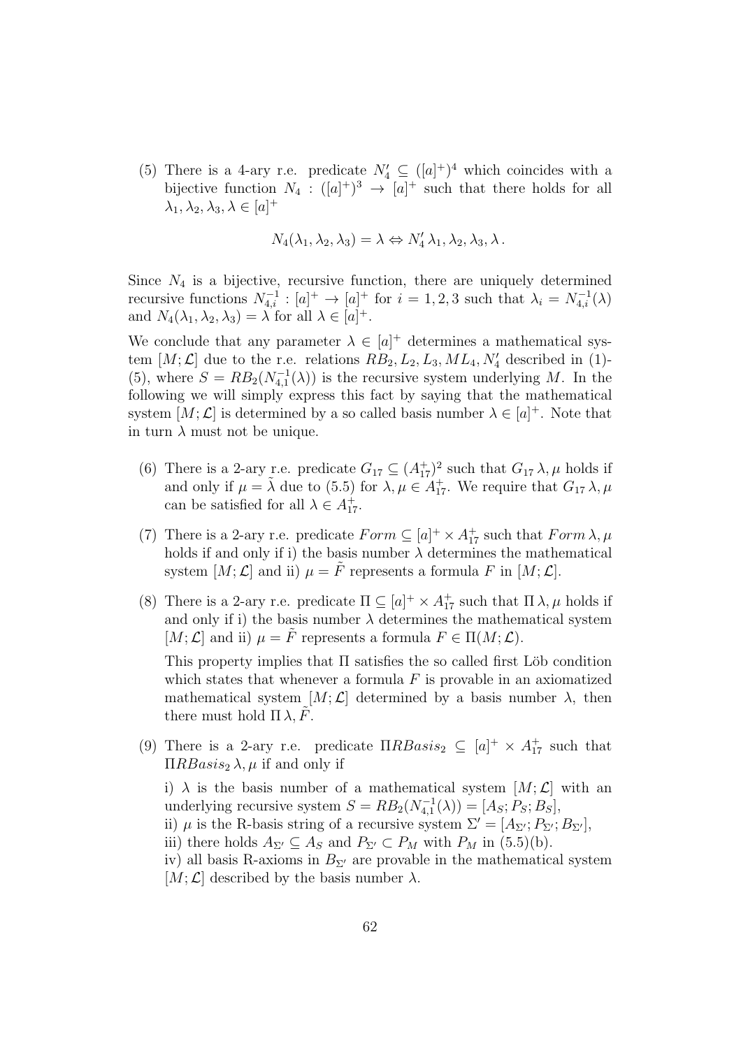(5) There is a 4-ary r.e. predicate $N_4' \subseteq ([a]^+)^4$ which coincides with a bijective function $N_4 : ([a]^+)^3 \to [a]^+$ such that there holds for all $\lambda_1, \lambda_2, \lambda_3, \lambda \in [a]^+$

$$N_4(\lambda_1, \lambda_2, \lambda_3) = \lambda \Leftrightarrow N_4' \, \lambda_1, \lambda_2, \lambda_3, \lambda \, .$$

Since $N_4$ is a bijective, recursive function, there are uniquely determined recursive functions $N_{4,i}^{-1} : [a]^+ \to [a]^+$ for $i = 1, 2, 3$ such that $\lambda_i = N_{4,i}^{-1}(\lambda)$ and $N_4(\lambda_1, \lambda_2, \lambda_3) = \lambda$ for all $\lambda \in [a]^+$.

We conclude that any parameter $\lambda \in [a]^+$ determines a mathematical system $[M; \mathcal{L}]$ due to the r.e. relations $RB_2, L_2, L_3, ML_4, N_4'$ described in (1)-(5), where $S = RB_2(N_{4,1}^{-1}(\lambda))$ is the recursive system underlying $M$. In the following we will simply express this fact by saying that the mathematical system $[M; \mathcal{L}]$ is determined by a so called basis number $\lambda \in [a]^+$. Note that in turn $\lambda$ must not be unique.

(6) There is a 2-ary r.e. predicate $G_{17} \subseteq (A_{17}^+)^2$ such that $G_{17} \, \lambda, \mu$ holds if and only if $\mu = \tilde{\lambda}$ due to (5.5) for $\lambda, \mu \in A_{17}^+$. We require that $G_{17} \, \lambda, \mu$ can be satisfied for all $\lambda \in A_{17}^+$.

(7) There is a 2-ary r.e. predicate $Form \subseteq [a]^+ \times A_{17}^+$ such that $Form \, \lambda, \mu$ holds if and only if i) the basis number $\lambda$ determines the mathematical system $[M; \mathcal{L}]$ and ii) $\mu = \tilde{F}$ represents a formula $F$ in $[M; \mathcal{L}]$.

(8) There is a 2-ary r.e. predicate $\Pi \subseteq [a]^+ \times A_{17}^+$ such that $\Pi \, \lambda, \mu$ holds if and only if i) the basis number $\lambda$ determines the mathematical system $[M; \mathcal{L}]$ and ii) $\mu = \tilde{F}$ represents a formula $F \in \Pi(M; \mathcal{L})$.

This property implies that $\Pi$ satisfies the so called first Löb condition which states that whenever a formula $F$ is provable in an axiomatized mathematical system $[M; \mathcal{L}]$ determined by a basis number $\lambda$, then there must hold $\Pi \, \lambda, \tilde{F}$.

(9) There is a 2-ary r.e. predicate $\Pi RBasis_2 \subseteq [a]^+ \times A_{17}^+$ such that $\Pi RBasis_2 \, \lambda, \mu$ if and only if

i) $\lambda$ is the basis number of a mathematical system $[M; \mathcal{L}]$ with an underlying recursive system $S = RB_2(N_{4,1}^{-1}(\lambda)) = [A_S; P_S; B_S]$,
ii) $\mu$ is the R-basis string of a recursive system $\Sigma' = [A_{\Sigma'}; P_{\Sigma'}; B_{\Sigma'}]$,
iii) there holds $A_{\Sigma'} \subseteq A_S$ and $P_{\Sigma'} \subset P_M$ with $P_M$ in (5.5)(b).
iv) all basis R-axioms in $B_{\Sigma'}$ are provable in the mathematical system $[M; \mathcal{L}]$ described by the basis number $\lambda$.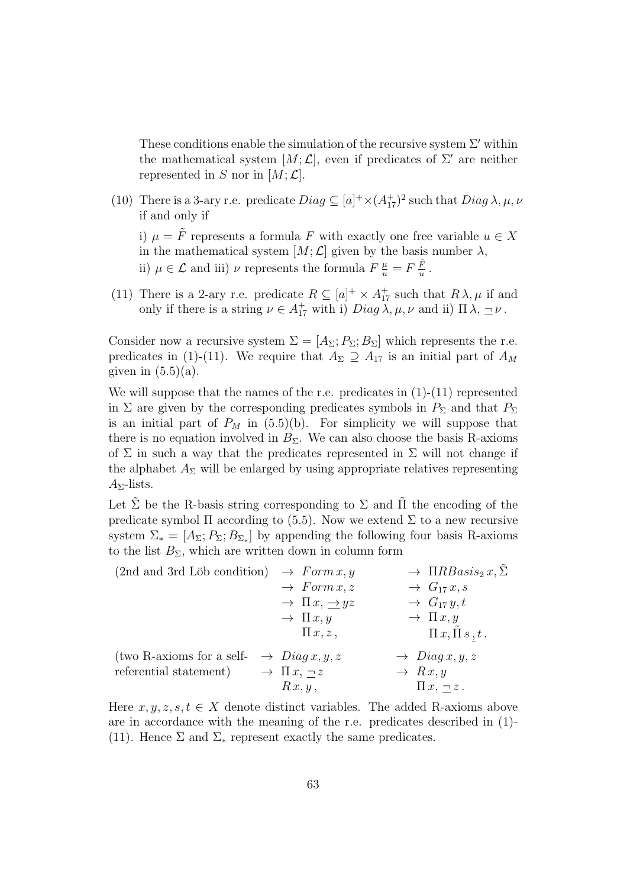These conditions enable the simulation of the recursive system $\Sigma'$ within the mathematical system $[M;\mathcal{L}]$, even if predicates of $\Sigma'$ are neither represented in $S$ nor in $[M;\mathcal{L}]$.

(10) There is a 3-ary r.e. predicate $Diag \subseteq [a]^+ \times (A_{17}^+)^2$ such that $Diag\,\lambda,\mu,\nu$ if and only if

i) $\mu = \tilde{F}$ represents a formula $F$ with exactly one free variable $u \in X$ in the mathematical system $[M;\mathcal{L}]$ given by the basis number $\lambda$,
ii) $\mu \in \mathcal{L}$ and iii) $\nu$ represents the formula $F\,\frac{\mu}{u} = F\,\frac{\tilde{F}}{u}$.

(11) There is a 2-ary r.e. predicate $R \subseteq [a]^+ \times A_{17}^+$ such that $R\,\lambda,\mu$ if and only if there is a string $\nu \in A_{17}^+$ with i) $Diag\,\lambda,\mu,\nu$ and ii) $\Pi\,\lambda,\,\underset{-}{\neg}\,\nu$.

Consider now a recursive system $\Sigma = [A_\Sigma; P_\Sigma; B_\Sigma]$ which represents the r.e. predicates in (1)-(11). We require that $A_\Sigma \supseteq A_{17}$ is an initial part of $A_M$ given in (5.5)(a).

We will suppose that the names of the r.e. predicates in (1)-(11) represented in $\Sigma$ are given by the corresponding predicates symbols in $P_\Sigma$ and that $P_\Sigma$ is an initial part of $P_M$ in (5.5)(b). For simplicity we will suppose that there is no equation involved in $B_\Sigma$. We can also choose the basis R-axioms of $\Sigma$ in such a way that the predicates represented in $\Sigma$ will not change if the alphabet $A_\Sigma$ will be enlarged by using appropriate relatives representing $A_\Sigma$-lists.

Let $\tilde{\Sigma}$ be the R-basis string corresponding to $\Sigma$ and $\tilde{\Pi}$ the encoding of the predicate symbol $\Pi$ according to (5.5). Now we extend $\Sigma$ to a new recursive system $\Sigma_* = [A_\Sigma; P_\Sigma; B_{\Sigma_*}]$ by appending the following four basis R-axioms to the list $B_\Sigma$, which are written down in column form

(2nd and 3rd Löb condition)

$$\begin{array}{ll}
\to\ Form\,x,y & \to\ \Pi RBasis_2\,x,\tilde{\Sigma} \\
\to\ Form\,x,z & \to\ G_{17}\,x,s \\
\to\ \Pi\,x,\,\underset{-}{\to}\,yz & \to\ G_{17}\,y,t \\
\to\ \Pi\,x,y & \to\ \Pi\,x,y \\
\quad\ \Pi\,x,z\,, & \quad\ \Pi\,x,\tilde{\Pi}\,s\,\underset{\cdot}{,}\,t\,.
\end{array}$$

(two R-axioms for a self-referential statement)

$$\begin{array}{ll}
\to\ Diag\,x,y,z & \to\ Diag\,x,y,z \\
\to\ \Pi\,x,\,\underset{-}{\neg}\,z & \to\ R\,x,y \\
\quad\ R\,x,y\,, & \quad\ \Pi\,x,\,\underset{-}{\neg}\,z\,.
\end{array}$$

Here $x,y,z,s,t \in X$ denote distinct variables. The added R-axioms above are in accordance with the meaning of the r.e. predicates described in (1)-(11). Hence $\Sigma$ and $\Sigma_*$ represent exactly the same predicates.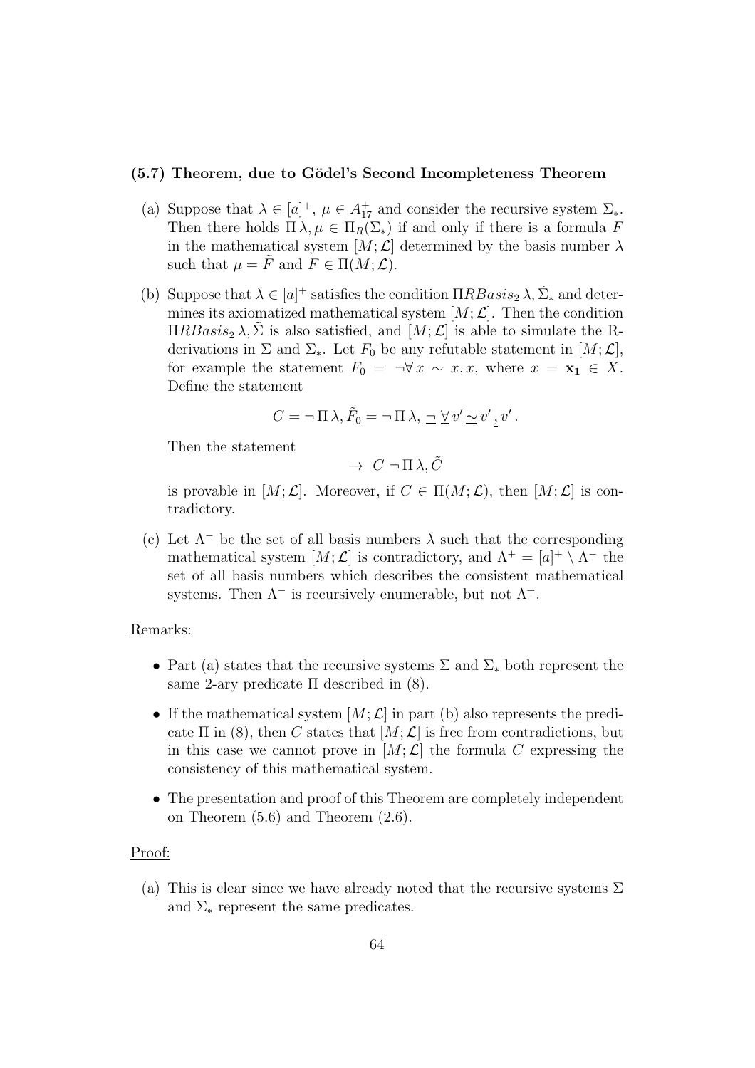**(5.7) Theorem, due to Gödel's Second Incompleteness Theorem**

(a) Suppose that $\lambda \in [a]^+$, $\mu \in A_{17}^+$ and consider the recursive system $\Sigma_*$. Then there holds $\Pi\,\lambda, \mu \in \Pi_R(\Sigma_*)$ if and only if there is a formula $F$ in the mathematical system $[M;\mathcal{L}]$ determined by the basis number $\lambda$ such that $\mu = \tilde{F}$ and $F \in \Pi(M;\mathcal{L})$.

(b) Suppose that $\lambda \in [a]^+$ satisfies the condition $\Pi RBasis_2\,\lambda, \tilde{\Sigma}_*$ and determines its axiomatized mathematical system $[M;\mathcal{L}]$. Then the condition $\Pi RBasis_2\,\lambda, \tilde{\Sigma}$ is also satisfied, and $[M;\mathcal{L}]$ is able to simulate the R-derivations in $\Sigma$ and $\Sigma_*$. Let $F_0$ be any refutable statement in $[M;\mathcal{L}]$, for example the statement $F_0 = \neg\forall\, x \sim x, x$, where $x = \mathbf{x_1} \in X$. Define the statement

$$C = \neg\,\Pi\,\lambda, \tilde{F}_0 = \neg\,\Pi\,\lambda,\, \underline{\neg}\ \underline{\forall}\, v' \,\underline{\sim}\, v' \,\underline{,}\, v' \,.$$

Then the statement

$$\rightarrow\ C\ \neg\,\Pi\,\lambda, \tilde{C}$$

is provable in $[M;\mathcal{L}]$. Moreover, if $C \in \Pi(M;\mathcal{L})$, then $[M;\mathcal{L}]$ is contradictory.

(c) Let $\Lambda^-$ be the set of all basis numbers $\lambda$ such that the corresponding mathematical system $[M;\mathcal{L}]$ is contradictory, and $\Lambda^+ = [a]^+ \setminus \Lambda^-$ the set of all basis numbers which describes the consistent mathematical systems. Then $\Lambda^-$ is recursively enumerable, but not $\Lambda^+$.

Remarks:

- Part (a) states that the recursive systems $\Sigma$ and $\Sigma_*$ both represent the same 2-ary predicate $\Pi$ described in (8).
- If the mathematical system $[M;\mathcal{L}]$ in part (b) also represents the predicate $\Pi$ in (8), then $C$ states that $[M;\mathcal{L}]$ is free from contradictions, but in this case we cannot prove in $[M;\mathcal{L}]$ the formula $C$ expressing the consistency of this mathematical system.
- The presentation and proof of this Theorem are completely independent on Theorem (5.6) and Theorem (2.6).

Proof:

(a) This is clear since we have already noted that the recursive systems $\Sigma$ and $\Sigma_*$ represent the same predicates.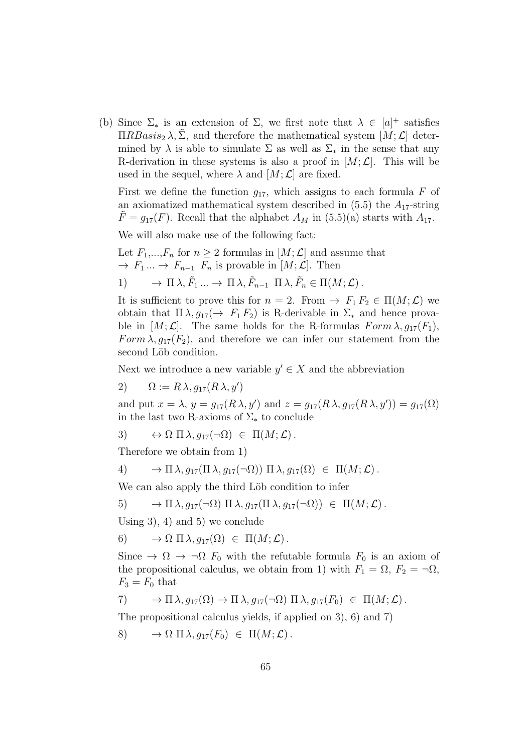(b) Since $\Sigma_*$ is an extension of $\Sigma$, we first note that $\lambda \in [a]^+$ satisfies $\Pi RBasis_2\,\lambda, \tilde{\Sigma}$, and therefore the mathematical system $[M;\mathcal{L}]$ determined by $\lambda$ is able to simulate $\Sigma$ as well as $\Sigma_*$ in the sense that any R-derivation in these systems is also a proof in $[M;\mathcal{L}]$. This will be used in the sequel, where $\lambda$ and $[M;\mathcal{L}]$ are fixed.

First we define the function $g_{17}$, which assigns to each formula $F$ of an axiomatized mathematical system described in (5.5) the $A_{17}$-string $\tilde{F} = g_{17}(F)$. Recall that the alphabet $A_M$ in (5.5)(a) starts with $A_{17}$.

We will also make use of the following fact:

Let $F_1$,...,$F_n$ for $n \geq 2$ formulas in $[M;\mathcal{L}]$ and assume that $\rightarrow\, F_1 \ldots \rightarrow\, F_{n-1}\;\, F_n$ is provable in $[M;\mathcal{L}]$. Then

$$1)\qquad \rightarrow \Pi\,\lambda, \tilde{F}_1 \ldots \rightarrow \Pi\,\lambda, \tilde{F}_{n-1}\;\, \Pi\,\lambda, \tilde{F}_n \in \Pi(M;\mathcal{L})\,.$$

It is sufficient to prove this for $n = 2$. From $\rightarrow\, F_1\, F_2 \in \Pi(M;\mathcal{L})$ we obtain that $\Pi\,\lambda, g_{17}(\rightarrow\, F_1\, F_2)$ is R-derivable in $\Sigma_*$ and hence provable in $[M;\mathcal{L}]$. The same holds for the R-formulas $Form\,\lambda, g_{17}(F_1)$, $Form\,\lambda, g_{17}(F_2)$, and therefore we can infer our statement from the second Löb condition.

Next we introduce a new variable $y' \in X$ and the abbreviation

$$2)\qquad \Omega := R\,\lambda, g_{17}(R\,\lambda, y')$$

and put $x = \lambda$, $y = g_{17}(R\,\lambda, y')$ and $z = g_{17}(R\,\lambda, g_{17}(R\,\lambda, y')) = g_{17}(\Omega)$ in the last two R-axioms of $\Sigma_*$ to conclude

$$3)\qquad \leftrightarrow \Omega\;\Pi\,\lambda, g_{17}(\neg\Omega) \;\in\; \Pi(M;\mathcal{L})\,.$$

Therefore we obtain from 1)

$$4)\qquad \rightarrow \Pi\,\lambda, g_{17}(\Pi\,\lambda, g_{17}(\neg\Omega))\;\Pi\,\lambda, g_{17}(\Omega) \;\in\; \Pi(M;\mathcal{L})\,.$$

We can also apply the third Löb condition to infer

$$5)\qquad \rightarrow \Pi\,\lambda, g_{17}(\neg\Omega)\;\Pi\,\lambda, g_{17}(\Pi\,\lambda, g_{17}(\neg\Omega)) \;\in\; \Pi(M;\mathcal{L})\,.$$

Using 3), 4) and 5) we conclude

$$6)\qquad \rightarrow \Omega\;\Pi\,\lambda, g_{17}(\Omega) \;\in\; \Pi(M;\mathcal{L})\,.$$

Since $\rightarrow\, \Omega\, \rightarrow \neg\Omega\; F_0$ with the refutable formula $F_0$ is an axiom of the propositional calculus, we obtain from 1) with $F_1 = \Omega$, $F_2 = \neg\Omega$, $F_3 = F_0$ that

$$7)\qquad \rightarrow \Pi\,\lambda, g_{17}(\Omega) \rightarrow \Pi\,\lambda, g_{17}(\neg\Omega)\;\Pi\,\lambda, g_{17}(F_0) \;\in\; \Pi(M;\mathcal{L})\,.$$

The propositional calculus yields, if applied on 3), 6) and 7)

$$8)\qquad \rightarrow \Omega\;\Pi\,\lambda, g_{17}(F_0) \;\in\; \Pi(M;\mathcal{L})\,.$$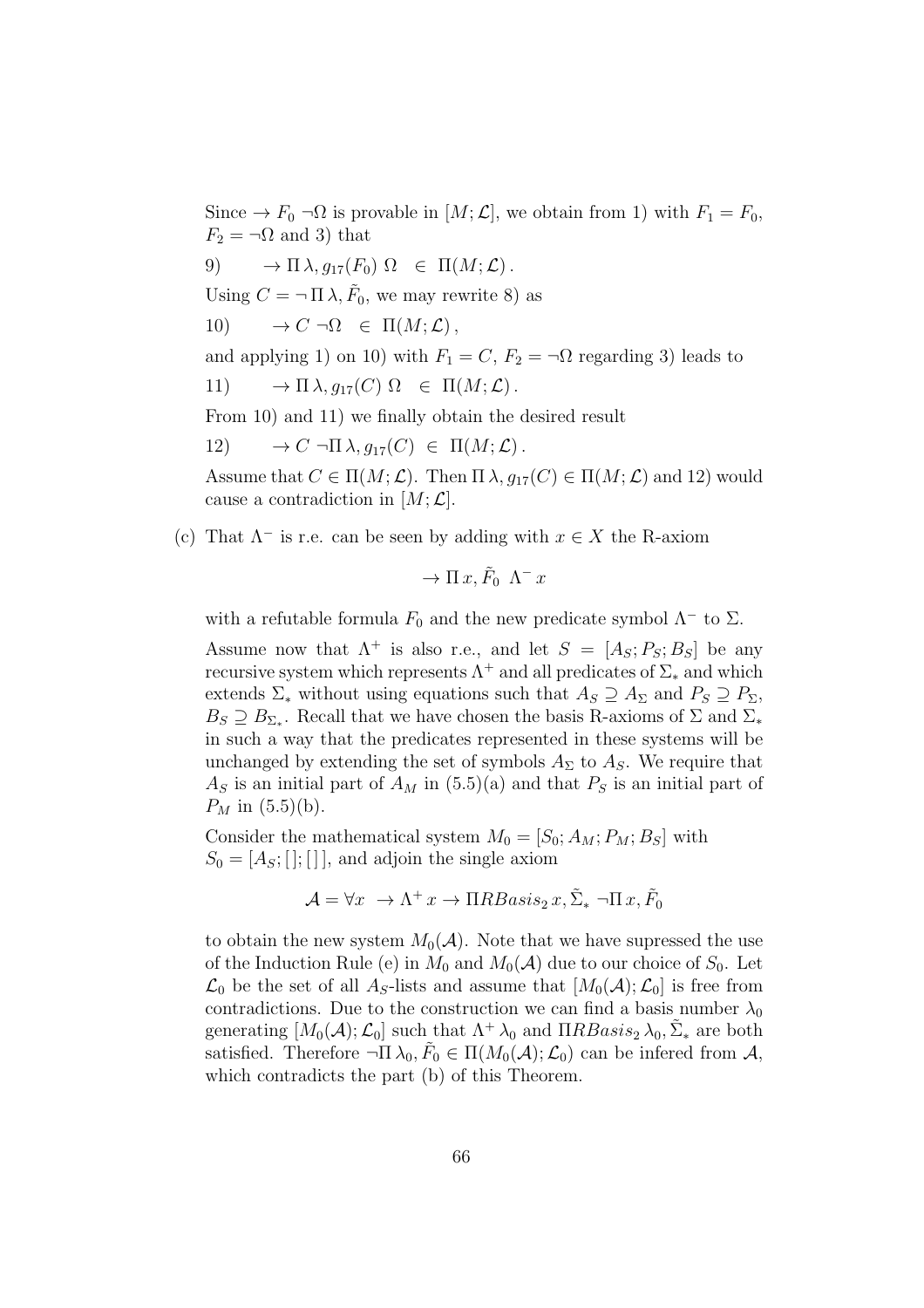Since $\rightarrow F_0 \ \neg\Omega$ is provable in $[M;\mathcal{L}]$, we obtain from 1) with $F_1 = F_0$, $F_2 = \neg\Omega$ and 3) that

9) $\quad \rightarrow \Pi\,\lambda, g_{17}(F_0)\ \Omega \ \in\ \Pi(M;\mathcal{L})$.

Using $C = \neg\,\Pi\,\lambda, \tilde{F}_0$, we may rewrite 8) as

10) $\quad \rightarrow C\ \neg\Omega \ \in\ \Pi(M;\mathcal{L})$,

and applying 1) on 10) with $F_1 = C$, $F_2 = \neg\Omega$ regarding 3) leads to

11) $\quad \rightarrow \Pi\,\lambda, g_{17}(C)\ \Omega \ \in\ \Pi(M;\mathcal{L})$.

From 10) and 11) we finally obtain the desired result

12) $\quad \rightarrow C\ \neg\Pi\,\lambda, g_{17}(C) \ \in\ \Pi(M;\mathcal{L})$.

Assume that $C \in \Pi(M;\mathcal{L})$. Then $\Pi\,\lambda, g_{17}(C) \in \Pi(M;\mathcal{L})$ and 12) would cause a contradiction in $[M;\mathcal{L}]$.

(c) That $\Lambda^-$ is r.e. can be seen by adding with $x \in X$ the R-axiom

$$\rightarrow \Pi\,x, \tilde{F}_0\ \ \Lambda^-\,x$$

with a refutable formula $F_0$ and the new predicate symbol $\Lambda^-$ to $\Sigma$.

Assume now that $\Lambda^+$ is also r.e., and let $S = [A_S; P_S; B_S]$ be any recursive system which represents $\Lambda^+$ and all predicates of $\Sigma_*$ and which extends $\Sigma_*$ without using equations such that $A_S \supseteq A_\Sigma$ and $P_S \supseteq P_\Sigma$, $B_S \supseteq B_{\Sigma_*}$. Recall that we have chosen the basis R-axioms of $\Sigma$ and $\Sigma_*$ in such a way that the predicates represented in these systems will be unchanged by extending the set of symbols $A_\Sigma$ to $A_S$. We require that $A_S$ is an initial part of $A_M$ in (5.5)(a) and that $P_S$ is an initial part of $P_M$ in (5.5)(b).

Consider the mathematical system $M_0 = [S_0; A_M; P_M; B_S]$ with $S_0 = [A_S; [\,]; [\,]]$, and adjoin the single axiom

$$\mathcal{A} = \forall x\ \ \rightarrow \Lambda^+\,x \rightarrow \Pi R Basis_2\,x, \tilde{\Sigma}_*\ \neg\Pi\,x, \tilde{F}_0$$

to obtain the new system $M_0(\mathcal{A})$. Note that we have supressed the use of the Induction Rule (e) in $M_0$ and $M_0(\mathcal{A})$ due to our choice of $S_0$. Let $\mathcal{L}_0$ be the set of all $A_S$-lists and assume that $[M_0(\mathcal{A});\mathcal{L}_0]$ is free from contradictions. Due to the construction we can find a basis number $\lambda_0$ generating $[M_0(\mathcal{A});\mathcal{L}_0]$ such that $\Lambda^+\,\lambda_0$ and $\Pi R Basis_2\,\lambda_0, \tilde{\Sigma}_*$ are both satisfied. Therefore $\neg\Pi\,\lambda_0, \tilde{F}_0 \in \Pi(M_0(\mathcal{A});\mathcal{L}_0)$ can be infered from $\mathcal{A}$, which contradicts the part (b) of this Theorem.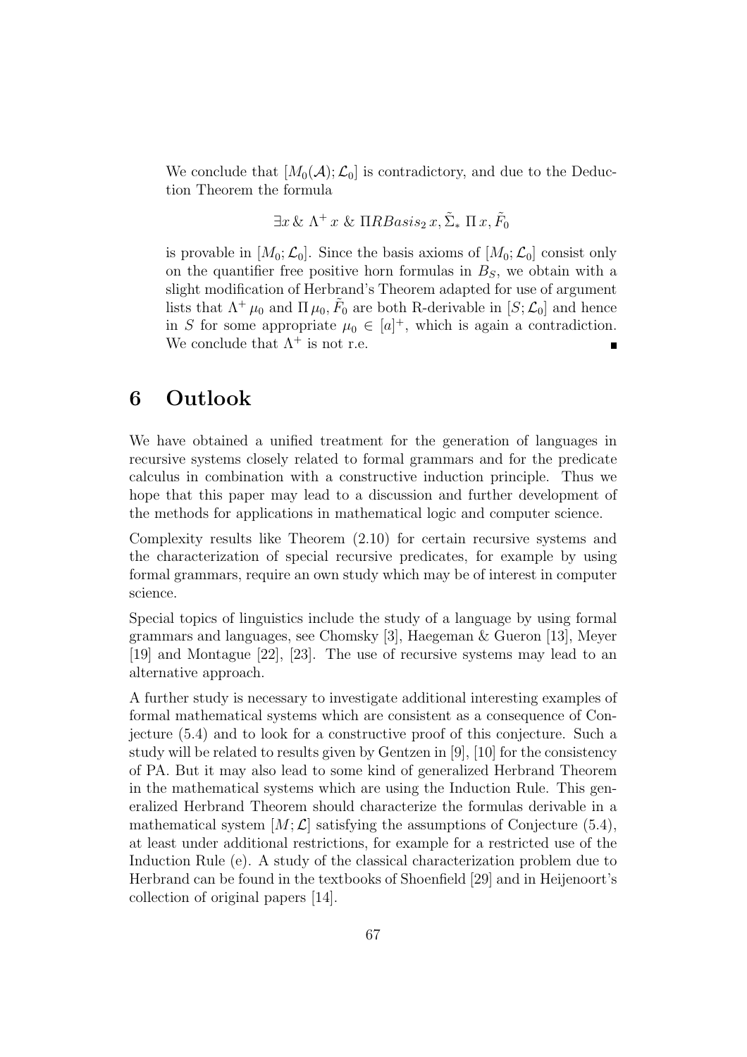We conclude that $[M_0(\mathcal{A}); \mathcal{L}_0]$ is contradictory, and due to the Deduction Theorem the formula

$$\exists x \,\&\, \Lambda^+ x \,\&\, \Pi RBasis_2\, x, \tilde{\Sigma}_*\, \Pi\, x, \tilde{F}_0$$

is provable in $[M_0; \mathcal{L}_0]$. Since the basis axioms of $[M_0; \mathcal{L}_0]$ consist only on the quantifier free positive horn formulas in $B_S$, we obtain with a slight modification of Herbrand's Theorem adapted for use of argument lists that $\Lambda^+ \mu_0$ and $\Pi\, \mu_0, \tilde{F}_0$ are both R-derivable in $[S; \mathcal{L}_0]$ and hence in $S$ for some appropriate $\mu_0 \in [a]^+$, which is again a contradiction. We conclude that $\Lambda^+$ is not r.e. ∎

# 6 Outlook

We have obtained a unified treatment for the generation of languages in recursive systems closely related to formal grammars and for the predicate calculus in combination with a constructive induction principle. Thus we hope that this paper may lead to a discussion and further development of the methods for applications in mathematical logic and computer science.

Complexity results like Theorem (2.10) for certain recursive systems and the characterization of special recursive predicates, for example by using formal grammars, require an own study which may be of interest in computer science.

Special topics of linguistics include the study of a language by using formal grammars and languages, see Chomsky [3], Haegeman & Gueron [13], Meyer [19] and Montague [22], [23]. The use of recursive systems may lead to an alternative approach.

A further study is necessary to investigate additional interesting examples of formal mathematical systems which are consistent as a consequence of Conjecture (5.4) and to look for a constructive proof of this conjecture. Such a study will be related to results given by Gentzen in [9], [10] for the consistency of PA. But it may also lead to some kind of generalized Herbrand Theorem in the mathematical systems which are using the Induction Rule. This generalized Herbrand Theorem should characterize the formulas derivable in a mathematical system $[M; \mathcal{L}]$ satisfying the assumptions of Conjecture (5.4), at least under additional restrictions, for example for a restricted use of the Induction Rule (e). A study of the classical characterization problem due to Herbrand can be found in the textbooks of Shoenfield [29] and in Heijenoort's collection of original papers [14].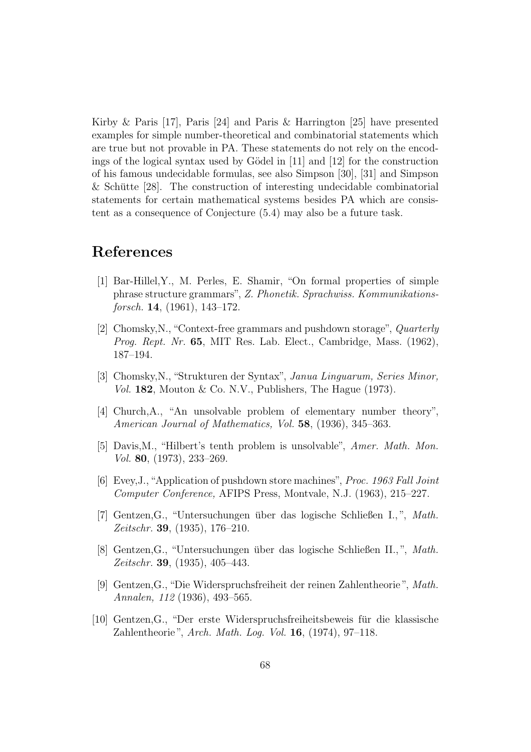Kirby & Paris [17], Paris [24] and Paris & Harrington [25] have presented examples for simple number-theoretical and combinatorial statements which are true but not provable in PA. These statements do not rely on the encodings of the logical syntax used by Gödel in [11] and [12] for the construction of his famous undecidable formulas, see also Simpson [30], [31] and Simpson & Schütte [28]. The construction of interesting undecidable combinatorial statements for certain mathematical systems besides PA which are consistent as a consequence of Conjecture (5.4) may also be a future task.

# References

[1] Bar-Hillel,Y., M. Perles, E. Shamir, "On formal properties of simple phrase structure grammars", *Z. Phonetik. Sprachwiss. Kommunikationsforsch.* **14**, (1961), 143–172.

[2] Chomsky,N., "Context-free grammars and pushdown storage", *Quarterly Prog. Rept. Nr.* **65**, MIT Res. Lab. Elect., Cambridge, Mass. (1962), 187–194.

[3] Chomsky,N., "Strukturen der Syntax", *Janua Linguarum, Series Minor, Vol.* **182**, Mouton & Co. N.V., Publishers, The Hague (1973).

[4] Church,A., "An unsolvable problem of elementary number theory", *American Journal of Mathematics, Vol.* **58**, (1936), 345–363.

[5] Davis,M., "Hilbert's tenth problem is unsolvable", *Amer. Math. Mon. Vol.* **80**, (1973), 233–269.

[6] Evey,J., "Application of pushdown store machines", *Proc. 1963 Fall Joint Computer Conference,* AFIPS Press, Montvale, N.J. (1963), 215–227.

[7] Gentzen,G., "Untersuchungen über das logische Schließen I.,", *Math. Zeitschr.* **39**, (1935), 176–210.

[8] Gentzen,G., "Untersuchungen über das logische Schließen II.,", *Math. Zeitschr.* **39**, (1935), 405–443.

[9] Gentzen,G., "Die Widerspruchsfreiheit der reinen Zahlentheorie", *Math. Annalen, 112* (1936), 493–565.

[10] Gentzen,G., "Der erste Widerspruchsfreiheitsbeweis für die klassische Zahlentheorie", *Arch. Math. Log. Vol.* **16**, (1974), 97–118.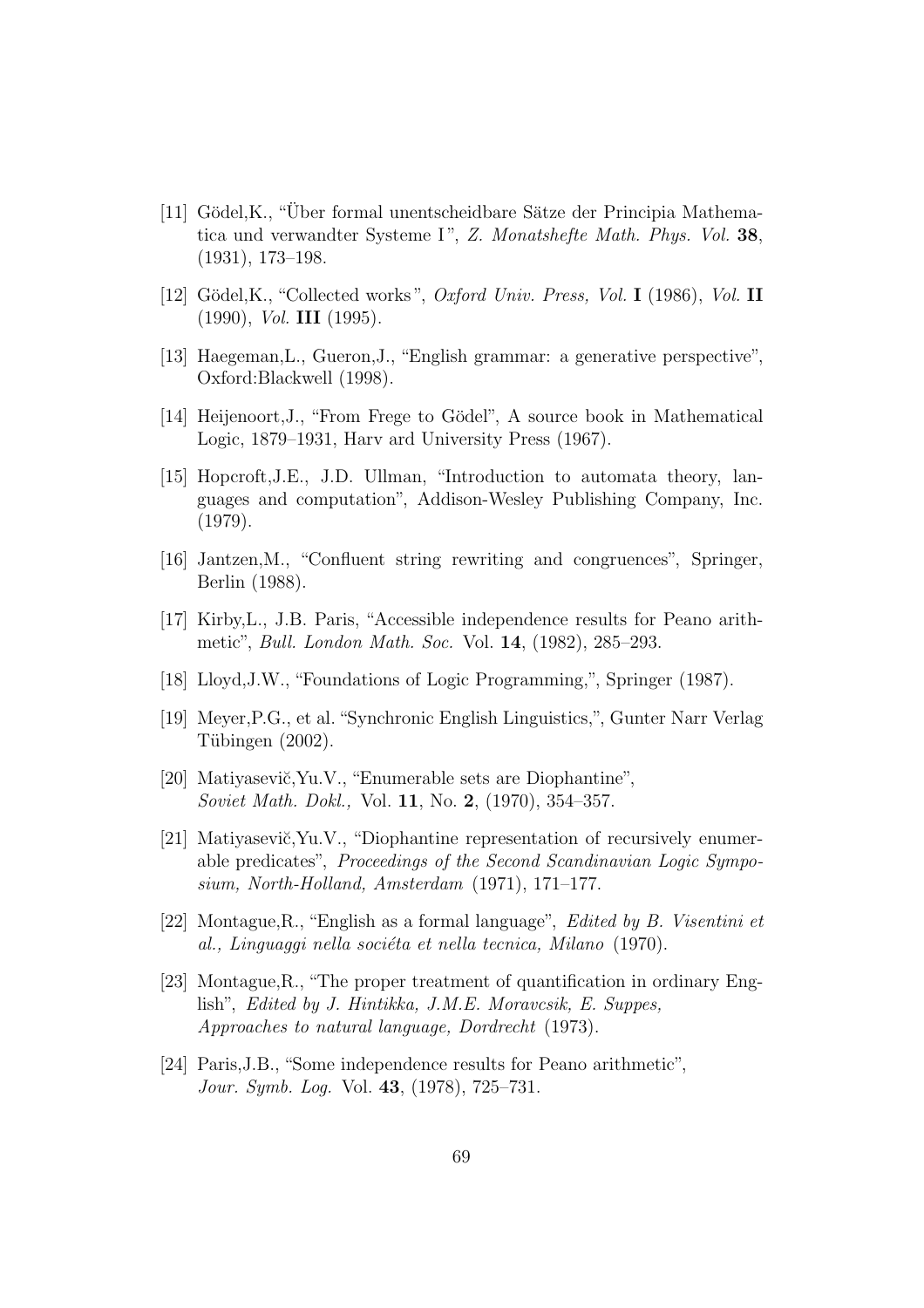[11] Gödel,K., "Über formal unentscheidbare Sätze der Principia Mathematica und verwandter Systeme I", *Z. Monatshefte Math. Phys. Vol.* **38**, (1931), 173–198.

[12] Gödel,K., "Collected works", *Oxford Univ. Press, Vol.* **I** (1986), *Vol.* **II** (1990), *Vol.* **III** (1995).

[13] Haegeman,L., Gueron,J., "English grammar: a generative perspective", Oxford:Blackwell (1998).

[14] Heijenoort,J., "From Frege to Gödel", A source book in Mathematical Logic, 1879–1931, Harv ard University Press (1967).

[15] Hopcroft,J.E., J.D. Ullman, "Introduction to automata theory, languages and computation", Addison-Wesley Publishing Company, Inc. (1979).

[16] Jantzen,M., "Confluent string rewriting and congruences", Springer, Berlin (1988).

[17] Kirby,L., J.B. Paris, "Accessible independence results for Peano arithmetic", *Bull. London Math. Soc.* Vol. **14**, (1982), 285–293.

[18] Lloyd,J.W., "Foundations of Logic Programming,", Springer (1987).

[19] Meyer,P.G., et al. "Synchronic English Linguistics,", Gunter Narr Verlag Tübingen (2002).

[20] Matiyasevič,Yu.V., "Enumerable sets are Diophantine", *Soviet Math. Dokl.,* Vol. **11**, No. **2**, (1970), 354–357.

[21] Matiyasevič,Yu.V., "Diophantine representation of recursively enumerable predicates", *Proceedings of the Second Scandinavian Logic Symposium, North-Holland, Amsterdam* (1971), 171–177.

[22] Montague,R., "English as a formal language", *Edited by B. Visentini et al., Linguaggi nella sociéta et nella tecnica, Milano* (1970).

[23] Montague,R., "The proper treatment of quantification in ordinary English", *Edited by J. Hintikka, J.M.E. Moravcsik, E. Suppes, Approaches to natural language, Dordrecht* (1973).

[24] Paris,J.B., "Some independence results for Peano arithmetic", *Jour. Symb. Log.* Vol. **43**, (1978), 725–731.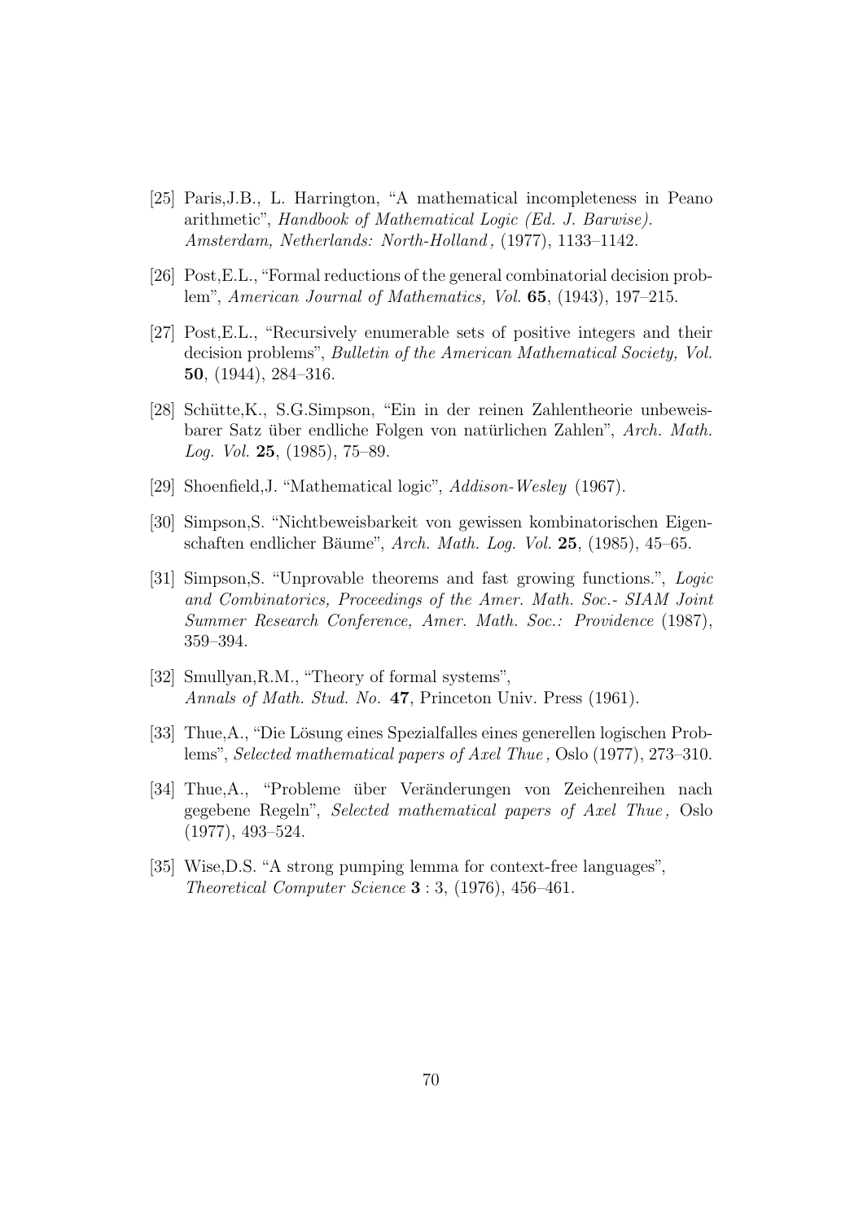[25] Paris,J.B., L. Harrington, "A mathematical incompleteness in Peano arithmetic", *Handbook of Mathematical Logic (Ed. J. Barwise). Amsterdam, Netherlands: North-Holland ,* (1977), 1133–1142.

[26] Post,E.L., "Formal reductions of the general combinatorial decision problem", *American Journal of Mathematics, Vol.* **65**, (1943), 197–215.

[27] Post,E.L., "Recursively enumerable sets of positive integers and their decision problems", *Bulletin of the American Mathematical Society, Vol.* **50**, (1944), 284–316.

[28] Schütte,K., S.G.Simpson, "Ein in der reinen Zahlentheorie unbeweisbarer Satz über endliche Folgen von natürlichen Zahlen", *Arch. Math. Log. Vol.* **25**, (1985), 75–89.

[29] Shoenfield,J. "Mathematical logic", *Addison-Wesley* (1967).

[30] Simpson,S. "Nichtbeweisbarkeit von gewissen kombinatorischen Eigenschaften endlicher Bäume", *Arch. Math. Log. Vol.* **25**, (1985), 45–65.

[31] Simpson,S. "Unprovable theorems and fast growing functions.", *Logic and Combinatorics, Proceedings of the Amer. Math. Soc.- SIAM Joint Summer Research Conference, Amer. Math. Soc.: Providence* (1987), 359–394.

[32] Smullyan,R.M., "Theory of formal systems", *Annals of Math. Stud. No.* **47**, Princeton Univ. Press (1961).

[33] Thue,A., "Die Lösung eines Spezialfalles eines generellen logischen Problems", *Selected mathematical papers of Axel Thue ,* Oslo (1977), 273–310.

[34] Thue,A., "Probleme über Veränderungen von Zeichenreihen nach gegebene Regeln", *Selected mathematical papers of Axel Thue ,* Oslo (1977), 493–524.

[35] Wise,D.S. "A strong pumping lemma for context-free languages", *Theoretical Computer Science* **3** : 3, (1976), 456–461.